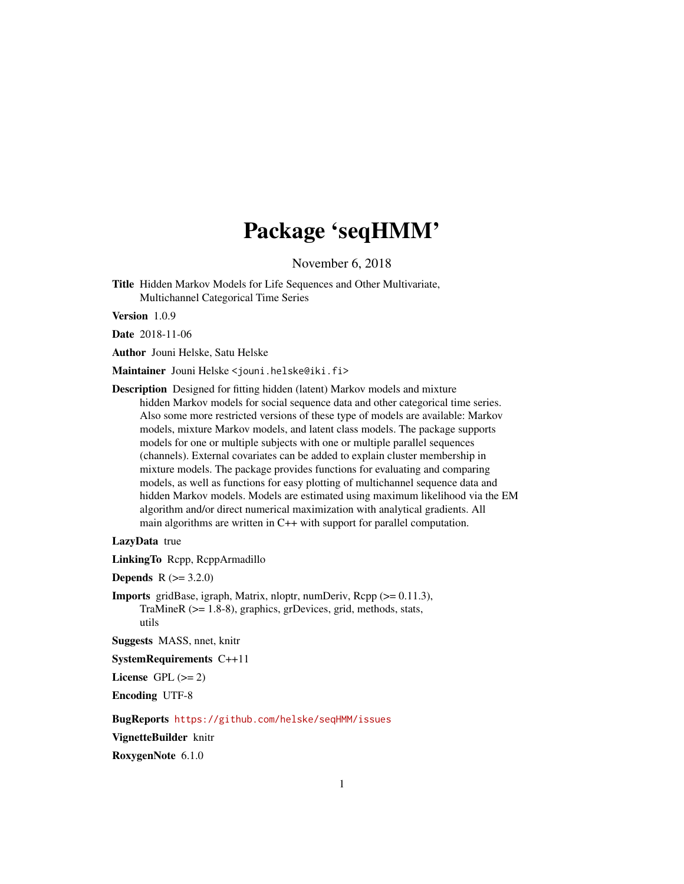# Package 'seqHMM'

November 6, 2018

**Title** Hidden Markov Models for Life Sequences and Other Multivariate, Multichannel Categorical Time Series

**Version** 1.0.9

**Date** 2018-11-06

**Author** Jouni Helske, Satu Helske

**Maintainer** Jouni Helske <jouni.helske@iki.fi>

**Description** Designed for fitting hidden (latent) Markov models and mixture hidden Markov models for social sequence data and other categorical time series. Also some more restricted versions of these type of models are available: Markov models, mixture Markov models, and latent class models. The package supports models for one or multiple subjects with one or multiple parallel sequences (channels). External covariates can be added to explain cluster membership in mixture models. The package provides functions for evaluating and comparing models, as well as functions for easy plotting of multichannel sequence data and hidden Markov models. Models are estimated using maximum likelihood via the EM algorithm and/or direct numerical maximization with analytical gradients. All main algorithms are written in C++ with support for parallel computation.

**LazyData** true

**LinkingTo** Rcpp, RcppArmadillo

**Depends** R (>= 3.2.0)

**Imports** gridBase, igraph, Matrix, nloptr, numDeriv, Rcpp (>= 0.11.3), TraMineR (>= 1.8-8), graphics, grDevices, grid, methods, stats, utils

**Suggests** MASS, nnet, knitr

**SystemRequirements** C++11

**License** GPL (>= 2)

**Encoding** UTF-8

**BugReports** https://github.com/helske/seqHMM/issues

**VignetteBuilder** knitr

**RoxygenNote** 6.1.0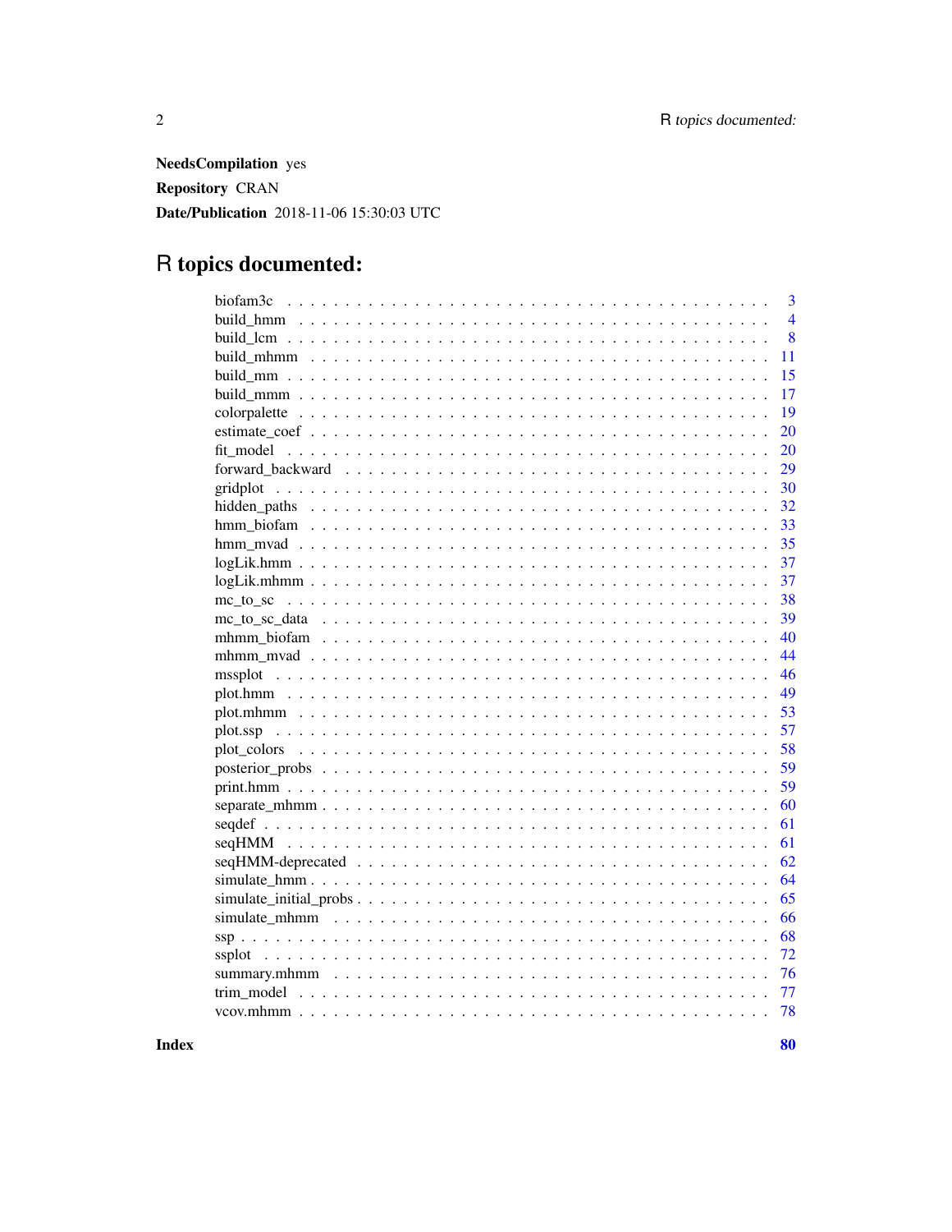**NeedsCompilation** yes

**Repository** CRAN

**Date/Publication** 2018-11-06 15:30:03 UTC

# R topics documented:

| | |
|---|---|
| biofam3c | 3 |
| build_hmm | 4 |
| build_lcm | 8 |
| build_mhmm | 11 |
| build_mm | 15 |
| build_mmm | 17 |
| colorpalette | 19 |
| estimate_coef | 20 |
| fit_model | 20 |
| forward_backward | 29 |
| gridplot | 30 |
| hidden_paths | 32 |
| hmm_biofam | 33 |
| hmm_mvad | 35 |
| logLik.hmm | 37 |
| logLik.mhmm | 37 |
| mc_to_sc | 38 |
| mc_to_sc_data | 39 |
| mhmm_biofam | 40 |
| mhmm_mvad | 44 |
| mssplot | 46 |
| plot.hmm | 49 |
| plot.mhmm | 53 |
| plot.ssp | 57 |
| plot_colors | 58 |
| posterior_probs | 59 |
| print.hmm | 59 |
| separate_mhmm | 60 |
| seqdef | 61 |
| seqHMM | 61 |
| seqHMM-deprecated | 62 |
| simulate_hmm | 64 |
| simulate_initial_probs | 65 |
| simulate_mhmm | 66 |
| ssp | 68 |
| ssplot | 72 |
| summary.mhmm | 76 |
| trim_model | 77 |
| vcov.mhmm | 78 |

**Index** **80**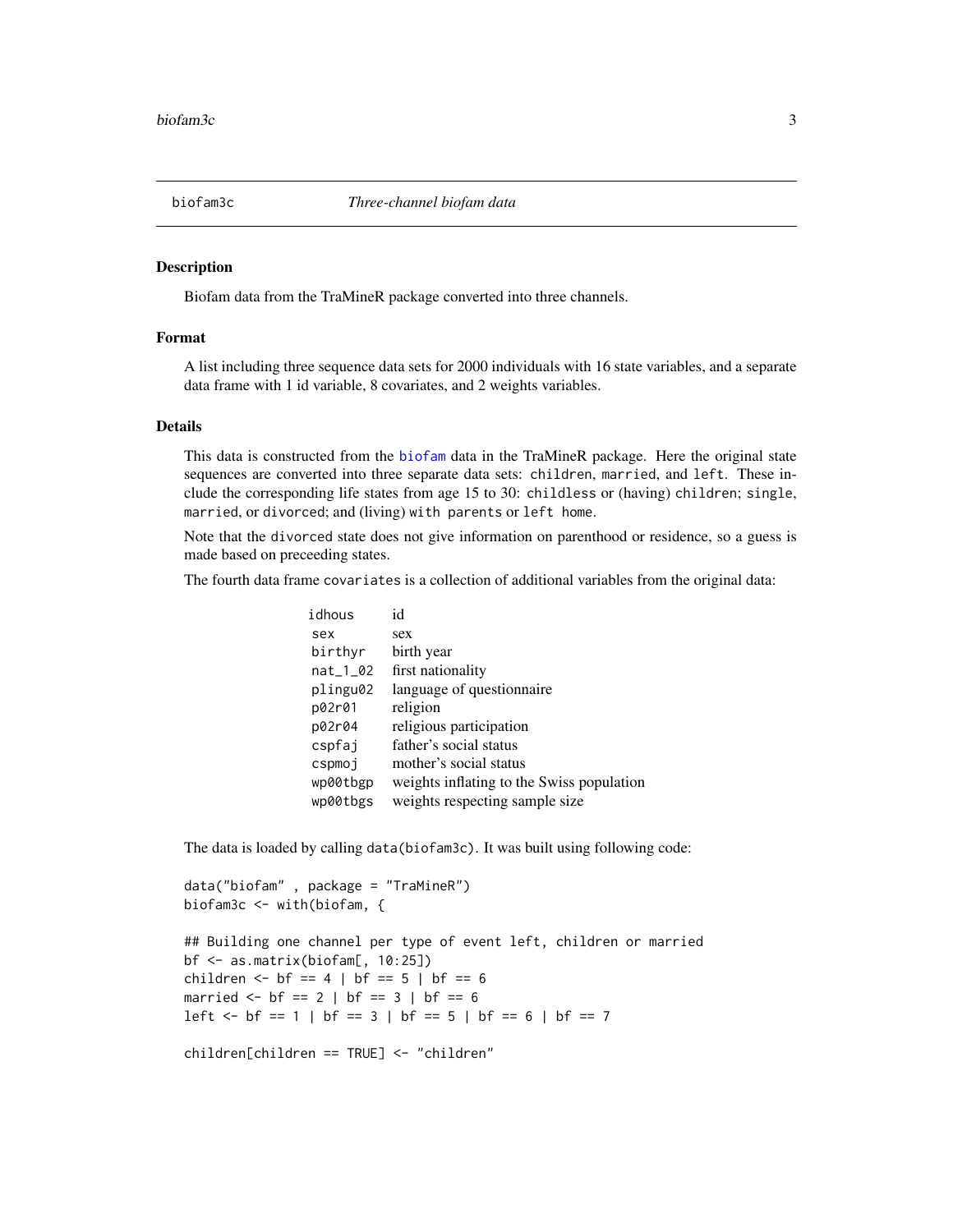biofam3c *Three-channel biofam data*

## Description

Biofam data from the TraMineR package converted into three channels.

## Format

A list including three sequence data sets for 2000 individuals with 16 state variables, and a separate data frame with 1 id variable, 8 covariates, and 2 weights variables.

## Details

This data is constructed from the biofam data in the TraMineR package. Here the original state sequences are converted into three separate data sets: `children`, `married`, and `left`. These include the corresponding life states from age 15 to 30: `childless` or (having) `children`; `single`, `married`, or `divorced`; and (living) `with parents` or `left home`.

Note that the `divorced` state does not give information on parenthood or residence, so a guess is made based on preceeding states.

The fourth data frame `covariates` is a collection of additional variables from the original data:

| | |
|---|---|
| `idhous` | id |
| `sex` | sex |
| `birthyr` | birth year |
| `nat_1_02` | first nationality |
| `plingu02` | language of questionnaire |
| `p02r01` | religion |
| `p02r04` | religious participation |
| `cspfaj` | father's social status |
| `cspmoj` | mother's social status |
| `wp00tbgp` | weights inflating to the Swiss population |
| `wp00tbgs` | weights respecting sample size |

The data is loaded by calling `data(biofam3c)`. It was built using following code:

```
data("biofam" , package = "TraMineR")
biofam3c <- with(biofam, {

## Building one channel per type of event left, children or married
bf <- as.matrix(biofam[, 10:25])
children <- bf == 4 | bf == 5 | bf == 6
married <- bf == 2 | bf == 3 | bf == 6
left <- bf == 1 | bf == 3 | bf == 5 | bf == 6 | bf == 7

children[children == TRUE] <- "children"
```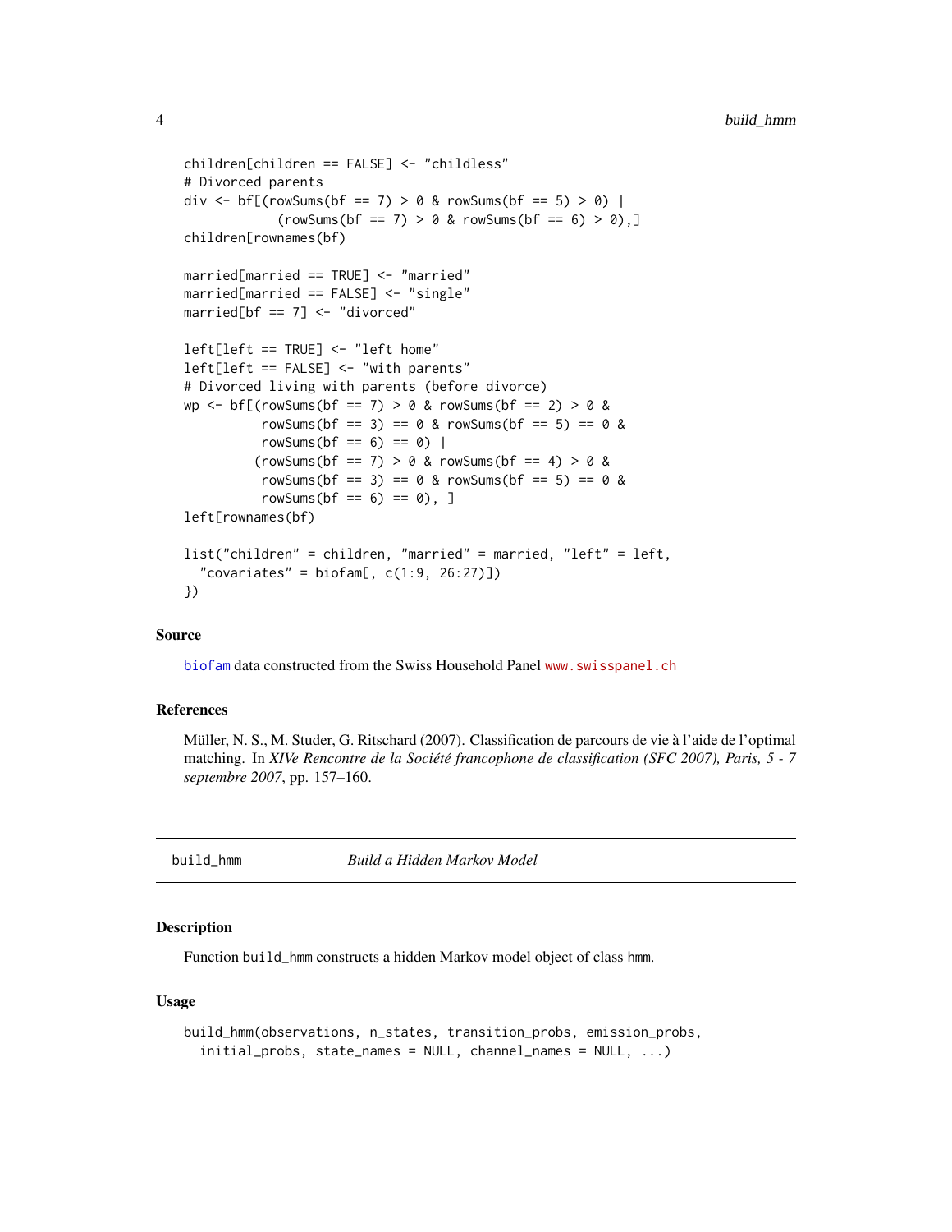```
children[children == FALSE] <- "childless"
# Divorced parents
div <- bf[(rowSums(bf == 7) > 0 & rowSums(bf == 5) > 0) |
            (rowSums(bf == 7) > 0 & rowSums(bf == 6) > 0),]
children[rownames(bf)

married[married == TRUE] <- "married"
married[married == FALSE] <- "single"
married[bf == 7] <- "divorced"

left[left == TRUE] <- "left home"
left[left == FALSE] <- "with parents"
# Divorced living with parents (before divorce)
wp <- bf[(rowSums(bf == 7) > 0 & rowSums(bf == 2) > 0 &
          rowSums(bf == 3) == 0 & rowSums(bf == 5) == 0 &
          rowSums(bf == 6) == 0) |
         (rowSums(bf == 7) > 0 & rowSums(bf == 4) > 0 &
          rowSums(bf == 3) == 0 & rowSums(bf == 5) == 0 &
          rowSums(bf == 6) == 0), ]
left[rownames(bf)

list("children" = children, "married" = married, "left" = left,
  "covariates" = biofam[, c(1:9, 26:27)])
})
```

### Source

biofam data constructed from the Swiss Household Panel www.swisspanel.ch

### References

Müller, N. S., M. Studer, G. Ritschard (2007). Classification de parcours de vie à l'aide de l'optimal matching. In *XIVe Rencontre de la Société francophone de classification (SFC 2007), Paris, 5 - 7 septembre 2007*, pp. 157–160.

---

## build_hmm — *Build a Hidden Markov Model*

### Description

Function build_hmm constructs a hidden Markov model object of class hmm.

### Usage

```
build_hmm(observations, n_states, transition_probs, emission_probs,
  initial_probs, state_names = NULL, channel_names = NULL, ...)
```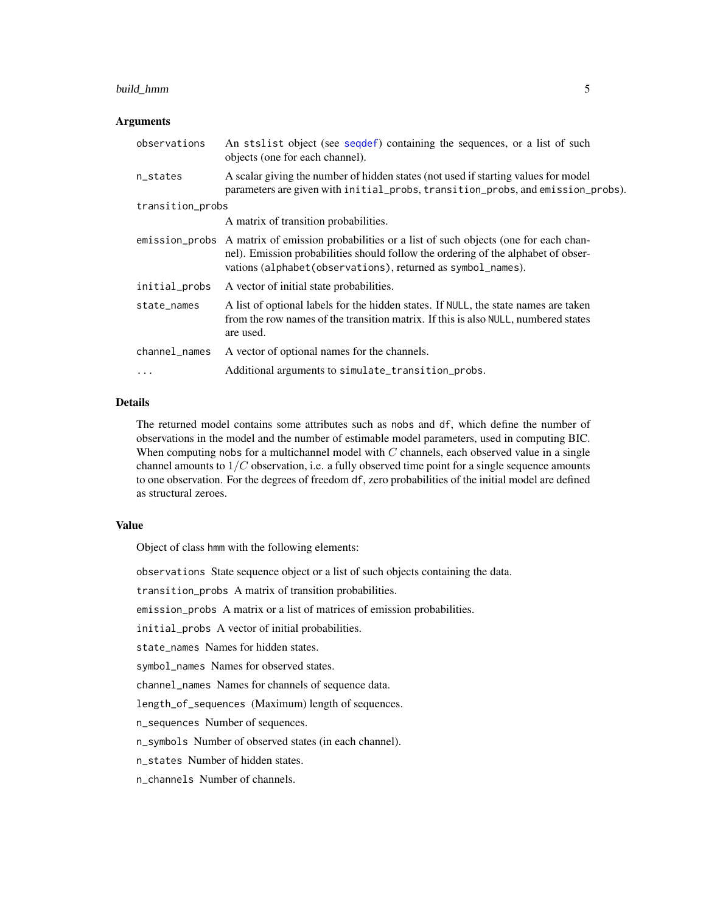### Arguments

| | |
|---|---|
| `observations` | An `stslist` object (see `seqdef`) containing the sequences, or a list of such objects (one for each channel). |
| `n_states` | A scalar giving the number of hidden states (not used if starting values for model parameters are given with `initial_probs`, `transition_probs`, and `emission_probs`). |
| `transition_probs` | A matrix of transition probabilities. |
| `emission_probs` | A matrix of emission probabilities or a list of such objects (one for each channel). Emission probabilities should follow the ordering of the alphabet of observations (`alphabet(observations)`, returned as `symbol_names`). |
| `initial_probs` | A vector of initial state probabilities. |
| `state_names` | A list of optional labels for the hidden states. If `NULL`, the state names are taken from the row names of the transition matrix. If this is also `NULL`, numbered states are used. |
| `channel_names` | A vector of optional names for the channels. |
| `...` | Additional arguments to `simulate_transition_probs`. |

### Details

The returned model contains some attributes such as `nobs` and `df`, which define the number of observations in the model and the number of estimable model parameters, used in computing BIC. When computing `nobs` for a multichannel model with $C$ channels, each observed value in a single channel amounts to $1/C$ observation, i.e. a fully observed time point for a single sequence amounts to one observation. For the degrees of freedom `df`, zero probabilities of the initial model are defined as structural zeroes.

### Value

Object of class `hmm` with the following elements:

`observations` State sequence object or a list of such objects containing the data.

`transition_probs` A matrix of transition probabilities.

`emission_probs` A matrix or a list of matrices of emission probabilities.

`initial_probs` A vector of initial probabilities.

`state_names` Names for hidden states.

`symbol_names` Names for observed states.

`channel_names` Names for channels of sequence data.

`length_of_sequences` (Maximum) length of sequences.

`n_sequences` Number of sequences.

`n_symbols` Number of observed states (in each channel).

`n_states` Number of hidden states.

`n_channels` Number of channels.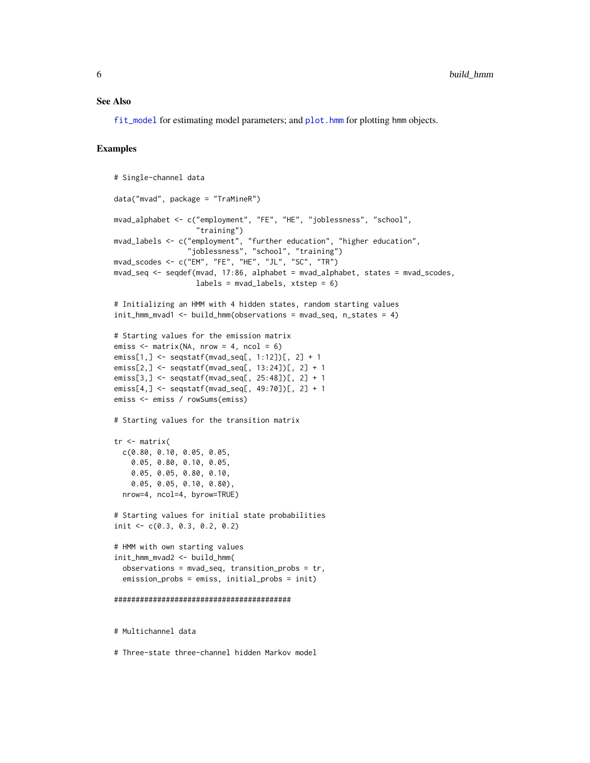### See Also

`fit_model` for estimating model parameters; and `plot.hmm` for plotting hmm objects.

### Examples

```
# Single-channel data

data("mvad", package = "TraMineR")

mvad_alphabet <- c("employment", "FE", "HE", "joblessness", "school",
                   "training")
mvad_labels <- c("employment", "further education", "higher education",
                 "joblessness", "school", "training")
mvad_scodes <- c("EM", "FE", "HE", "JL", "SC", "TR")
mvad_seq <- seqdef(mvad, 17:86, alphabet = mvad_alphabet, states = mvad_scodes,
                   labels = mvad_labels, xtstep = 6)

# Initializing an HMM with 4 hidden states, random starting values
init_hmm_mvad1 <- build_hmm(observations = mvad_seq, n_states = 4)

# Starting values for the emission matrix
emiss <- matrix(NA, nrow = 4, ncol = 6)
emiss[1,] <- seqstatf(mvad_seq[, 1:12])[, 2] + 1
emiss[2,] <- seqstatf(mvad_seq[, 13:24])[, 2] + 1
emiss[3,] <- seqstatf(mvad_seq[, 25:48])[, 2] + 1
emiss[4,] <- seqstatf(mvad_seq[, 49:70])[, 2] + 1
emiss <- emiss / rowSums(emiss)

# Starting values for the transition matrix

tr <- matrix(
  c(0.80, 0.10, 0.05, 0.05,
    0.05, 0.80, 0.10, 0.05,
    0.05, 0.05, 0.80, 0.10,
    0.05, 0.05, 0.10, 0.80),
  nrow=4, ncol=4, byrow=TRUE)

# Starting values for initial state probabilities
init <- c(0.3, 0.3, 0.2, 0.2)

# HMM with own starting values
init_hmm_mvad2 <- build_hmm(
  observations = mvad_seq, transition_probs = tr,
  emission_probs = emiss, initial_probs = init)

#########################################


# Multichannel data

# Three-state three-channel hidden Markov model
```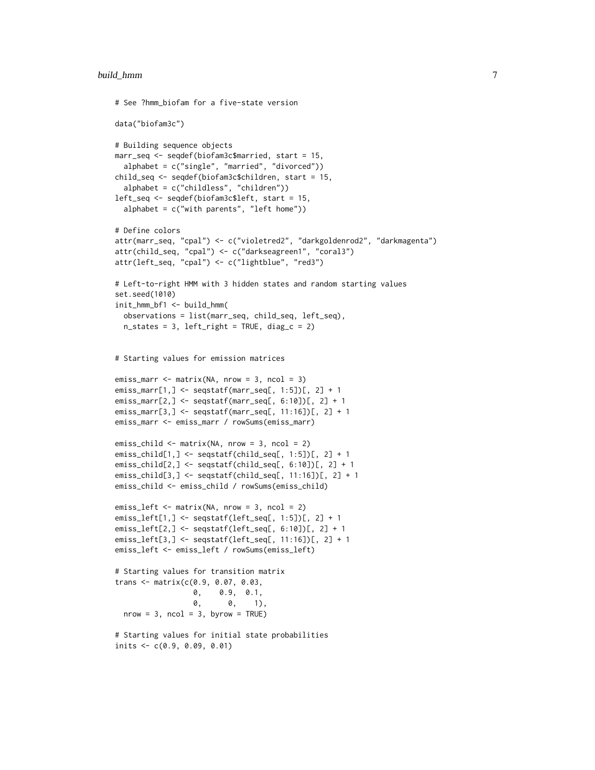```
# See ?hmm_biofam for a five-state version

data("biofam3c")

# Building sequence objects
marr_seq <- seqdef(biofam3c$married, start = 15,
  alphabet = c("single", "married", "divorced"))
child_seq <- seqdef(biofam3c$children, start = 15,
  alphabet = c("childless", "children"))
left_seq <- seqdef(biofam3c$left, start = 15,
  alphabet = c("with parents", "left home"))

# Define colors
attr(marr_seq, "cpal") <- c("violetred2", "darkgoldenrod2", "darkmagenta")
attr(child_seq, "cpal") <- c("darkseagreen1", "coral3")
attr(left_seq, "cpal") <- c("lightblue", "red3")

# Left-to-right HMM with 3 hidden states and random starting values
set.seed(1010)
init_hmm_bf1 <- build_hmm(
  observations = list(marr_seq, child_seq, left_seq),
  n_states = 3, left_right = TRUE, diag_c = 2)


# Starting values for emission matrices

emiss_marr <- matrix(NA, nrow = 3, ncol = 3)
emiss_marr[1,] <- seqstatf(marr_seq[, 1:5])[, 2] + 1
emiss_marr[2,] <- seqstatf(marr_seq[, 6:10])[, 2] + 1
emiss_marr[3,] <- seqstatf(marr_seq[, 11:16])[, 2] + 1
emiss_marr <- emiss_marr / rowSums(emiss_marr)

emiss_child <- matrix(NA, nrow = 3, ncol = 2)
emiss_child[1,] <- seqstatf(child_seq[, 1:5])[, 2] + 1
emiss_child[2,] <- seqstatf(child_seq[, 6:10])[, 2] + 1
emiss_child[3,] <- seqstatf(child_seq[, 11:16])[, 2] + 1
emiss_child <- emiss_child / rowSums(emiss_child)

emiss_left <- matrix(NA, nrow = 3, ncol = 2)
emiss_left[1,] <- seqstatf(left_seq[, 1:5])[, 2] + 1
emiss_left[2,] <- seqstatf(left_seq[, 6:10])[, 2] + 1
emiss_left[3,] <- seqstatf(left_seq[, 11:16])[, 2] + 1
emiss_left <- emiss_left / rowSums(emiss_left)

# Starting values for transition matrix
trans <- matrix(c(0.9, 0.07, 0.03,
                  0,    0.9,  0.1,
                  0,      0,    1),
  nrow = 3, ncol = 3, byrow = TRUE)

# Starting values for initial state probabilities
inits <- c(0.9, 0.09, 0.01)
```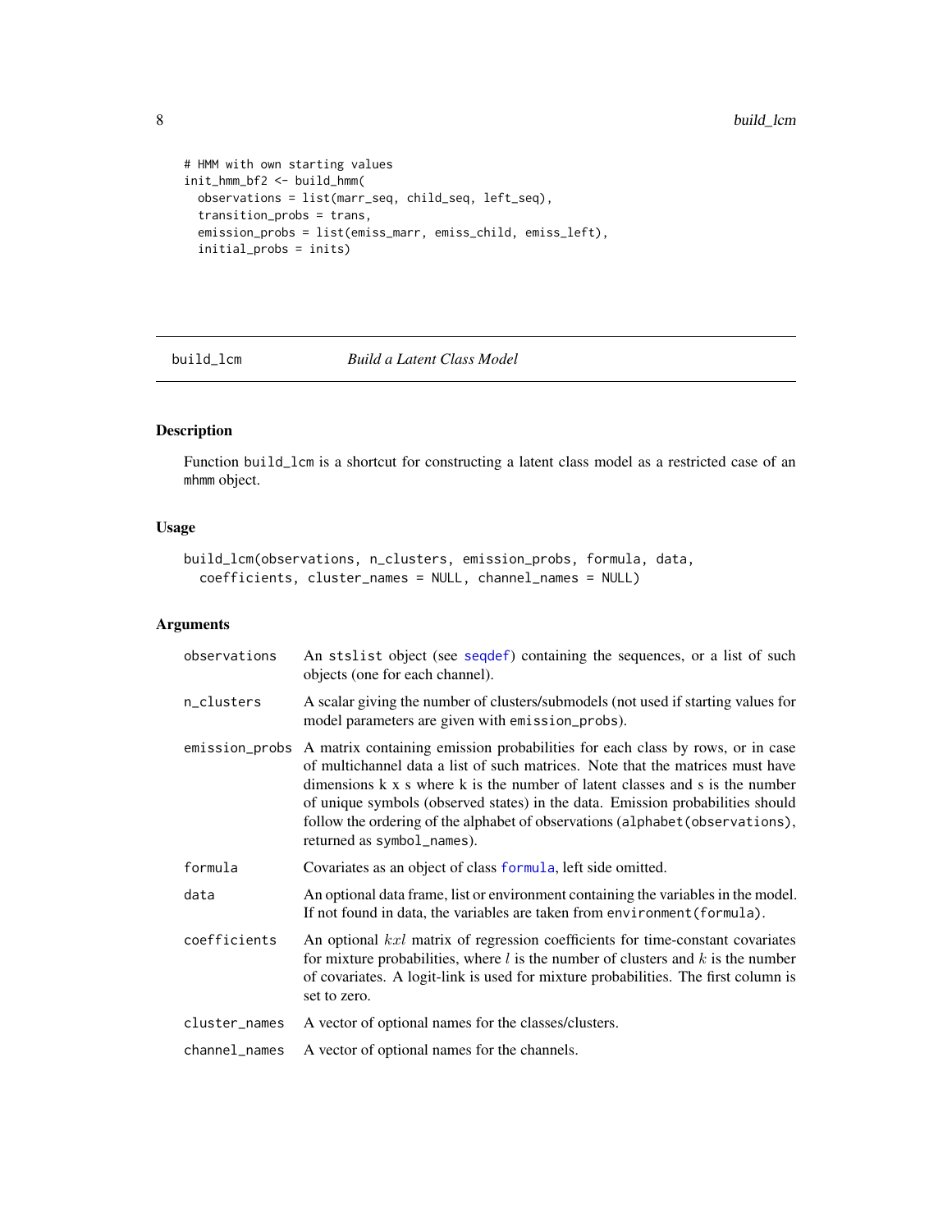```
# HMM with own starting values
init_hmm_bf2 <- build_hmm(
  observations = list(marr_seq, child_seq, left_seq),
  transition_probs = trans,
  emission_probs = list(emiss_marr, emiss_child, emiss_left),
  initial_probs = inits)
```

---

build_lcm — *Build a Latent Class Model*

---

## Description

Function build_lcm is a shortcut for constructing a latent class model as a restricted case of an mhmm object.

## Usage

```
build_lcm(observations, n_clusters, emission_probs, formula, data,
  coefficients, cluster_names = NULL, channel_names = NULL)
```

## Arguments

| | |
|---|---|
| observations | An stslist object (see seqdef) containing the sequences, or a list of such objects (one for each channel). |
| n_clusters | A scalar giving the number of clusters/submodels (not used if starting values for model parameters are given with emission_probs). |
| emission_probs | A matrix containing emission probabilities for each class by rows, or in case of multichannel data a list of such matrices. Note that the matrices must have dimensions k x s where k is the number of latent classes and s is the number of unique symbols (observed states) in the data. Emission probabilities should follow the ordering of the alphabet of observations (alphabet(observations), returned as symbol_names). |
| formula | Covariates as an object of class formula, left side omitted. |
| data | An optional data frame, list or environment containing the variables in the model. If not found in data, the variables are taken from environment(formula). |
| coefficients | An optional $kxl$ matrix of regression coefficients for time-constant covariates for mixture probabilities, where $l$ is the number of clusters and $k$ is the number of covariates. A logit-link is used for mixture probabilities. The first column is set to zero. |
| cluster_names | A vector of optional names for the classes/clusters. |
| channel_names | A vector of optional names for the channels. |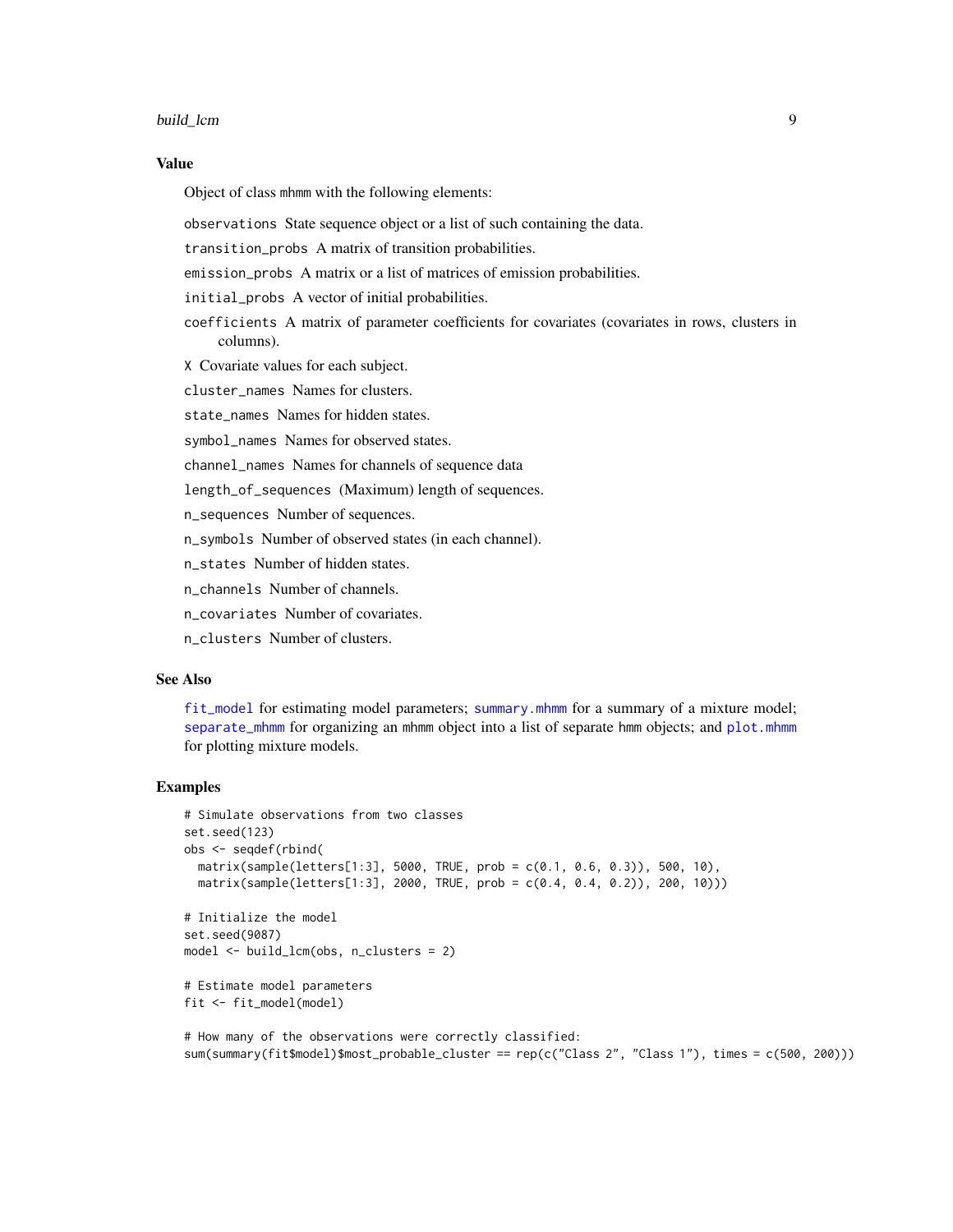## Value

Object of class mhmm with the following elements:

- `observations` State sequence object or a list of such containing the data.
- `transition_probs` A matrix of transition probabilities.
- `emission_probs` A matrix or a list of matrices of emission probabilities.
- `initial_probs` A vector of initial probabilities.
- `coefficients` A matrix of parameter coefficients for covariates (covariates in rows, clusters in columns).
- `X` Covariate values for each subject.
- `cluster_names` Names for clusters.
- `state_names` Names for hidden states.
- `symbol_names` Names for observed states.
- `channel_names` Names for channels of sequence data
- `length_of_sequences` (Maximum) length of sequences.
- `n_sequences` Number of sequences.
- `n_symbols` Number of observed states (in each channel).
- `n_states` Number of hidden states.
- `n_channels` Number of channels.
- `n_covariates` Number of covariates.
- `n_clusters` Number of clusters.

## See Also

`fit_model` for estimating model parameters; `summary.mhmm` for a summary of a mixture model; `separate_mhmm` for organizing an mhmm object into a list of separate hmm objects; and `plot.mhmm` for plotting mixture models.

## Examples

```
# Simulate observations from two classes
set.seed(123)
obs <- seqdef(rbind(
  matrix(sample(letters[1:3], 5000, TRUE, prob = c(0.1, 0.6, 0.3)), 500, 10),
  matrix(sample(letters[1:3], 2000, TRUE, prob = c(0.4, 0.4, 0.2)), 200, 10)))

# Initialize the model
set.seed(9087)
model <- build_lcm(obs, n_clusters = 2)

# Estimate model parameters
fit <- fit_model(model)

# How many of the observations were correctly classified:
sum(summary(fit$model)$most_probable_cluster == rep(c("Class 2", "Class 1"), times = c(500, 200)))
```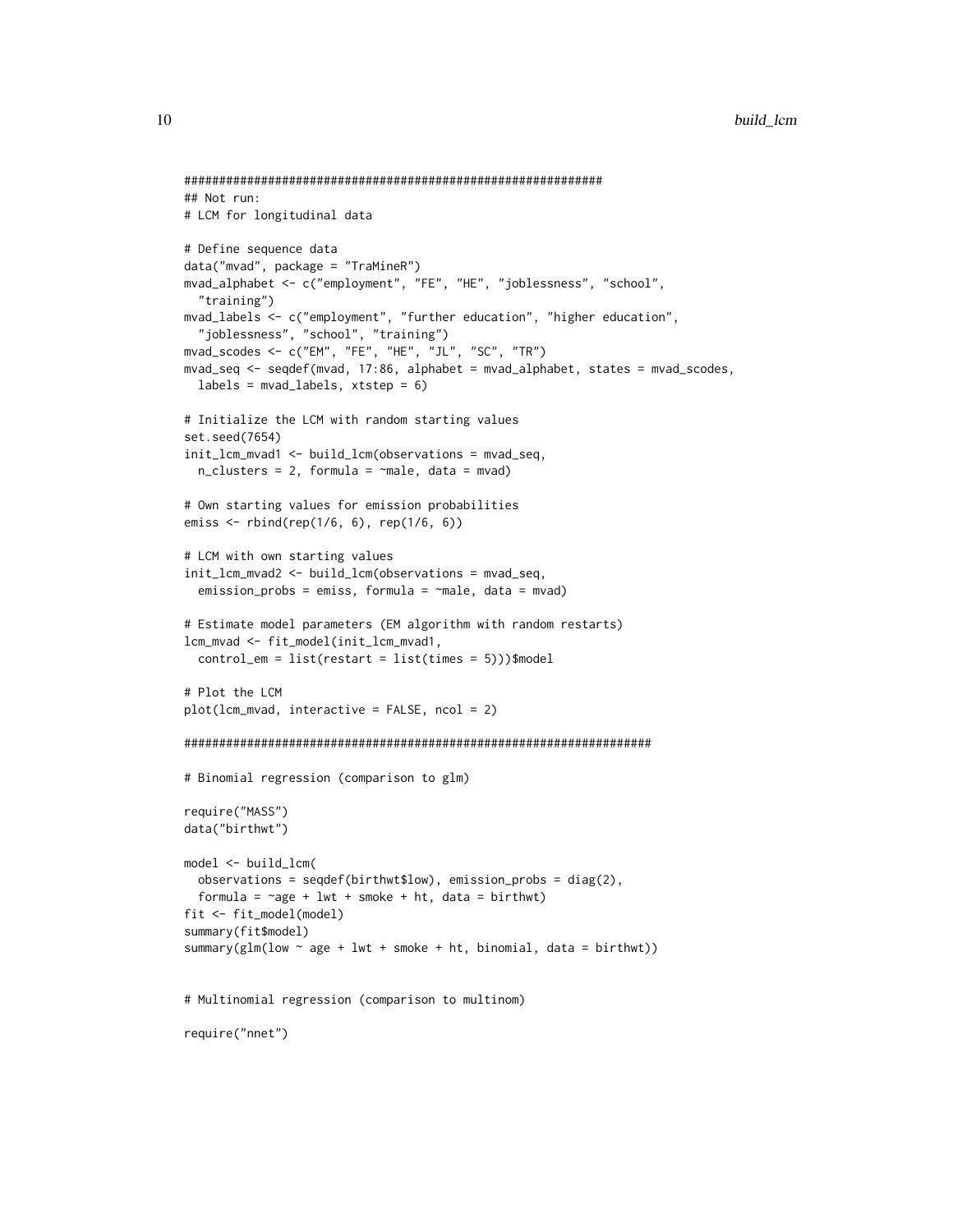```
############################################################
## Not run:
# LCM for longitudinal data

# Define sequence data
data("mvad", package = "TraMineR")
mvad_alphabet <- c("employment", "FE", "HE", "joblessness", "school",
  "training")
mvad_labels <- c("employment", "further education", "higher education",
  "joblessness", "school", "training")
mvad_scodes <- c("EM", "FE", "HE", "JL", "SC", "TR")
mvad_seq <- seqdef(mvad, 17:86, alphabet = mvad_alphabet, states = mvad_scodes,
  labels = mvad_labels, xtstep = 6)

# Initialize the LCM with random starting values
set.seed(7654)
init_lcm_mvad1 <- build_lcm(observations = mvad_seq,
  n_clusters = 2, formula = ~male, data = mvad)

# Own starting values for emission probabilities
emiss <- rbind(rep(1/6, 6), rep(1/6, 6))

# LCM with own starting values
init_lcm_mvad2 <- build_lcm(observations = mvad_seq,
  emission_probs = emiss, formula = ~male, data = mvad)

# Estimate model parameters (EM algorithm with random restarts)
lcm_mvad <- fit_model(init_lcm_mvad1,
  control_em = list(restart = list(times = 5)))$model

# Plot the LCM
plot(lcm_mvad, interactive = FALSE, ncol = 2)

###################################################################

# Binomial regression (comparison to glm)

require("MASS")
data("birthwt")

model <- build_lcm(
  observations = seqdef(birthwt$low), emission_probs = diag(2),
  formula = ~age + lwt + smoke + ht, data = birthwt)
fit <- fit_model(model)
summary(fit$model)
summary(glm(low ~ age + lwt + smoke + ht, binomial, data = birthwt))


# Multinomial regression (comparison to multinom)

require("nnet")
```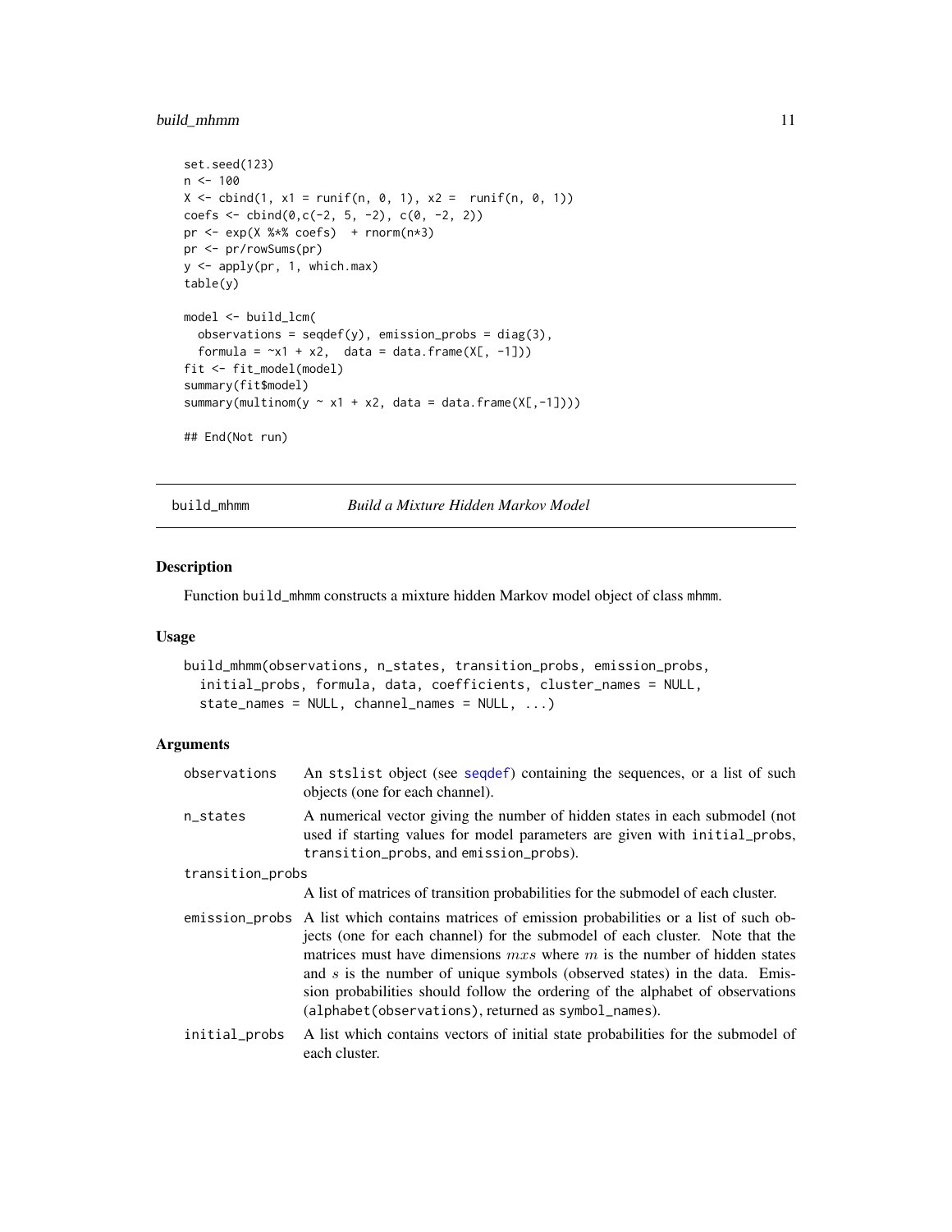```
set.seed(123)
n <- 100
X <- cbind(1, x1 = runif(n, 0, 1), x2 =  runif(n, 0, 1))
coefs <- cbind(0,c(-2, 5, -2), c(0, -2, 2))
pr <- exp(X %*% coefs)  + rnorm(n*3)
pr <- pr/rowSums(pr)
y <- apply(pr, 1, which.max)
table(y)

model <- build_lcm(
  observations = seqdef(y), emission_probs = diag(3),
  formula = ~x1 + x2,  data = data.frame(X[, -1]))
fit <- fit_model(model)
summary(fit$model)
summary(multinom(y ~ x1 + x2, data = data.frame(X[,-1])))

## End(Not run)
```

## build_mhmm — *Build a Mixture Hidden Markov Model*

### Description

Function build_mhmm constructs a mixture hidden Markov model object of class mhmm.

### Usage

```
build_mhmm(observations, n_states, transition_probs, emission_probs,
  initial_probs, formula, data, coefficients, cluster_names = NULL,
  state_names = NULL, channel_names = NULL, ...)
```

### Arguments

| Argument | Description |
|---|---|
| observations | An stslist object (see seqdef) containing the sequences, or a list of such objects (one for each channel). |
| n_states | A numerical vector giving the number of hidden states in each submodel (not used if starting values for model parameters are given with initial_probs, transition_probs, and emission_probs). |
| transition_probs | A list of matrices of transition probabilities for the submodel of each cluster. |
| emission_probs | A list which contains matrices of emission probabilities or a list of such objects (one for each channel) for the submodel of each cluster. Note that the matrices must have dimensions $m x s$ where $m$ is the number of hidden states and $s$ is the number of unique symbols (observed states) in the data. Emission probabilities should follow the ordering of the alphabet of observations (alphabet(observations), returned as symbol_names). |
| initial_probs | A list which contains vectors of initial state probabilities for the submodel of each cluster. |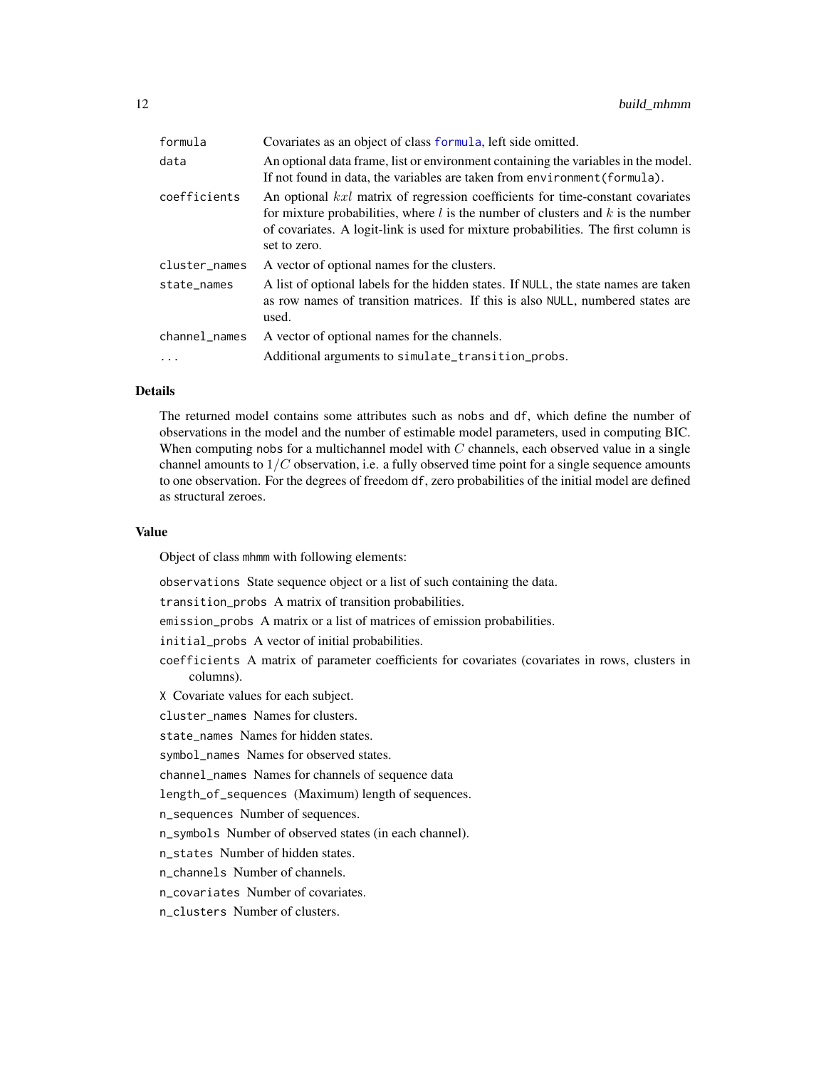| | |
|---|---|
| formula | Covariates as an object of class formula, left side omitted. |
| data | An optional data frame, list or environment containing the variables in the model. If not found in data, the variables are taken from environment(formula). |
| coefficients | An optional $kxl$ matrix of regression coefficients for time-constant covariates for mixture probabilities, where $l$ is the number of clusters and $k$ is the number of covariates. A logit-link is used for mixture probabilities. The first column is set to zero. |
| cluster_names | A vector of optional names for the clusters. |
| state_names | A list of optional labels for the hidden states. If NULL, the state names are taken as row names of transition matrices. If this is also NULL, numbered states are used. |
| channel_names | A vector of optional names for the channels. |
| ... | Additional arguments to simulate_transition_probs. |

## Details

The returned model contains some attributes such as nobs and df, which define the number of observations in the model and the number of estimable model parameters, used in computing BIC. When computing nobs for a multichannel model with $C$ channels, each observed value in a single channel amounts to $1/C$ observation, i.e. a fully observed time point for a single sequence amounts to one observation. For the degrees of freedom df, zero probabilities of the initial model are defined as structural zeroes.

## Value

Object of class mhmm with following elements:

observations State sequence object or a list of such containing the data.

transition_probs A matrix of transition probabilities.

emission_probs A matrix or a list of matrices of emission probabilities.

initial_probs A vector of initial probabilities.

coefficients A matrix of parameter coefficients for covariates (covariates in rows, clusters in columns).

X Covariate values for each subject.

cluster_names Names for clusters.

state_names Names for hidden states.

symbol_names Names for observed states.

channel_names Names for channels of sequence data

length_of_sequences (Maximum) length of sequences.

n_sequences Number of sequences.

n_symbols Number of observed states (in each channel).

n_states Number of hidden states.

n_channels Number of channels.

n_covariates Number of covariates.

n_clusters Number of clusters.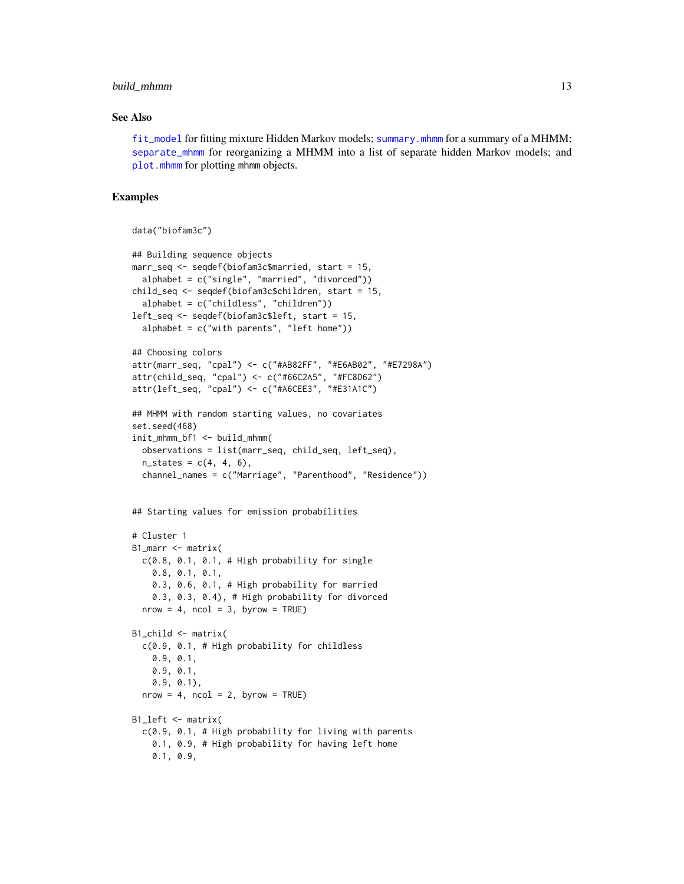## See Also

fit_model for fitting mixture Hidden Markov models; summary.mhmm for a summary of a MHMM; separate_mhmm for reorganizing a MHMM into a list of separate hidden Markov models; and plot.mhmm for plotting mhmm objects.

## Examples

```
data("biofam3c")

## Building sequence objects
marr_seq <- seqdef(biofam3c$married, start = 15,
  alphabet = c("single", "married", "divorced"))
child_seq <- seqdef(biofam3c$children, start = 15,
  alphabet = c("childless", "children"))
left_seq <- seqdef(biofam3c$left, start = 15,
  alphabet = c("with parents", "left home"))

## Choosing colors
attr(marr_seq, "cpal") <- c("#AB82FF", "#E6AB02", "#E7298A")
attr(child_seq, "cpal") <- c("#66C2A5", "#FC8D62")
attr(left_seq, "cpal") <- c("#A6CEE3", "#E31A1C")

## MHMM with random starting values, no covariates
set.seed(468)
init_mhmm_bf1 <- build_mhmm(
  observations = list(marr_seq, child_seq, left_seq),
  n_states = c(4, 4, 6),
  channel_names = c("Marriage", "Parenthood", "Residence"))


## Starting values for emission probabilities

# Cluster 1
B1_marr <- matrix(
  c(0.8, 0.1, 0.1, # High probability for single
    0.8, 0.1, 0.1,
    0.3, 0.6, 0.1, # High probability for married
    0.3, 0.3, 0.4), # High probability for divorced
  nrow = 4, ncol = 3, byrow = TRUE)

B1_child <- matrix(
  c(0.9, 0.1, # High probability for childless
    0.9, 0.1,
    0.9, 0.1,
    0.9, 0.1),
  nrow = 4, ncol = 2, byrow = TRUE)

B1_left <- matrix(
  c(0.9, 0.1, # High probability for living with parents
    0.1, 0.9, # High probability for having left home
    0.1, 0.9,
```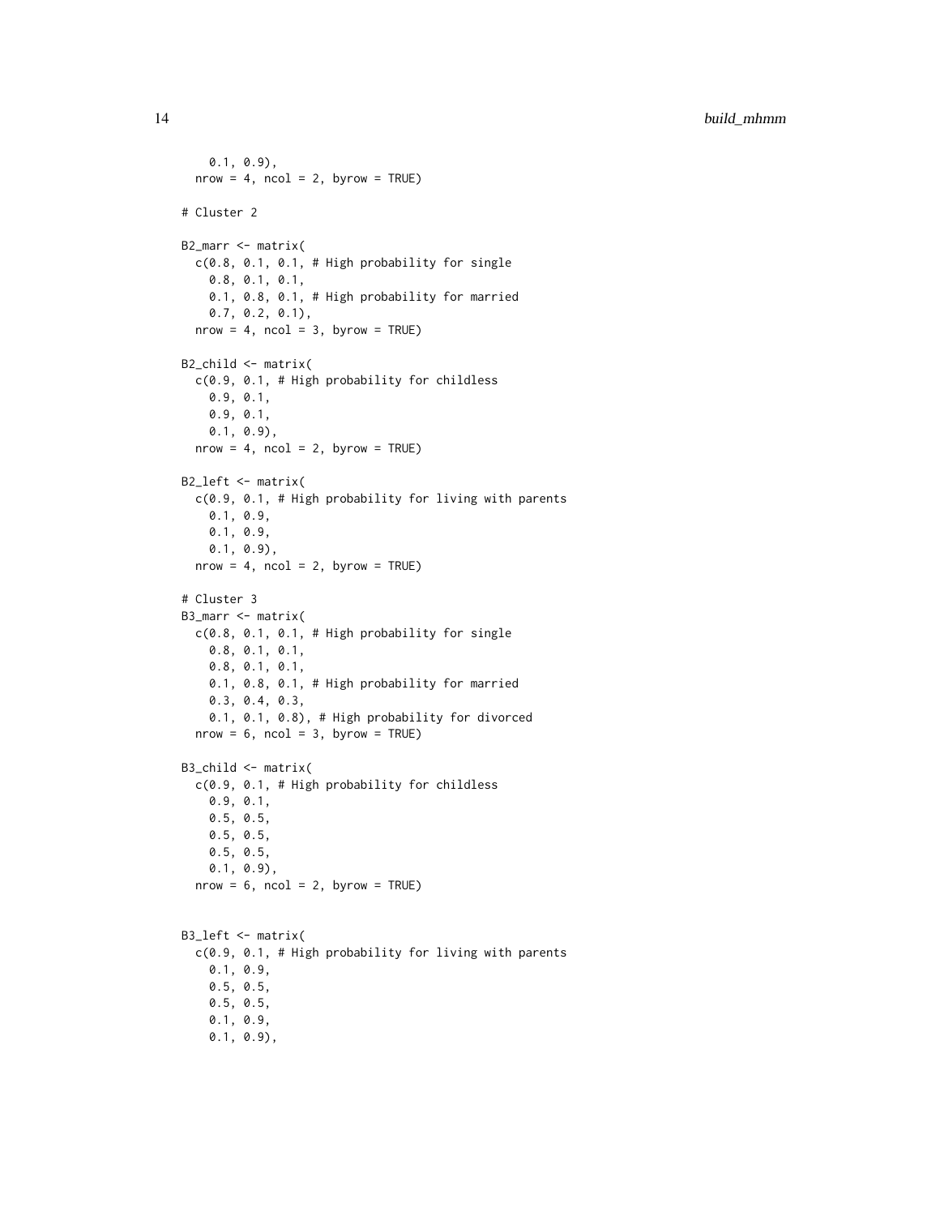```
    0.1, 0.9),
  nrow = 4, ncol = 2, byrow = TRUE)

# Cluster 2

B2_marr <- matrix(
  c(0.8, 0.1, 0.1, # High probability for single
    0.8, 0.1, 0.1,
    0.1, 0.8, 0.1, # High probability for married
    0.7, 0.2, 0.1),
  nrow = 4, ncol = 3, byrow = TRUE)

B2_child <- matrix(
  c(0.9, 0.1, # High probability for childless
    0.9, 0.1,
    0.9, 0.1,
    0.1, 0.9),
  nrow = 4, ncol = 2, byrow = TRUE)

B2_left <- matrix(
  c(0.9, 0.1, # High probability for living with parents
    0.1, 0.9,
    0.1, 0.9,
    0.1, 0.9),
  nrow = 4, ncol = 2, byrow = TRUE)

# Cluster 3
B3_marr <- matrix(
  c(0.8, 0.1, 0.1, # High probability for single
    0.8, 0.1, 0.1,
    0.8, 0.1, 0.1,
    0.1, 0.8, 0.1, # High probability for married
    0.3, 0.4, 0.3,
    0.1, 0.1, 0.8), # High probability for divorced
  nrow = 6, ncol = 3, byrow = TRUE)

B3_child <- matrix(
  c(0.9, 0.1, # High probability for childless
    0.9, 0.1,
    0.5, 0.5,
    0.5, 0.5,
    0.5, 0.5,
    0.1, 0.9),
  nrow = 6, ncol = 2, byrow = TRUE)


B3_left <- matrix(
  c(0.9, 0.1, # High probability for living with parents
    0.1, 0.9,
    0.5, 0.5,
    0.5, 0.5,
    0.1, 0.9,
    0.1, 0.9),
```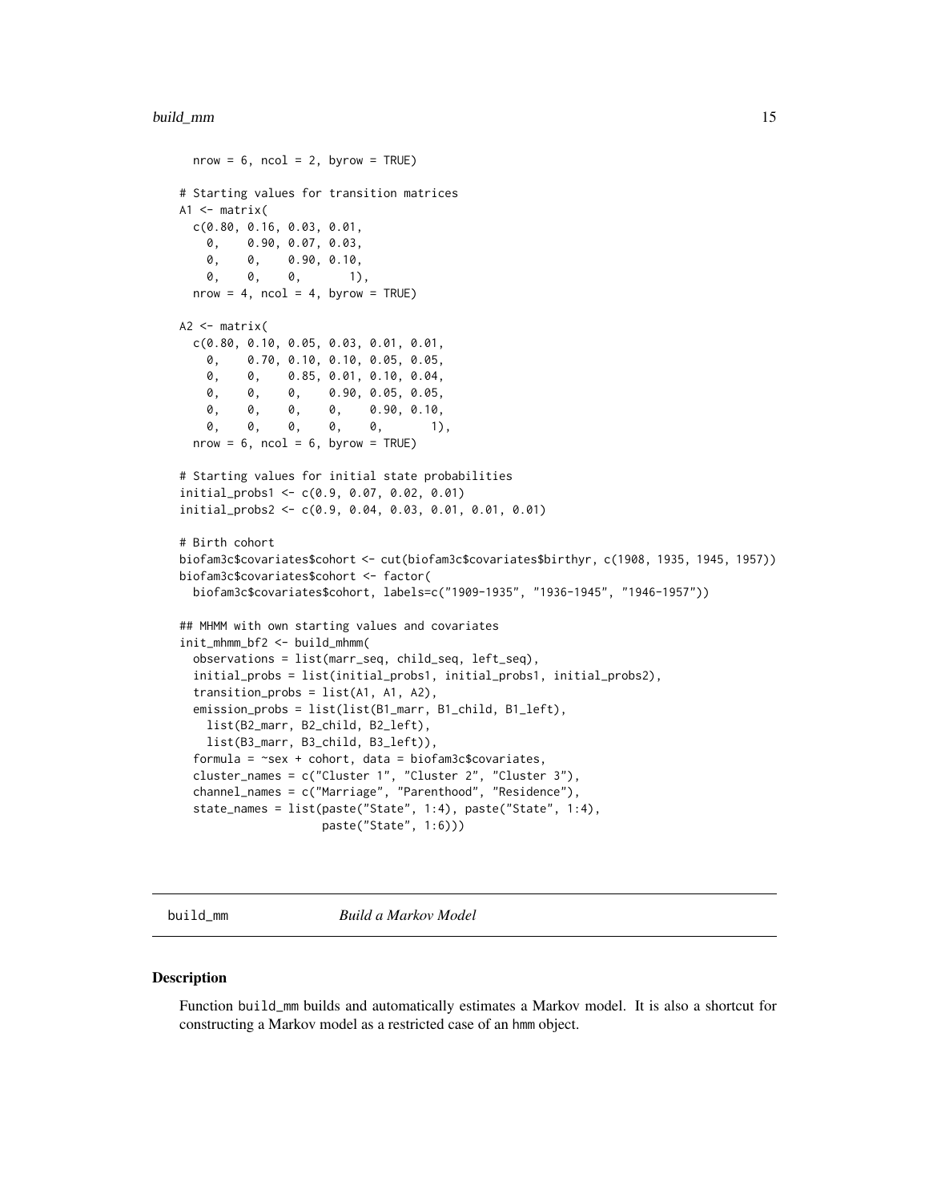```
  nrow = 6, ncol = 2, byrow = TRUE)

# Starting values for transition matrices
A1 <- matrix(
  c(0.80, 0.16, 0.03, 0.01,
    0,    0.90, 0.07, 0.03,
    0,    0,    0.90, 0.10,
    0,    0,    0,       1),
  nrow = 4, ncol = 4, byrow = TRUE)

A2 <- matrix(
  c(0.80, 0.10, 0.05, 0.03, 0.01, 0.01,
    0,    0.70, 0.10, 0.10, 0.05, 0.05,
    0,    0,    0.85, 0.01, 0.10, 0.04,
    0,    0,    0,    0.90, 0.05, 0.05,
    0,    0,    0,    0,    0.90, 0.10,
    0,    0,    0,    0,    0,       1),
  nrow = 6, ncol = 6, byrow = TRUE)

# Starting values for initial state probabilities
initial_probs1 <- c(0.9, 0.07, 0.02, 0.01)
initial_probs2 <- c(0.9, 0.04, 0.03, 0.01, 0.01, 0.01)

# Birth cohort
biofam3c$covariates$cohort <- cut(biofam3c$covariates$birthyr, c(1908, 1935, 1945, 1957))
biofam3c$covariates$cohort <- factor(
  biofam3c$covariates$cohort, labels=c("1909-1935", "1936-1945", "1946-1957"))

## MHMM with own starting values and covariates
init_mhmm_bf2 <- build_mhmm(
  observations = list(marr_seq, child_seq, left_seq),
  initial_probs = list(initial_probs1, initial_probs1, initial_probs2),
  transition_probs = list(A1, A1, A2),
  emission_probs = list(list(B1_marr, B1_child, B1_left),
    list(B2_marr, B2_child, B2_left),
    list(B3_marr, B3_child, B3_left)),
  formula = ~sex + cohort, data = biofam3c$covariates,
  cluster_names = c("Cluster 1", "Cluster 2", "Cluster 3"),
  channel_names = c("Marriage", "Parenthood", "Residence"),
  state_names = list(paste("State", 1:4), paste("State", 1:4),
                     paste("State", 1:6)))
```

## build_mm — *Build a Markov Model*

### Description

Function build_mm builds and automatically estimates a Markov model. It is also a shortcut for constructing a Markov model as a restricted case of an hmm object.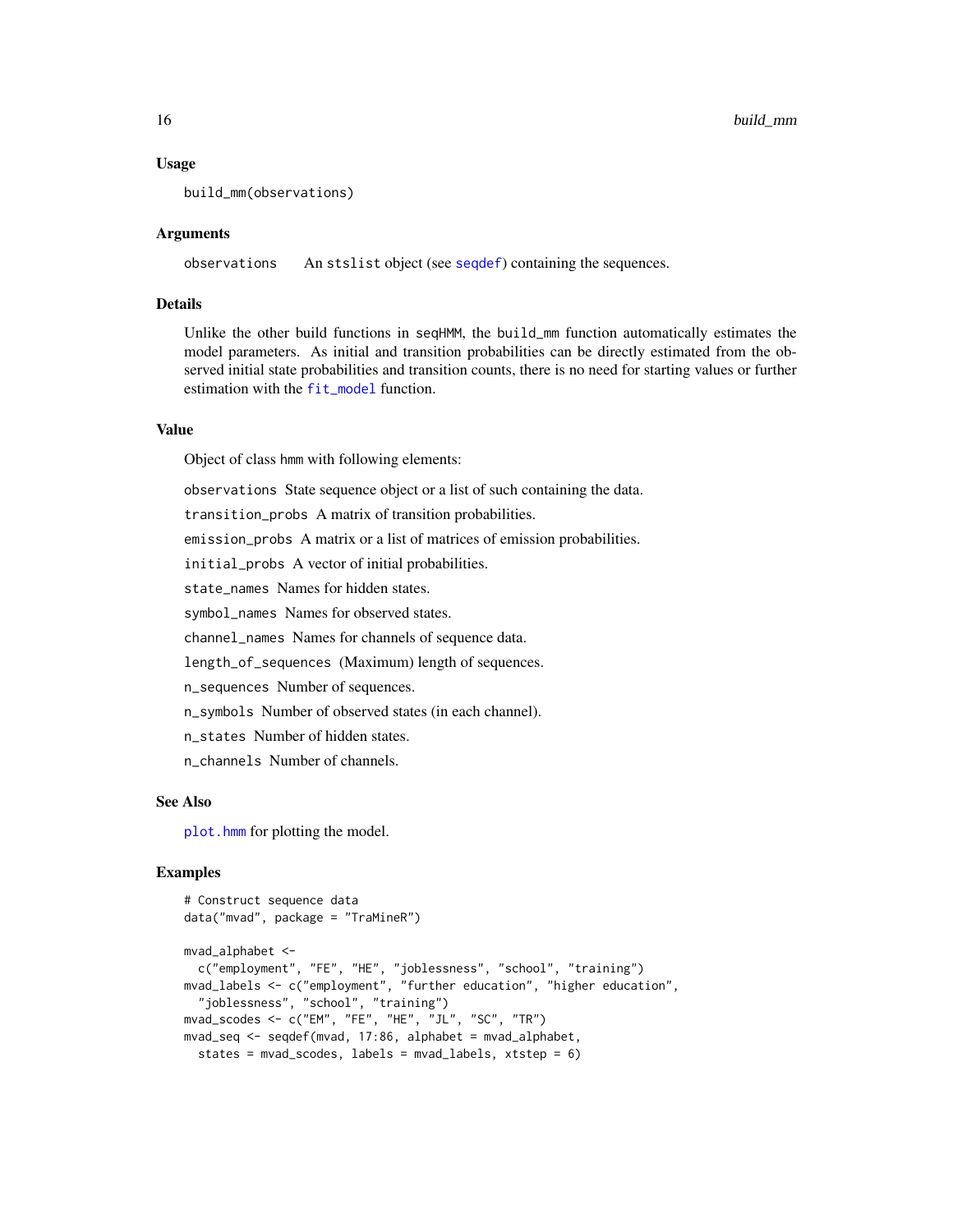### Usage

```
build_mm(observations)
```

### Arguments

observations  An stslist object (see seqdef) containing the sequences.

### Details

Unlike the other build functions in seqHMM, the build_mm function automatically estimates the model parameters. As initial and transition probabilities can be directly estimated from the observed initial state probabilities and transition counts, there is no need for starting values or further estimation with the fit_model function.

### Value

Object of class hmm with following elements:

observations State sequence object or a list of such containing the data.

transition_probs A matrix of transition probabilities.

emission_probs A matrix or a list of matrices of emission probabilities.

initial_probs A vector of initial probabilities.

state_names Names for hidden states.

symbol_names Names for observed states.

channel_names Names for channels of sequence data.

length_of_sequences (Maximum) length of sequences.

n_sequences Number of sequences.

n_symbols Number of observed states (in each channel).

n_states Number of hidden states.

n_channels Number of channels.

### See Also

plot.hmm for plotting the model.

### Examples

```
# Construct sequence data
data("mvad", package = "TraMineR")

mvad_alphabet <-
  c("employment", "FE", "HE", "joblessness", "school", "training")
mvad_labels <- c("employment", "further education", "higher education",
  "joblessness", "school", "training")
mvad_scodes <- c("EM", "FE", "HE", "JL", "SC", "TR")
mvad_seq <- seqdef(mvad, 17:86, alphabet = mvad_alphabet,
  states = mvad_scodes, labels = mvad_labels, xtstep = 6)
```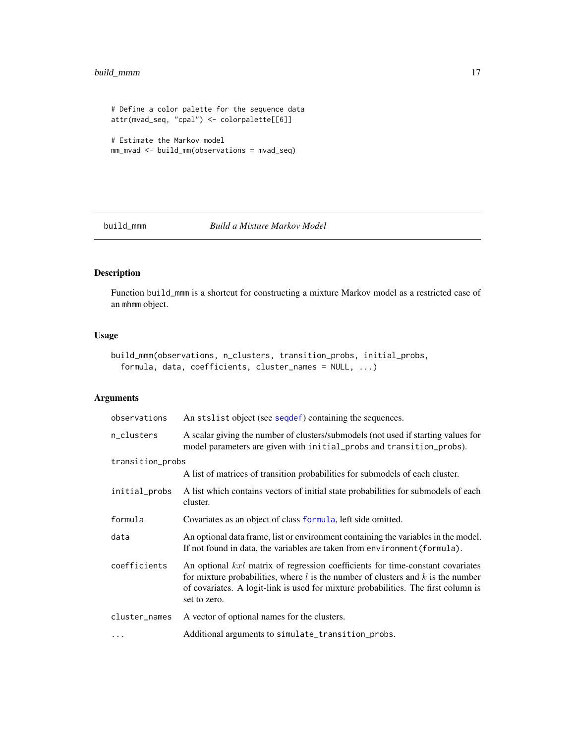```
# Define a color palette for the sequence data
attr(mvad_seq, "cpal") <- colorpalette[[6]]

# Estimate the Markov model
mm_mvad <- build_mm(observations = mvad_seq)
```

---

`build_mmm` *Build a Mixture Markov Model*

---

## Description

Function `build_mmm` is a shortcut for constructing a mixture Markov model as a restricted case of an `mhmm` object.

## Usage

```
build_mmm(observations, n_clusters, transition_probs, initial_probs,
  formula, data, coefficients, cluster_names = NULL, ...)
```

## Arguments

| | |
|---|---|
| `observations` | An `stslist` object (see `seqdef`) containing the sequences. |
| `n_clusters` | A scalar giving the number of clusters/submodels (not used if starting values for model parameters are given with `initial_probs` and `transition_probs`). |
| `transition_probs` | A list of matrices of transition probabilities for submodels of each cluster. |
| `initial_probs` | A list which contains vectors of initial state probabilities for submodels of each cluster. |
| `formula` | Covariates as an object of class `formula`, left side omitted. |
| `data` | An optional data frame, list or environment containing the variables in the model. If not found in data, the variables are taken from `environment(formula)`. |
| `coefficients` | An optional $kxl$ matrix of regression coefficients for time-constant covariates for mixture probabilities, where $l$ is the number of clusters and $k$ is the number of covariates. A logit-link is used for mixture probabilities. The first column is set to zero. |
| `cluster_names` | A vector of optional names for the clusters. |
| `...` | Additional arguments to `simulate_transition_probs`. |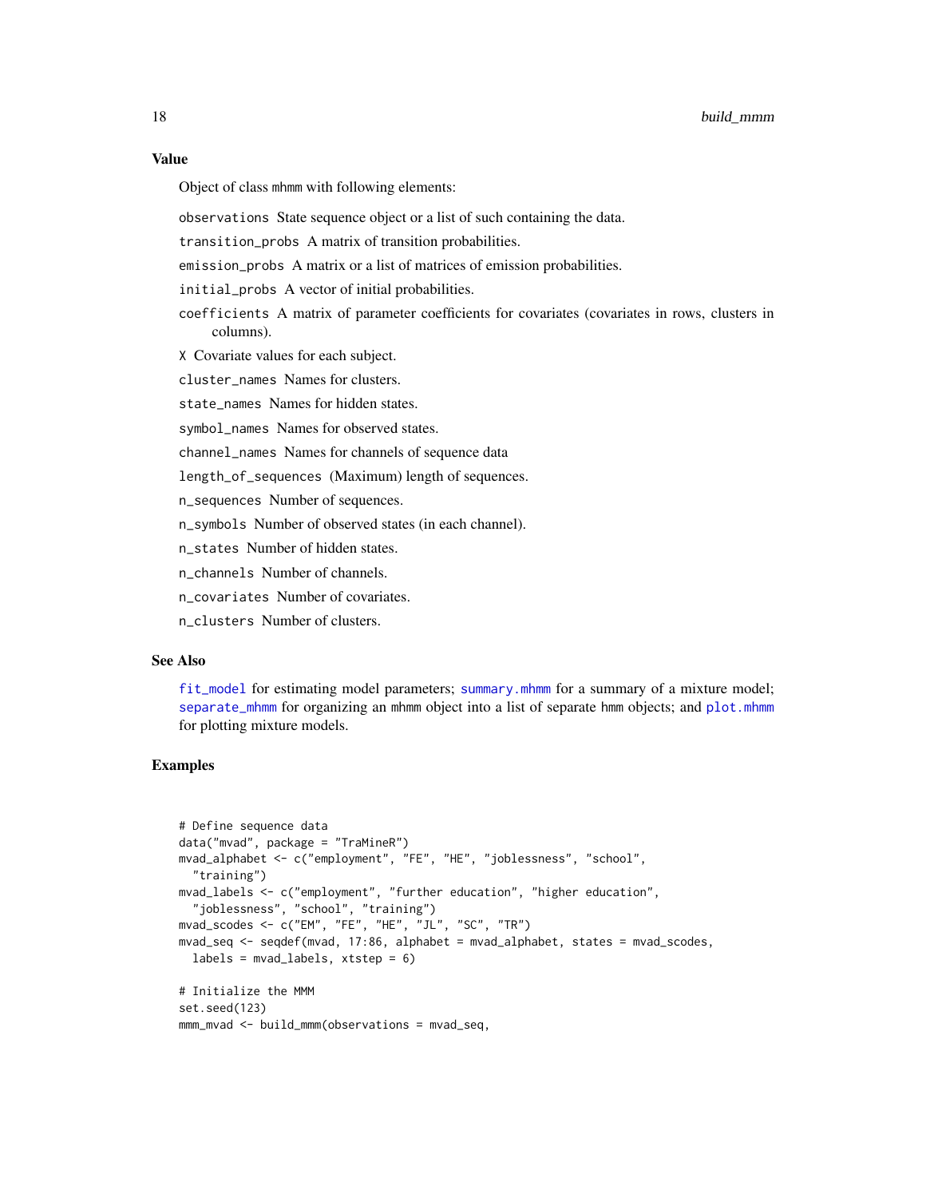### Value

Object of class mhmm with following elements:

- `observations` State sequence object or a list of such containing the data.
- `transition_probs` A matrix of transition probabilities.
- `emission_probs` A matrix or a list of matrices of emission probabilities.
- `initial_probs` A vector of initial probabilities.
- `coefficients` A matrix of parameter coefficients for covariates (covariates in rows, clusters in columns).
- `X` Covariate values for each subject.
- `cluster_names` Names for clusters.
- `state_names` Names for hidden states.
- `symbol_names` Names for observed states.
- `channel_names` Names for channels of sequence data
- `length_of_sequences` (Maximum) length of sequences.
- `n_sequences` Number of sequences.
- `n_symbols` Number of observed states (in each channel).
- `n_states` Number of hidden states.
- `n_channels` Number of channels.
- `n_covariates` Number of covariates.
- `n_clusters` Number of clusters.

### See Also

`fit_model` for estimating model parameters; `summary.mhmm` for a summary of a mixture model; `separate_mhmm` for organizing an mhmm object into a list of separate hmm objects; and `plot.mhmm` for plotting mixture models.

### Examples

```
# Define sequence data
data("mvad", package = "TraMineR")
mvad_alphabet <- c("employment", "FE", "HE", "joblessness", "school",
  "training")
mvad_labels <- c("employment", "further education", "higher education",
  "joblessness", "school", "training")
mvad_scodes <- c("EM", "FE", "HE", "JL", "SC", "TR")
mvad_seq <- seqdef(mvad, 17:86, alphabet = mvad_alphabet, states = mvad_scodes,
  labels = mvad_labels, xtstep = 6)

# Initialize the MMM
set.seed(123)
mmm_mvad <- build_mmm(observations = mvad_seq,
```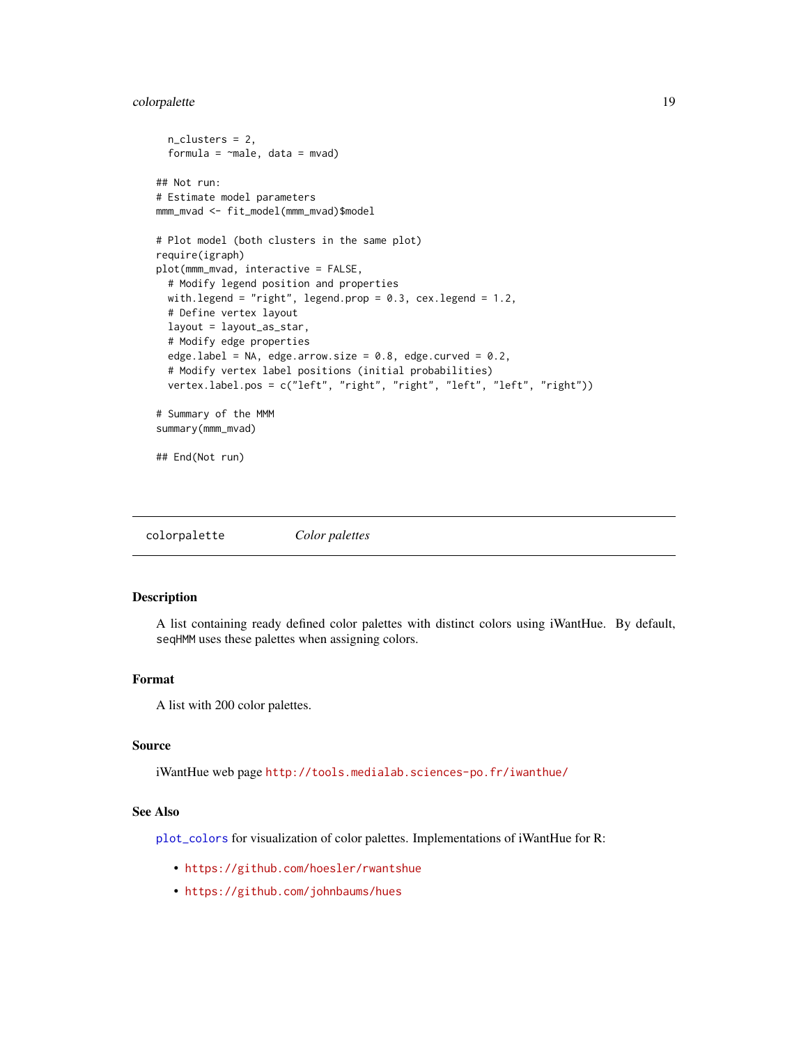```
  n_clusters = 2,
  formula = ~male, data = mvad)

## Not run:
# Estimate model parameters
mmm_mvad <- fit_model(mmm_mvad)$model

# Plot model (both clusters in the same plot)
require(igraph)
plot(mmm_mvad, interactive = FALSE,
  # Modify legend position and properties
  with.legend = "right", legend.prop = 0.3, cex.legend = 1.2,
  # Define vertex layout
  layout = layout_as_star,
  # Modify edge properties
  edge.label = NA, edge.arrow.size = 0.8, edge.curved = 0.2,
  # Modify vertex label positions (initial probabilities)
  vertex.label.pos = c("left", "right", "right", "left", "left", "right"))

# Summary of the MMM
summary(mmm_mvad)

## End(Not run)
```

## colorpalette — *Color palettes*

### Description

A list containing ready defined color palettes with distinct colors using iWantHue. By default, `seqHMM` uses these palettes when assigning colors.

### Format

A list with 200 color palettes.

### Source

iWantHue web page http://tools.medialab.sciences-po.fr/iwanthue/

### See Also

`plot_colors` for visualization of color palettes. Implementations of iWantHue for R:

- https://github.com/hoesler/rwantshue
- https://github.com/johnbaums/hues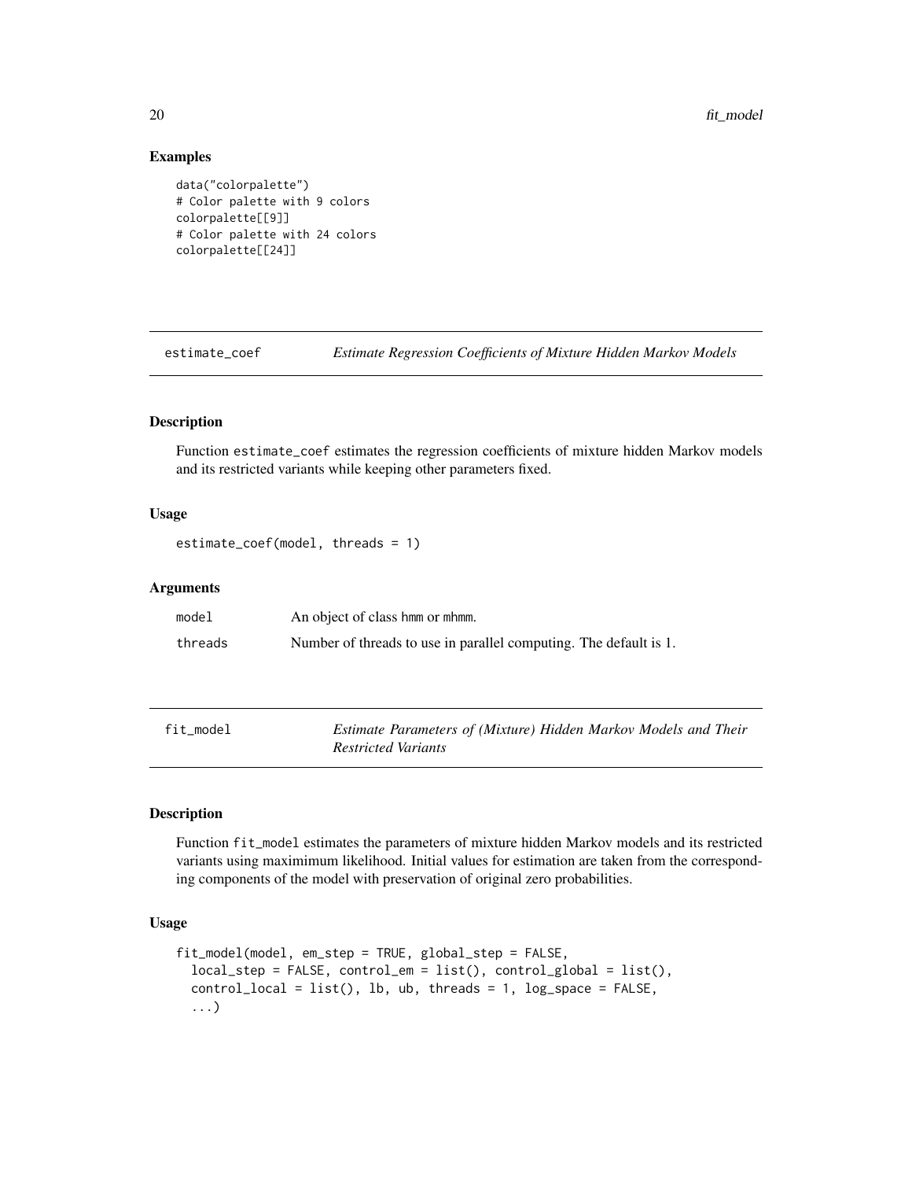## Examples

```
data("colorpalette")
# Color palette with 9 colors
colorpalette[[9]]
# Color palette with 24 colors
colorpalette[[24]]
```

---

# estimate_coef — *Estimate Regression Coefficients of Mixture Hidden Markov Models*

## Description

Function estimate_coef estimates the regression coefficients of mixture hidden Markov models and its restricted variants while keeping other parameters fixed.

## Usage

```
estimate_coef(model, threads = 1)
```

## Arguments

| | |
|---|---|
| model | An object of class hmm or mhmm. |
| threads | Number of threads to use in parallel computing. The default is 1. |

---

# fit_model — *Estimate Parameters of (Mixture) Hidden Markov Models and Their Restricted Variants*

## Description

Function fit_model estimates the parameters of mixture hidden Markov models and its restricted variants using maximimum likelihood. Initial values for estimation are taken from the corresponding components of the model with preservation of original zero probabilities.

## Usage

```
fit_model(model, em_step = TRUE, global_step = FALSE,
  local_step = FALSE, control_em = list(), control_global = list(),
  control_local = list(), lb, ub, threads = 1, log_space = FALSE,
  ...)
```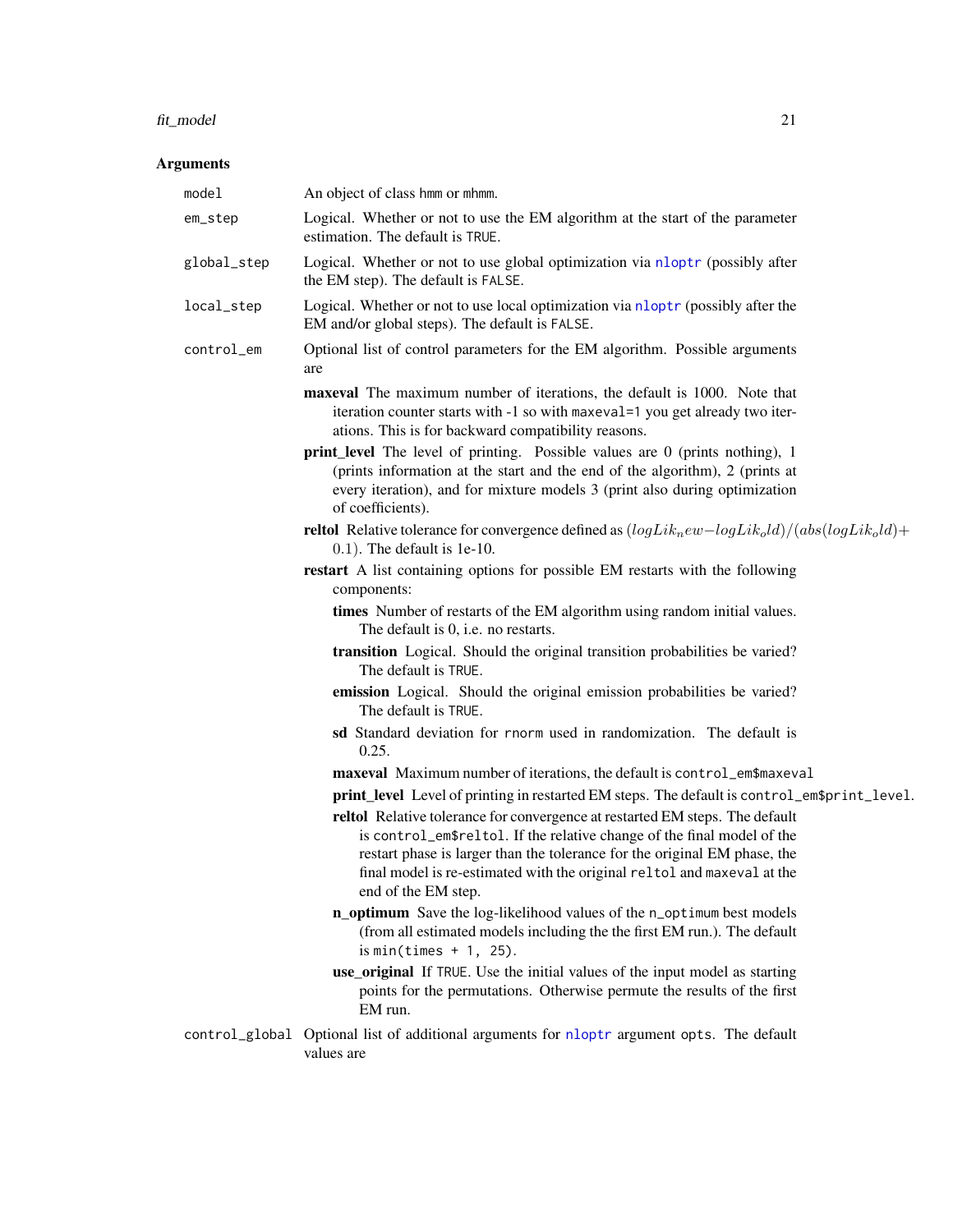## Arguments

**model** An object of class `hmm` or `mhmm`.

**em_step** Logical. Whether or not to use the EM algorithm at the start of the parameter estimation. The default is `TRUE`.

**global_step** Logical. Whether or not to use global optimization via `nloptr` (possibly after the EM step). The default is `FALSE`.

**local_step** Logical. Whether or not to use local optimization via `nloptr` (possibly after the EM and/or global steps). The default is `FALSE`.

**control_em** Optional list of control parameters for the EM algorithm. Possible arguments are

- **maxeval** The maximum number of iterations, the default is 1000. Note that iteration counter starts with -1 so with `maxeval=1` you get already two iterations. This is for backward compatibility reasons.
- **print_level** The level of printing. Possible values are 0 (prints nothing), 1 (prints information at the start and the end of the algorithm), 2 (prints at every iteration), and for mixture models 3 (print also during optimization of coefficients).
- **reltol** Relative tolerance for convergence defined as $(logLik_new - logLik_old)/(abs(logLik_old) + 0.1)$. The default is 1e-10.
- **restart** A list containing options for possible EM restarts with the following components:
  - **times** Number of restarts of the EM algorithm using random initial values. The default is 0, i.e. no restarts.
  - **transition** Logical. Should the original transition probabilities be varied? The default is `TRUE`.
  - **emission** Logical. Should the original emission probabilities be varied? The default is `TRUE`.
  - **sd** Standard deviation for `rnorm` used in randomization. The default is 0.25.
  - **maxeval** Maximum number of iterations, the default is `control_em$maxeval`
  - **print_level** Level of printing in restarted EM steps. The default is `control_em$print_level`.
  - **reltol** Relative tolerance for convergence at restarted EM steps. The default is `control_em$reltol`. If the relative change of the final model of the restart phase is larger than the tolerance for the original EM phase, the final model is re-estimated with the original `reltol` and `maxeval` at the end of the EM step.
  - **n_optimum** Save the log-likelihood values of the `n_optimum` best models (from all estimated models including the the first EM run.). The default is `min(times + 1, 25)`.
  - **use_original** If `TRUE`. Use the initial values of the input model as starting points for the permutations. Otherwise permute the results of the first EM run.

**control_global** Optional list of additional arguments for `nloptr` argument `opts`. The default values are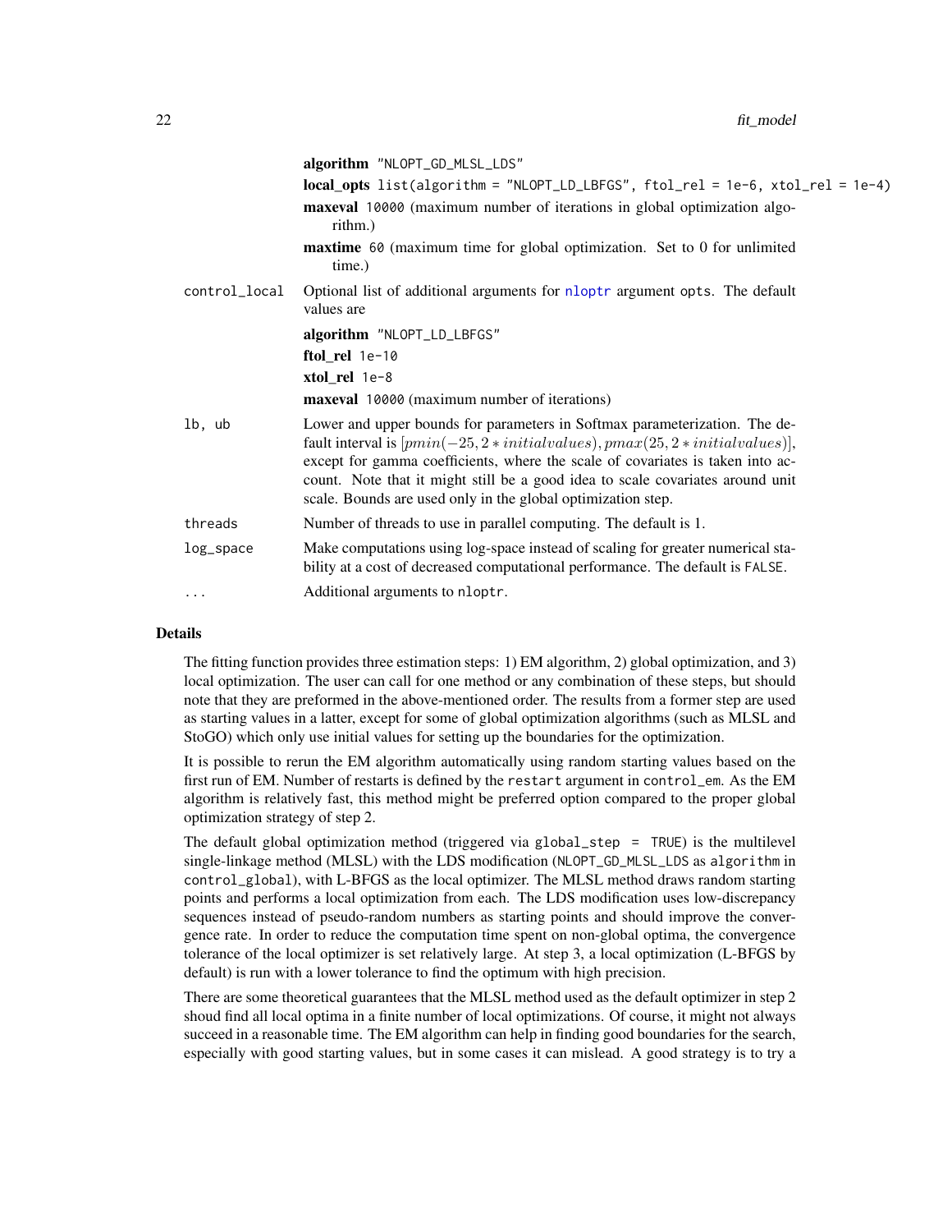**algorithm** "NLOPT_GD_MLSL_LDS"

**local_opts** list(algorithm = "NLOPT_LD_LBFGS", ftol_rel = 1e-6, xtol_rel = 1e-4)

**maxeval** 10000 (maximum number of iterations in global optimization algorithm.)

**maxtime** 60 (maximum time for global optimization. Set to 0 for unlimited time.)

control_local
: Optional list of additional arguments for nloptr argument opts. The default values are

  **algorithm** "NLOPT_LD_LBFGS"

  **ftol_rel** 1e-10

  **xtol_rel** 1e-8

  **maxeval** 10000 (maximum number of iterations)

lb, ub
: Lower and upper bounds for parameters in Softmax parameterization. The default interval is $[pmin(-25, 2 * initialvalues), pmax(25, 2 * initialvalues)]$, except for gamma coefficients, where the scale of covariates is taken into account. Note that it might still be a good idea to scale covariates around unit scale. Bounds are used only in the global optimization step.

threads
: Number of threads to use in parallel computing. The default is 1.

log_space
: Make computations using log-space instead of scaling for greater numerical stability at a cost of decreased computational performance. The default is FALSE.

...
: Additional arguments to nloptr.

## Details

The fitting function provides three estimation steps: 1) EM algorithm, 2) global optimization, and 3) local optimization. The user can call for one method or any combination of these steps, but should note that they are preformed in the above-mentioned order. The results from a former step are used as starting values in a latter, except for some of global optimization algorithms (such as MLSL and StoGO) which only use initial values for setting up the boundaries for the optimization.

It is possible to rerun the EM algorithm automatically using random starting values based on the first run of EM. Number of restarts is defined by the restart argument in control_em. As the EM algorithm is relatively fast, this method might be preferred option compared to the proper global optimization strategy of step 2.

The default global optimization method (triggered via global_step = TRUE) is the multilevel single-linkage method (MLSL) with the LDS modification (NLOPT_GD_MLSL_LDS as algorithm in control_global), with L-BFGS as the local optimizer. The MLSL method draws random starting points and performs a local optimization from each. The LDS modification uses low-discrepancy sequences instead of pseudo-random numbers as starting points and should improve the convergence rate. In order to reduce the computation time spent on non-global optima, the convergence tolerance of the local optimizer is set relatively large. At step 3, a local optimization (L-BFGS by default) is run with a lower tolerance to find the optimum with high precision.

There are some theoretical guarantees that the MLSL method used as the default optimizer in step 2 shoud find all local optima in a finite number of local optimizations. Of course, it might not always succeed in a reasonable time. The EM algorithm can help in finding good boundaries for the search, especially with good starting values, but in some cases it can mislead. A good strategy is to try a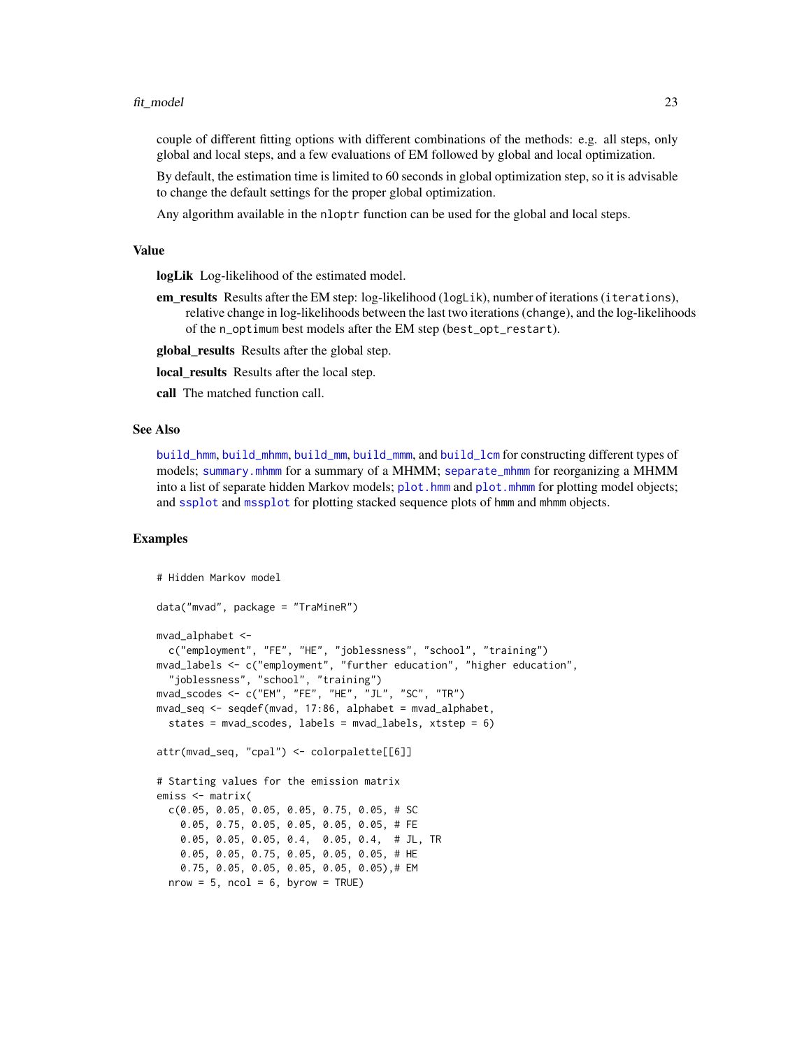couple of different fitting options with different combinations of the methods: e.g. all steps, only global and local steps, and a few evaluations of EM followed by global and local optimization.

By default, the estimation time is limited to 60 seconds in global optimization step, so it is advisable to change the default settings for the proper global optimization.

Any algorithm available in the `nloptr` function can be used for the global and local steps.

## Value

**logLik** Log-likelihood of the estimated model.

**em_results** Results after the EM step: log-likelihood (`logLik`), number of iterations (`iterations`), relative change in log-likelihoods between the last two iterations (`change`), and the log-likelihoods of the `n_optimum` best models after the EM step (`best_opt_restart`).

**global_results** Results after the global step.

**local_results** Results after the local step.

**call** The matched function call.

## See Also

`build_hmm`, `build_mhmm`, `build_mm`, `build_mmm`, and `build_lcm` for constructing different types of models; `summary.mhmm` for a summary of a MHMM; `separate_mhmm` for reorganizing a MHMM into a list of separate hidden Markov models; `plot.hmm` and `plot.mhmm` for plotting model objects; and `ssplot` and `mssplot` for plotting stacked sequence plots of `hmm` and `mhmm` objects.

## Examples

```
# Hidden Markov model

data("mvad", package = "TraMineR")

mvad_alphabet <-
  c("employment", "FE", "HE", "joblessness", "school", "training")
mvad_labels <- c("employment", "further education", "higher education",
  "joblessness", "school", "training")
mvad_scodes <- c("EM", "FE", "HE", "JL", "SC", "TR")
mvad_seq <- seqdef(mvad, 17:86, alphabet = mvad_alphabet,
  states = mvad_scodes, labels = mvad_labels, xtstep = 6)

attr(mvad_seq, "cpal") <- colorpalette[[6]]

# Starting values for the emission matrix
emiss <- matrix(
  c(0.05, 0.05, 0.05, 0.05, 0.75, 0.05, # SC
    0.05, 0.75, 0.05, 0.05, 0.05, 0.05, # FE
    0.05, 0.05, 0.05, 0.4,  0.05, 0.4,  # JL, TR
    0.05, 0.05, 0.75, 0.05, 0.05, 0.05, # HE
    0.75, 0.05, 0.05, 0.05, 0.05, 0.05),# EM
  nrow = 5, ncol = 6, byrow = TRUE)
```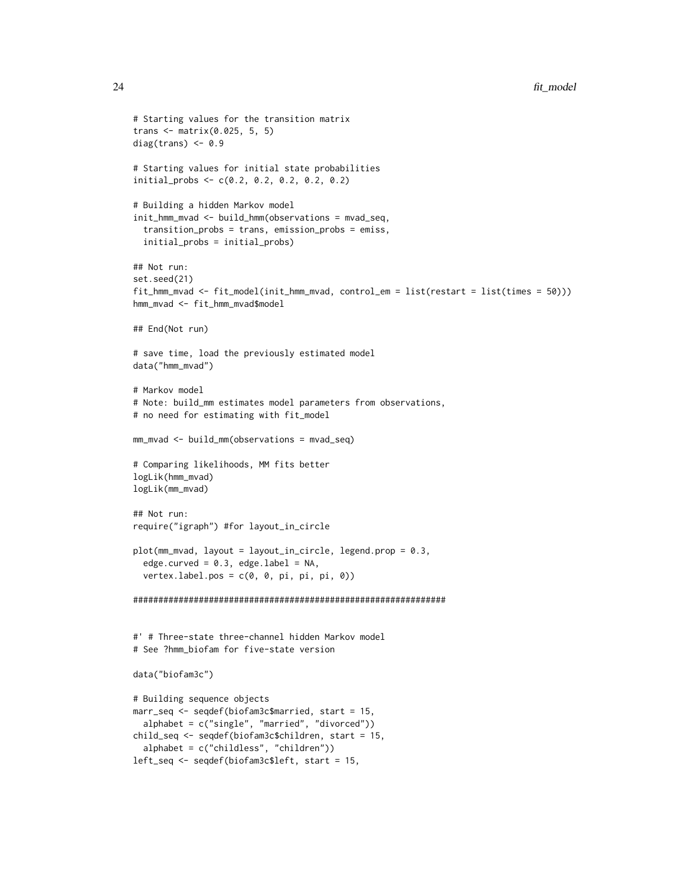```
# Starting values for the transition matrix
trans <- matrix(0.025, 5, 5)
diag(trans) <- 0.9

# Starting values for initial state probabilities
initial_probs <- c(0.2, 0.2, 0.2, 0.2, 0.2)

# Building a hidden Markov model
init_hmm_mvad <- build_hmm(observations = mvad_seq,
  transition_probs = trans, emission_probs = emiss,
  initial_probs = initial_probs)

## Not run:
set.seed(21)
fit_hmm_mvad <- fit_model(init_hmm_mvad, control_em = list(restart = list(times = 50)))
hmm_mvad <- fit_hmm_mvad$model

## End(Not run)

# save time, load the previously estimated model
data("hmm_mvad")

# Markov model
# Note: build_mm estimates model parameters from observations,
# no need for estimating with fit_model

mm_mvad <- build_mm(observations = mvad_seq)

# Comparing likelihoods, MM fits better
logLik(hmm_mvad)
logLik(mm_mvad)

## Not run:
require("igraph") #for layout_in_circle

plot(mm_mvad, layout = layout_in_circle, legend.prop = 0.3,
  edge.curved = 0.3, edge.label = NA,
  vertex.label.pos = c(0, 0, pi, pi, pi, 0))

##############################################################


#' # Three-state three-channel hidden Markov model
# See ?hmm_biofam for five-state version

data("biofam3c")

# Building sequence objects
marr_seq <- seqdef(biofam3c$married, start = 15,
  alphabet = c("single", "married", "divorced"))
child_seq <- seqdef(biofam3c$children, start = 15,
  alphabet = c("childless", "children"))
left_seq <- seqdef(biofam3c$left, start = 15,
```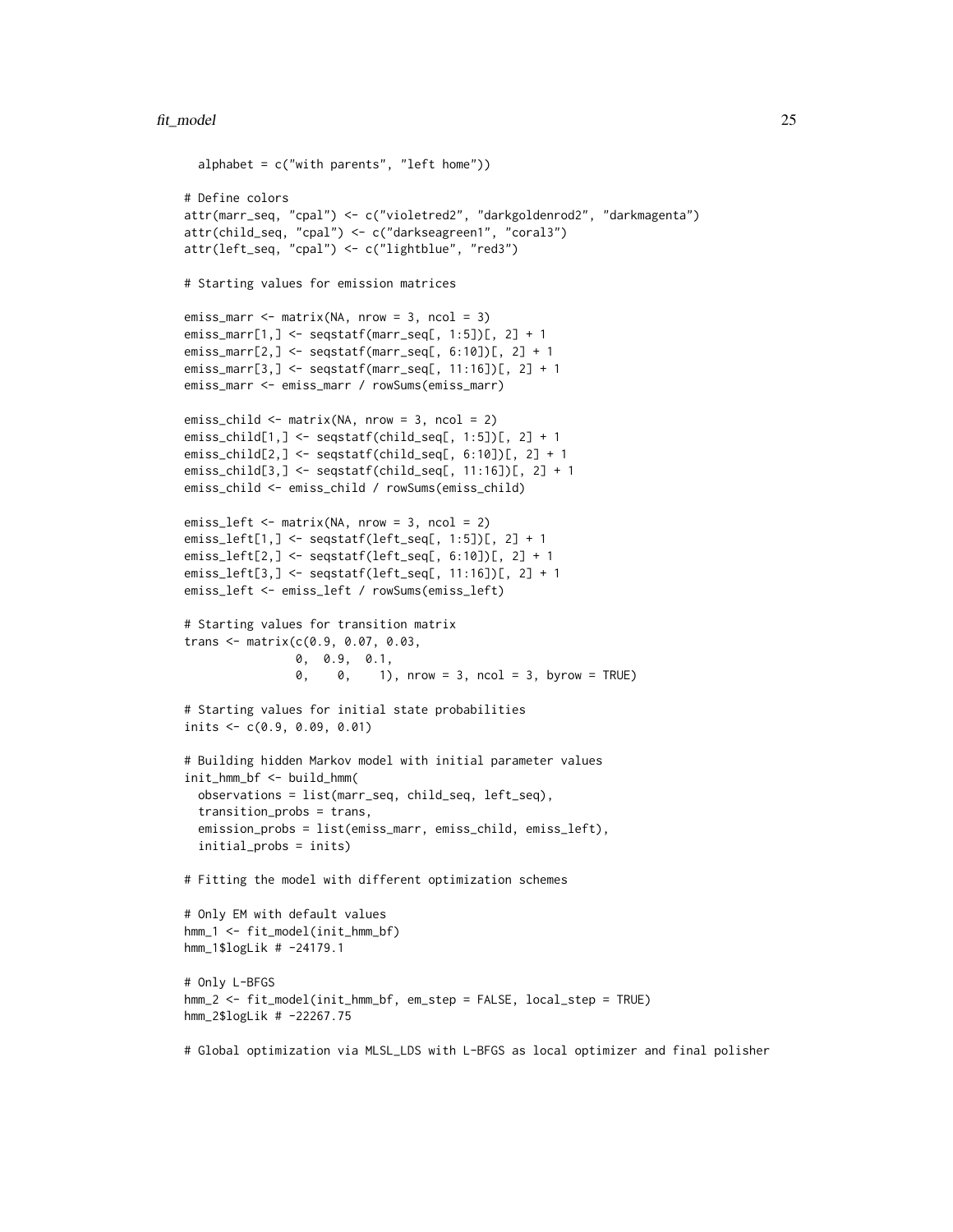```
  alphabet = c("with parents", "left home"))

# Define colors
attr(marr_seq, "cpal") <- c("violetred2", "darkgoldenrod2", "darkmagenta")
attr(child_seq, "cpal") <- c("darkseagreen1", "coral3")
attr(left_seq, "cpal") <- c("lightblue", "red3")

# Starting values for emission matrices

emiss_marr <- matrix(NA, nrow = 3, ncol = 3)
emiss_marr[1,] <- seqstatf(marr_seq[, 1:5])[, 2] + 1
emiss_marr[2,] <- seqstatf(marr_seq[, 6:10])[, 2] + 1
emiss_marr[3,] <- seqstatf(marr_seq[, 11:16])[, 2] + 1
emiss_marr <- emiss_marr / rowSums(emiss_marr)

emiss_child <- matrix(NA, nrow = 3, ncol = 2)
emiss_child[1,] <- seqstatf(child_seq[, 1:5])[, 2] + 1
emiss_child[2,] <- seqstatf(child_seq[, 6:10])[, 2] + 1
emiss_child[3,] <- seqstatf(child_seq[, 11:16])[, 2] + 1
emiss_child <- emiss_child / rowSums(emiss_child)

emiss_left <- matrix(NA, nrow = 3, ncol = 2)
emiss_left[1,] <- seqstatf(left_seq[, 1:5])[, 2] + 1
emiss_left[2,] <- seqstatf(left_seq[, 6:10])[, 2] + 1
emiss_left[3,] <- seqstatf(left_seq[, 11:16])[, 2] + 1
emiss_left <- emiss_left / rowSums(emiss_left)

# Starting values for transition matrix
trans <- matrix(c(0.9, 0.07, 0.03,
                0,  0.9,  0.1,
                0,    0,    1), nrow = 3, ncol = 3, byrow = TRUE)

# Starting values for initial state probabilities
inits <- c(0.9, 0.09, 0.01)

# Building hidden Markov model with initial parameter values
init_hmm_bf <- build_hmm(
  observations = list(marr_seq, child_seq, left_seq),
  transition_probs = trans,
  emission_probs = list(emiss_marr, emiss_child, emiss_left),
  initial_probs = inits)

# Fitting the model with different optimization schemes

# Only EM with default values
hmm_1 <- fit_model(init_hmm_bf)
hmm_1$logLik # -24179.1

# Only L-BFGS
hmm_2 <- fit_model(init_hmm_bf, em_step = FALSE, local_step = TRUE)
hmm_2$logLik # -22267.75

# Global optimization via MLSL_LDS with L-BFGS as local optimizer and final polisher
```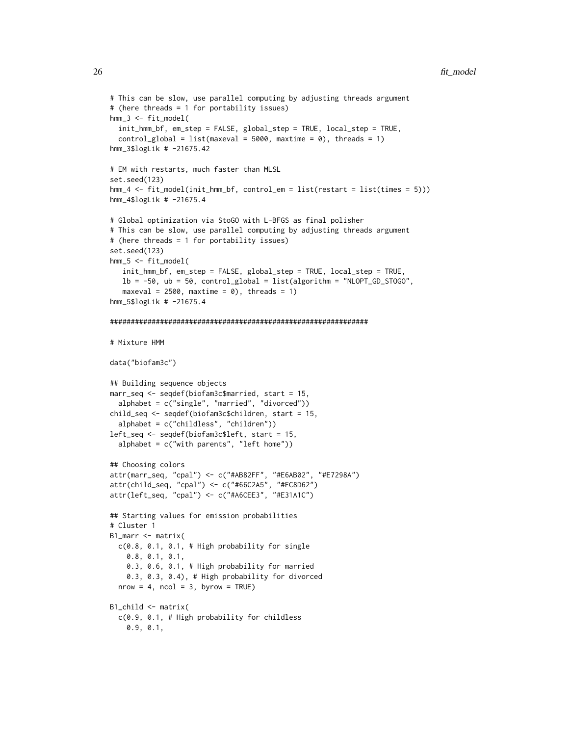```
# This can be slow, use parallel computing by adjusting threads argument
# (here threads = 1 for portability issues)
hmm_3 <- fit_model(
  init_hmm_bf, em_step = FALSE, global_step = TRUE, local_step = TRUE,
  control_global = list(maxeval = 5000, maxtime = 0), threads = 1)
hmm_3$logLik # -21675.42

# EM with restarts, much faster than MLSL
set.seed(123)
hmm_4 <- fit_model(init_hmm_bf, control_em = list(restart = list(times = 5)))
hmm_4$logLik # -21675.4

# Global optimization via StoGO with L-BFGS as final polisher
# This can be slow, use parallel computing by adjusting threads argument
# (here threads = 1 for portability issues)
set.seed(123)
hmm_5 <- fit_model(
   init_hmm_bf, em_step = FALSE, global_step = TRUE, local_step = TRUE,
   lb = -50, ub = 50, control_global = list(algorithm = "NLOPT_GD_STOGO",
   maxeval = 2500, maxtime = 0), threads = 1)
hmm_5$logLik # -21675.4

##############################################################

# Mixture HMM

data("biofam3c")

## Building sequence objects
marr_seq <- seqdef(biofam3c$married, start = 15,
  alphabet = c("single", "married", "divorced"))
child_seq <- seqdef(biofam3c$children, start = 15,
  alphabet = c("childless", "children"))
left_seq <- seqdef(biofam3c$left, start = 15,
  alphabet = c("with parents", "left home"))

## Choosing colors
attr(marr_seq, "cpal") <- c("#AB82FF", "#E6AB02", "#E7298A")
attr(child_seq, "cpal") <- c("#66C2A5", "#FC8D62")
attr(left_seq, "cpal") <- c("#A6CEE3", "#E31A1C")

## Starting values for emission probabilities
# Cluster 1
B1_marr <- matrix(
  c(0.8, 0.1, 0.1, # High probability for single
    0.8, 0.1, 0.1,
    0.3, 0.6, 0.1, # High probability for married
    0.3, 0.3, 0.4), # High probability for divorced
  nrow = 4, ncol = 3, byrow = TRUE)

B1_child <- matrix(
  c(0.9, 0.1, # High probability for childless
    0.9, 0.1,
```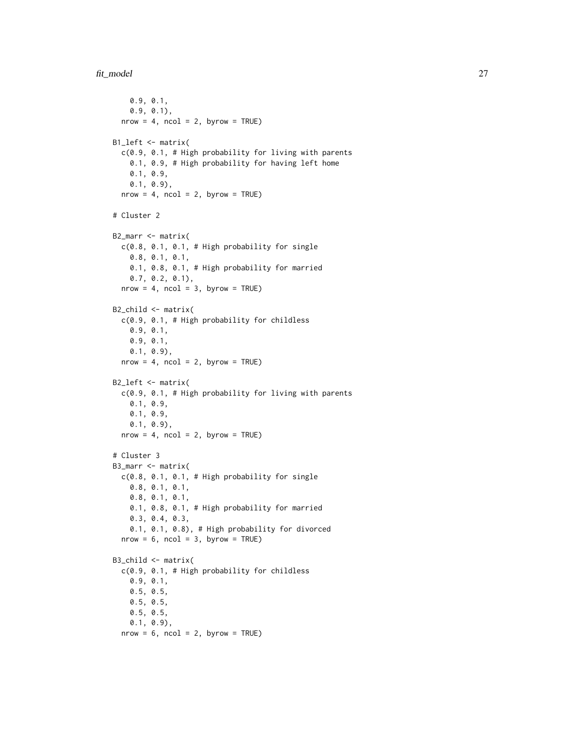```
    0.9, 0.1,
    0.9, 0.1),
  nrow = 4, ncol = 2, byrow = TRUE)

B1_left <- matrix(
  c(0.9, 0.1, # High probability for living with parents
    0.1, 0.9, # High probability for having left home
    0.1, 0.9,
    0.1, 0.9),
  nrow = 4, ncol = 2, byrow = TRUE)

# Cluster 2

B2_marr <- matrix(
  c(0.8, 0.1, 0.1, # High probability for single
    0.8, 0.1, 0.1,
    0.1, 0.8, 0.1, # High probability for married
    0.7, 0.2, 0.1),
  nrow = 4, ncol = 3, byrow = TRUE)

B2_child <- matrix(
  c(0.9, 0.1, # High probability for childless
    0.9, 0.1,
    0.9, 0.1,
    0.1, 0.9),
  nrow = 4, ncol = 2, byrow = TRUE)

B2_left <- matrix(
  c(0.9, 0.1, # High probability for living with parents
    0.1, 0.9,
    0.1, 0.9,
    0.1, 0.9),
  nrow = 4, ncol = 2, byrow = TRUE)

# Cluster 3
B3_marr <- matrix(
  c(0.8, 0.1, 0.1, # High probability for single
    0.8, 0.1, 0.1,
    0.8, 0.1, 0.1,
    0.1, 0.8, 0.1, # High probability for married
    0.3, 0.4, 0.3,
    0.1, 0.1, 0.8), # High probability for divorced
  nrow = 6, ncol = 3, byrow = TRUE)

B3_child <- matrix(
  c(0.9, 0.1, # High probability for childless
    0.9, 0.1,
    0.5, 0.5,
    0.5, 0.5,
    0.5, 0.5,
    0.1, 0.9),
  nrow = 6, ncol = 2, byrow = TRUE)
```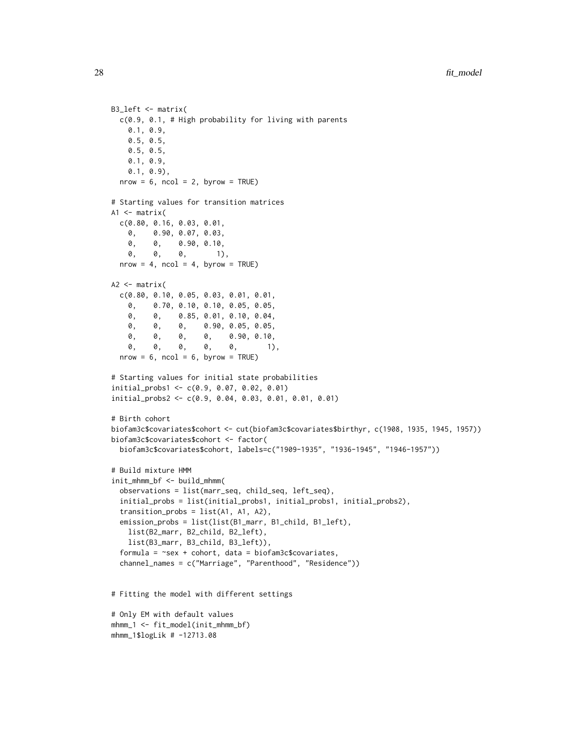```
B3_left <- matrix(
  c(0.9, 0.1, # High probability for living with parents
    0.1, 0.9,
    0.5, 0.5,
    0.5, 0.5,
    0.1, 0.9,
    0.1, 0.9),
  nrow = 6, ncol = 2, byrow = TRUE)

# Starting values for transition matrices
A1 <- matrix(
  c(0.80, 0.16, 0.03, 0.01,
    0,    0.90, 0.07, 0.03,
    0,    0,    0.90, 0.10,
    0,    0,    0,       1),
  nrow = 4, ncol = 4, byrow = TRUE)

A2 <- matrix(
  c(0.80, 0.10, 0.05, 0.03, 0.01, 0.01,
    0,    0.70, 0.10, 0.10, 0.05, 0.05,
    0,    0,    0.85, 0.01, 0.10, 0.04,
    0,    0,    0,    0.90, 0.05, 0.05,
    0,    0,    0,    0,    0.90, 0.10,
    0,    0,    0,    0,    0,       1),
  nrow = 6, ncol = 6, byrow = TRUE)

# Starting values for initial state probabilities
initial_probs1 <- c(0.9, 0.07, 0.02, 0.01)
initial_probs2 <- c(0.9, 0.04, 0.03, 0.01, 0.01, 0.01)

# Birth cohort
biofam3c$covariates$cohort <- cut(biofam3c$covariates$birthyr, c(1908, 1935, 1945, 1957))
biofam3c$covariates$cohort <- factor(
  biofam3c$covariates$cohort, labels=c("1909-1935", "1936-1945", "1946-1957"))

# Build mixture HMM
init_mhmm_bf <- build_mhmm(
  observations = list(marr_seq, child_seq, left_seq),
  initial_probs = list(initial_probs1, initial_probs1, initial_probs2),
  transition_probs = list(A1, A1, A2),
  emission_probs = list(list(B1_marr, B1_child, B1_left),
    list(B2_marr, B2_child, B2_left),
    list(B3_marr, B3_child, B3_left)),
  formula = ~sex + cohort, data = biofam3c$covariates,
  channel_names = c("Marriage", "Parenthood", "Residence"))


# Fitting the model with different settings

# Only EM with default values
mhmm_1 <- fit_model(init_mhmm_bf)
mhmm_1$logLik # -12713.08
```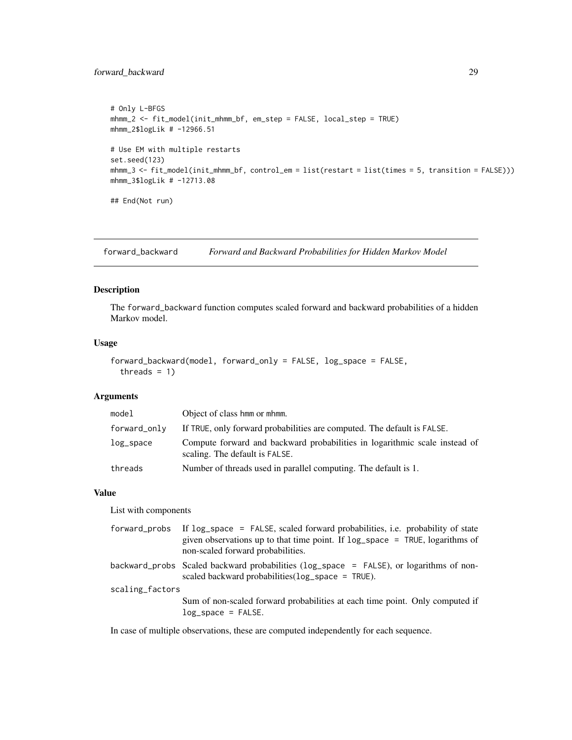```
# Only L-BFGS
mhmm_2 <- fit_model(init_mhmm_bf, em_step = FALSE, local_step = TRUE)
mhmm_2$logLik # -12966.51

# Use EM with multiple restarts
set.seed(123)
mhmm_3 <- fit_model(init_mhmm_bf, control_em = list(restart = list(times = 5, transition = FALSE)))
mhmm_3$logLik # -12713.08

## End(Not run)
```

---

## forward_backward — *Forward and Backward Probabilities for Hidden Markov Model*

---

### Description

The `forward_backward` function computes scaled forward and backward probabilities of a hidden Markov model.

### Usage

```
forward_backward(model, forward_only = FALSE, log_space = FALSE,
  threads = 1)
```

### Arguments

| | |
|---|---|
| `model` | Object of class hmm or mhmm. |
| `forward_only` | If TRUE, only forward probabilities are computed. The default is FALSE. |
| `log_space` | Compute forward and backward probabilities in logarithmic scale instead of scaling. The default is FALSE. |
| `threads` | Number of threads used in parallel computing. The default is 1. |

### Value

List with components

| | |
|---|---|
| `forward_probs` | If `log_space = FALSE`, scaled forward probabilities, i.e. probability of state given observations up to that time point. If `log_space = TRUE`, logarithms of non-scaled forward probabilities. |
| `backward_probs` | Scaled backward probabilities (`log_space = FALSE`), or logarithms of non-scaled backward probabilities(`log_space = TRUE`). |
| `scaling_factors` | Sum of non-scaled forward probabilities at each time point. Only computed if `log_space = FALSE`. |

In case of multiple observations, these are computed independently for each sequence.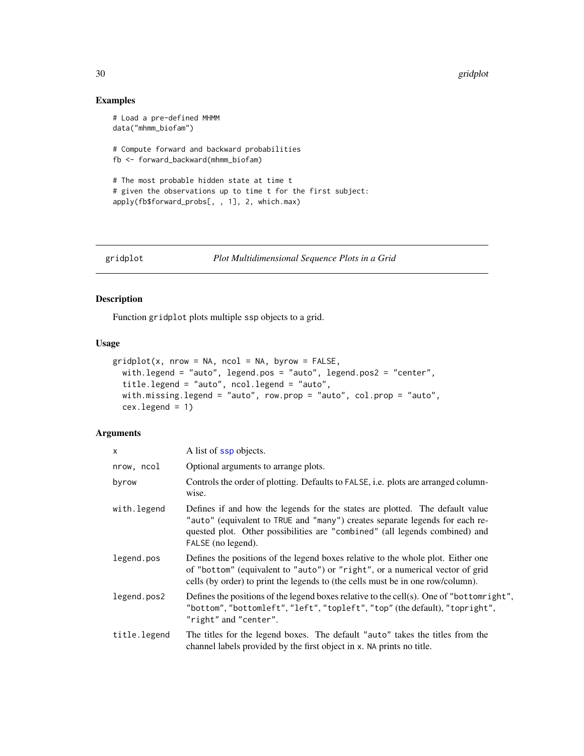## Examples

```
# Load a pre-defined MHMM
data("mhmm_biofam")

# Compute forward and backward probabilities
fb <- forward_backward(mhmm_biofam)

# The most probable hidden state at time t
# given the observations up to time t for the first subject:
apply(fb$forward_probs[, , 1], 2, which.max)
```

---

# gridplot — *Plot Multidimensional Sequence Plots in a Grid*

---

## Description

Function `gridplot` plots multiple `ssp` objects to a grid.

## Usage

```
gridplot(x, nrow = NA, ncol = NA, byrow = FALSE,
  with.legend = "auto", legend.pos = "auto", legend.pos2 = "center",
  title.legend = "auto", ncol.legend = "auto",
  with.missing.legend = "auto", row.prop = "auto", col.prop = "auto",
  cex.legend = 1)
```

## Arguments

| | |
|---|---|
| `x` | A list of `ssp` objects. |
| `nrow, ncol` | Optional arguments to arrange plots. |
| `byrow` | Controls the order of plotting. Defaults to `FALSE`, i.e. plots are arranged column-wise. |
| `with.legend` | Defines if and how the legends for the states are plotted. The default value `"auto"` (equivalent to `TRUE` and `"many"`) creates separate legends for each requested plot. Other possibilities are `"combined"` (all legends combined) and `FALSE` (no legend). |
| `legend.pos` | Defines the positions of the legend boxes relative to the whole plot. Either one of `"bottom"` (equivalent to `"auto"`) or `"right"`, or a numerical vector of grid cells (by order) to print the legends to (the cells must be in one row/column). |
| `legend.pos2` | Defines the positions of the legend boxes relative to the cell(s). One of `"bottomright"`, `"bottom"`, `"bottomleft"`, `"left"`, `"topleft"`, `"top"` (the default), `"topright"`, `"right"` and `"center"`. |
| `title.legend` | The titles for the legend boxes. The default `"auto"` takes the titles from the channel labels provided by the first object in `x`. `NA` prints no title. |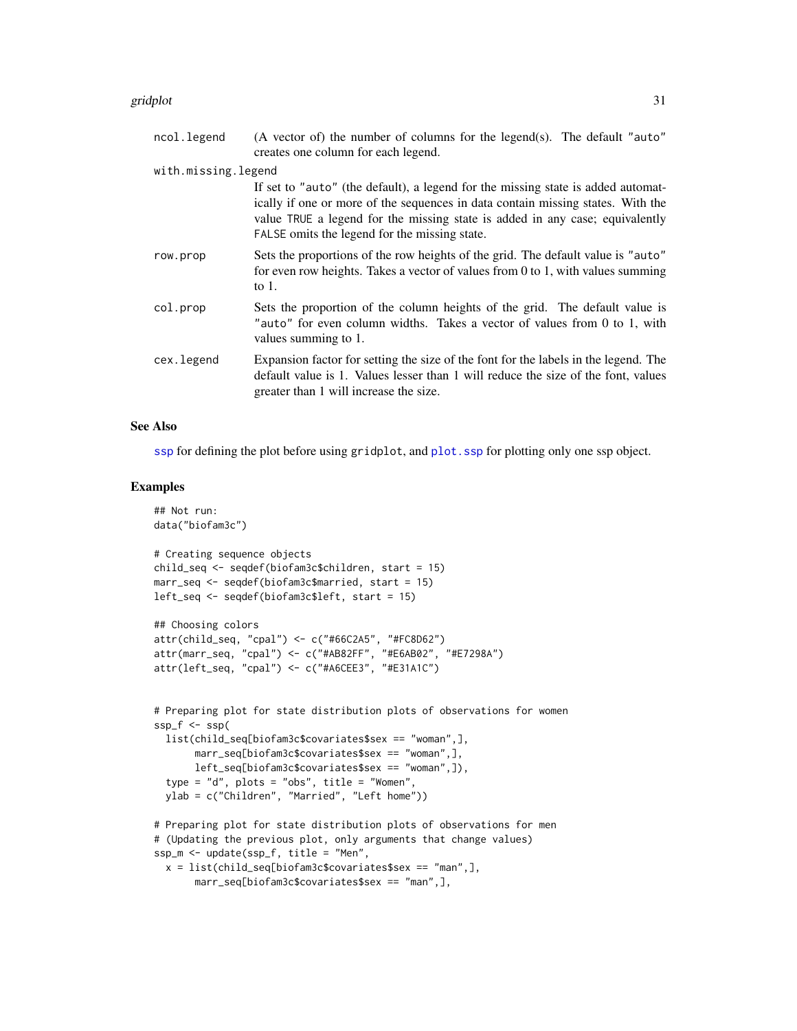| | |
|---|---|
| ncol.legend | (A vector of) the number of columns for the legend(s). The default "auto" creates one column for each legend. |
| with.missing.legend | If set to "auto" (the default), a legend for the missing state is added automatically if one or more of the sequences in data contain missing states. With the value TRUE a legend for the missing state is added in any case; equivalently FALSE omits the legend for the missing state. |
| row.prop | Sets the proportions of the row heights of the grid. The default value is "auto" for even row heights. Takes a vector of values from 0 to 1, with values summing to 1. |
| col.prop | Sets the proportion of the column heights of the grid. The default value is "auto" for even column widths. Takes a vector of values from 0 to 1, with values summing to 1. |
| cex.legend | Expansion factor for setting the size of the font for the labels in the legend. The default value is 1. Values lesser than 1 will reduce the size of the font, values greater than 1 will increase the size. |

## See Also

ssp for defining the plot before using gridplot, and plot.ssp for plotting only one ssp object.

## Examples

```
## Not run:
data("biofam3c")

# Creating sequence objects
child_seq <- seqdef(biofam3c$children, start = 15)
marr_seq <- seqdef(biofam3c$married, start = 15)
left_seq <- seqdef(biofam3c$left, start = 15)

## Choosing colors
attr(child_seq, "cpal") <- c("#66C2A5", "#FC8D62")
attr(marr_seq, "cpal") <- c("#AB82FF", "#E6AB02", "#E7298A")
attr(left_seq, "cpal") <- c("#A6CEE3", "#E31A1C")


# Preparing plot for state distribution plots of observations for women
ssp_f <- ssp(
  list(child_seq[biofam3c$covariates$sex == "woman",],
       marr_seq[biofam3c$covariates$sex == "woman",],
       left_seq[biofam3c$covariates$sex == "woman",]),
  type = "d", plots = "obs", title = "Women",
  ylab = c("Children", "Married", "Left home"))

# Preparing plot for state distribution plots of observations for men
# (Updating the previous plot, only arguments that change values)
ssp_m <- update(ssp_f, title = "Men",
  x = list(child_seq[biofam3c$covariates$sex == "man",],
       marr_seq[biofam3c$covariates$sex == "man",],
```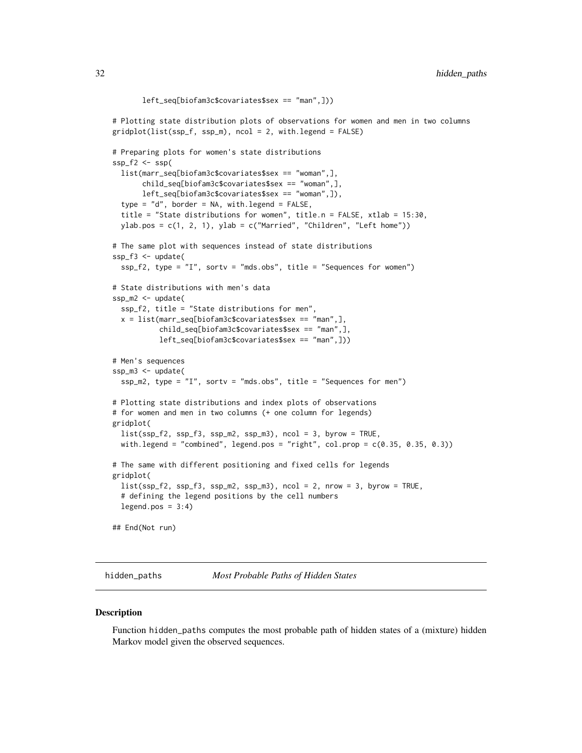```
       left_seq[biofam3c$covariates$sex == "man",]))

# Plotting state distribution plots of observations for women and men in two columns
gridplot(list(ssp_f, ssp_m), ncol = 2, with.legend = FALSE)

# Preparing plots for women's state distributions
ssp_f2 <- ssp(
  list(marr_seq[biofam3c$covariates$sex == "woman",],
       child_seq[biofam3c$covariates$sex == "woman",],
       left_seq[biofam3c$covariates$sex == "woman",]),
  type = "d", border = NA, with.legend = FALSE,
  title = "State distributions for women", title.n = FALSE, xtlab = 15:30,
  ylab.pos = c(1, 2, 1), ylab = c("Married", "Children", "Left home"))

# The same plot with sequences instead of state distributions
ssp_f3 <- update(
  ssp_f2, type = "I", sortv = "mds.obs", title = "Sequences for women")

# State distributions with men's data
ssp_m2 <- update(
  ssp_f2, title = "State distributions for men",
  x = list(marr_seq[biofam3c$covariates$sex == "man",],
           child_seq[biofam3c$covariates$sex == "man",],
           left_seq[biofam3c$covariates$sex == "man",]))

# Men's sequences
ssp_m3 <- update(
  ssp_m2, type = "I", sortv = "mds.obs", title = "Sequences for men")

# Plotting state distributions and index plots of observations
# for women and men in two columns (+ one column for legends)
gridplot(
  list(ssp_f2, ssp_f3, ssp_m2, ssp_m3), ncol = 3, byrow = TRUE,
  with.legend = "combined", legend.pos = "right", col.prop = c(0.35, 0.35, 0.3))

# The same with different positioning and fixed cells for legends
gridplot(
  list(ssp_f2, ssp_f3, ssp_m2, ssp_m3), ncol = 2, nrow = 3, byrow = TRUE,
  # defining the legend positions by the cell numbers
  legend.pos = 3:4)

## End(Not run)
```

---

## hidden_paths — *Most Probable Paths of Hidden States*

### Description

Function hidden_paths computes the most probable path of hidden states of a (mixture) hidden Markov model given the observed sequences.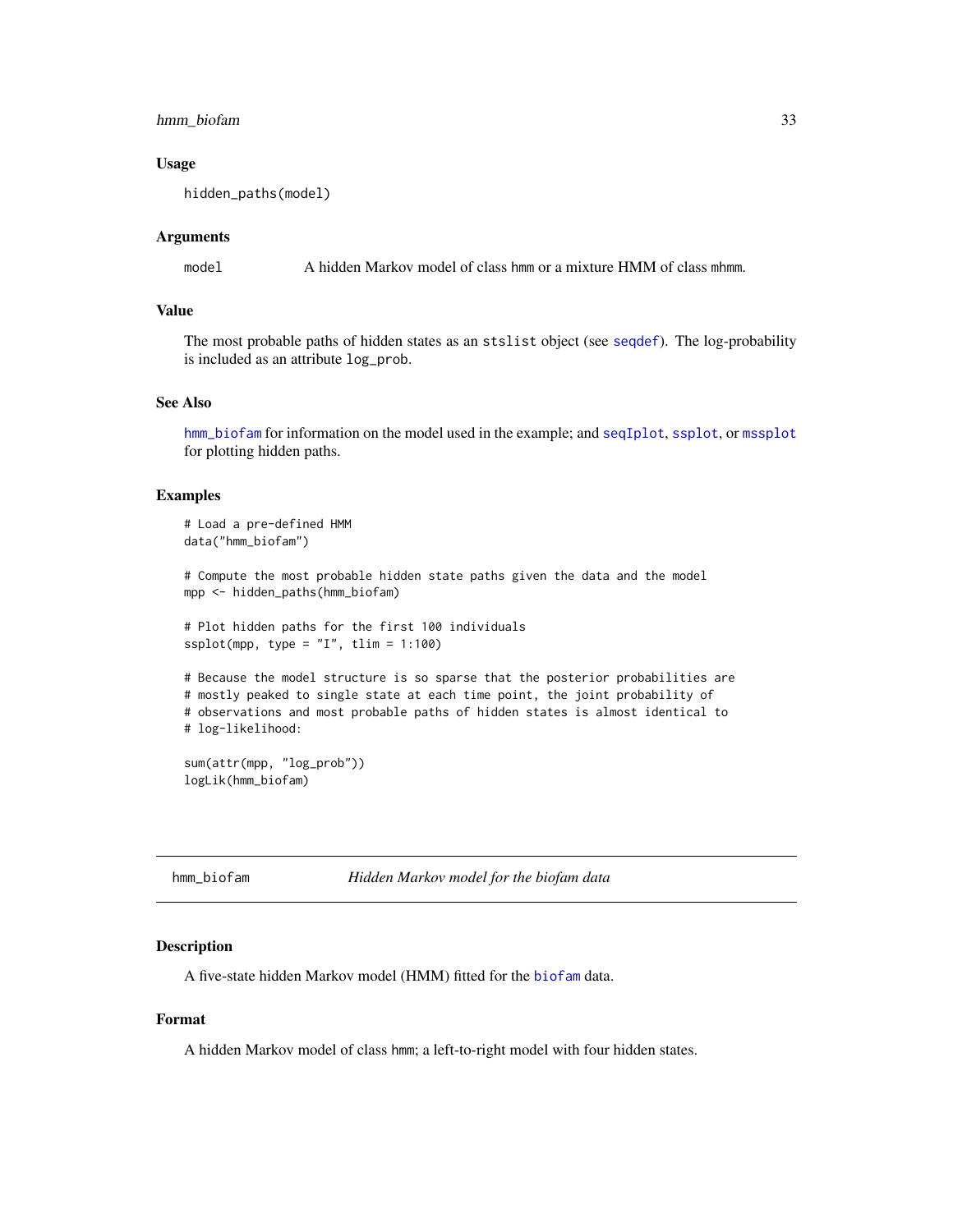### Usage

```
hidden_paths(model)
```

### Arguments

| | |
|---|---|
| model | A hidden Markov model of class hmm or a mixture HMM of class mhmm. |

### Value

The most probable paths of hidden states as an stslist object (see seqdef). The log-probability is included as an attribute log_prob.

### See Also

hmm_biofam for information on the model used in the example; and seqIplot, ssplot, or mssplot for plotting hidden paths.

### Examples

```
# Load a pre-defined HMM
data("hmm_biofam")

# Compute the most probable hidden state paths given the data and the model
mpp <- hidden_paths(hmm_biofam)

# Plot hidden paths for the first 100 individuals
ssplot(mpp, type = "I", tlim = 1:100)

# Because the model structure is so sparse that the posterior probabilities are
# mostly peaked to single state at each time point, the joint probability of
# observations and most probable paths of hidden states is almost identical to
# log-likelihood:

sum(attr(mpp, "log_prob"))
logLik(hmm_biofam)
```

---

## hmm_biofam — *Hidden Markov model for the biofam data*

### Description

A five-state hidden Markov model (HMM) fitted for the biofam data.

### Format

A hidden Markov model of class hmm; a left-to-right model with four hidden states.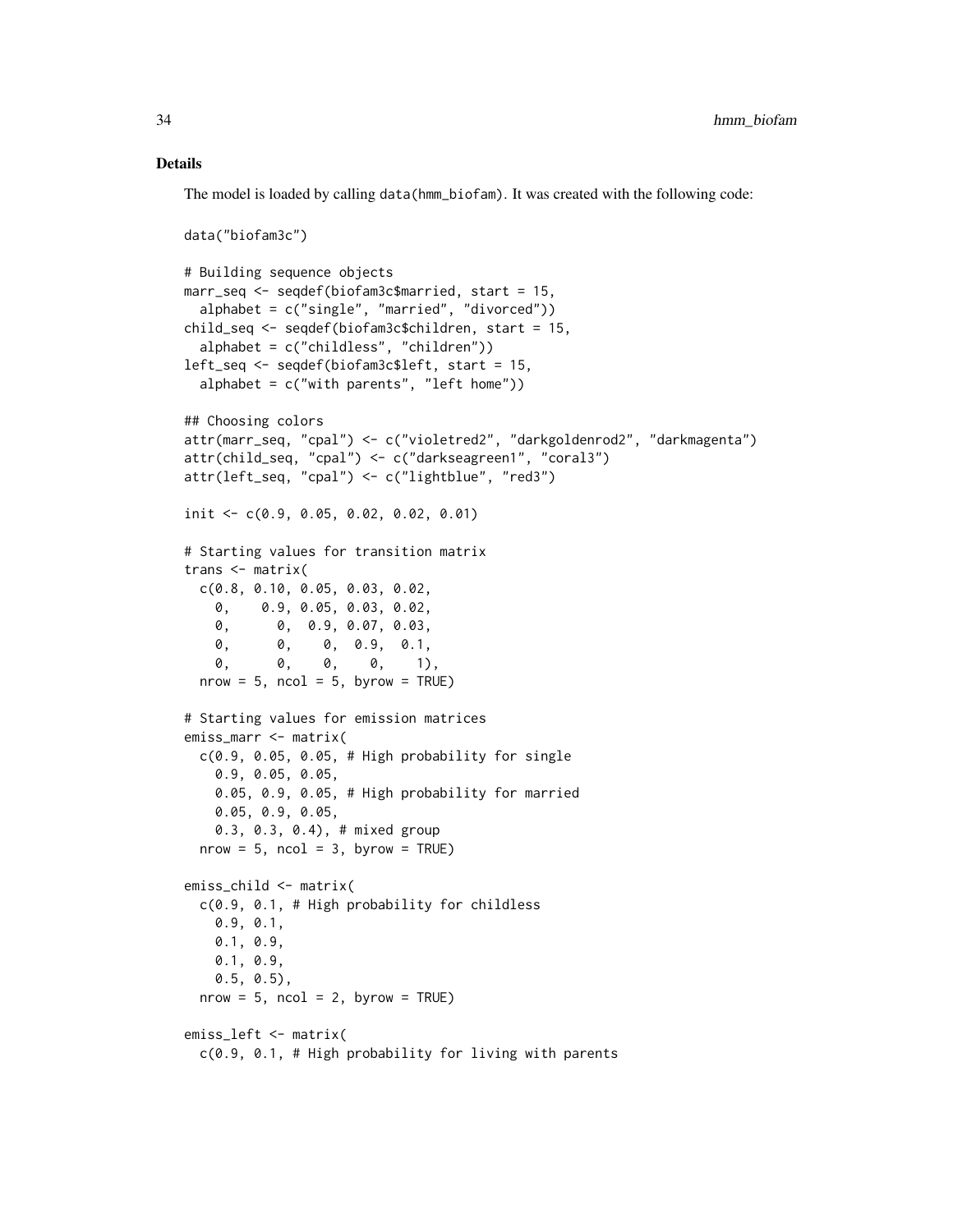## Details

The model is loaded by calling `data(hmm_biofam)`. It was created with the following code:

```
data("biofam3c")

# Building sequence objects
marr_seq <- seqdef(biofam3c$married, start = 15,
  alphabet = c("single", "married", "divorced"))
child_seq <- seqdef(biofam3c$children, start = 15,
  alphabet = c("childless", "children"))
left_seq <- seqdef(biofam3c$left, start = 15,
  alphabet = c("with parents", "left home"))

## Choosing colors
attr(marr_seq, "cpal") <- c("violetred2", "darkgoldenrod2", "darkmagenta")
attr(child_seq, "cpal") <- c("darkseagreen1", "coral3")
attr(left_seq, "cpal") <- c("lightblue", "red3")

init <- c(0.9, 0.05, 0.02, 0.02, 0.01)

# Starting values for transition matrix
trans <- matrix(
  c(0.8, 0.10, 0.05, 0.03, 0.02,
    0,    0.9, 0.05, 0.03, 0.02,
    0,      0,  0.9, 0.07, 0.03,
    0,      0,    0,  0.9,  0.1,
    0,      0,    0,    0,    1),
  nrow = 5, ncol = 5, byrow = TRUE)

# Starting values for emission matrices
emiss_marr <- matrix(
  c(0.9, 0.05, 0.05, # High probability for single
    0.9, 0.05, 0.05,
    0.05, 0.9, 0.05, # High probability for married
    0.05, 0.9, 0.05,
    0.3, 0.3, 0.4), # mixed group
  nrow = 5, ncol = 3, byrow = TRUE)

emiss_child <- matrix(
  c(0.9, 0.1, # High probability for childless
    0.9, 0.1,
    0.1, 0.9,
    0.1, 0.9,
    0.5, 0.5),
  nrow = 5, ncol = 2, byrow = TRUE)

emiss_left <- matrix(
  c(0.9, 0.1, # High probability for living with parents
```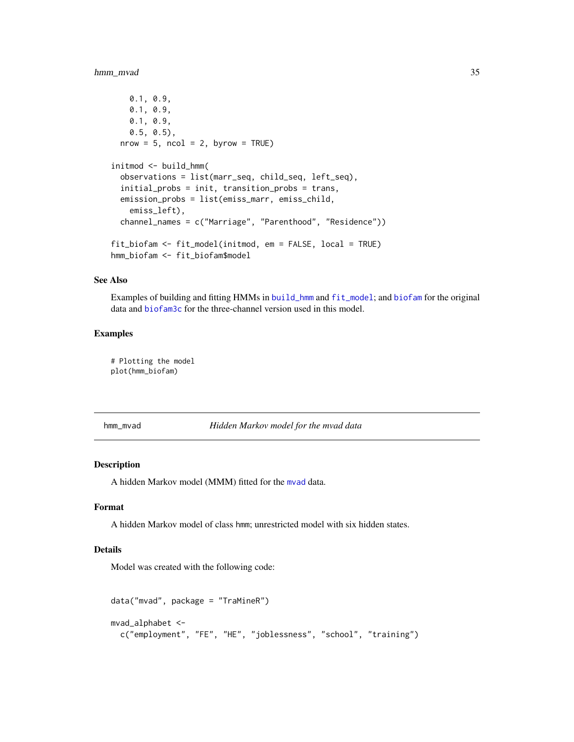```
    0.1, 0.9,
    0.1, 0.9,
    0.1, 0.9,
    0.5, 0.5),
  nrow = 5, ncol = 2, byrow = TRUE)

initmod <- build_hmm(
  observations = list(marr_seq, child_seq, left_seq),
  initial_probs = init, transition_probs = trans,
  emission_probs = list(emiss_marr, emiss_child,
    emiss_left),
  channel_names = c("Marriage", "Parenthood", "Residence"))

fit_biofam <- fit_model(initmod, em = FALSE, local = TRUE)
hmm_biofam <- fit_biofam$model
```

### See Also

Examples of building and fitting HMMs in build_hmm and fit_model; and biofam for the original data and biofam3c for the three-channel version used in this model.

### Examples

```
# Plotting the model
plot(hmm_biofam)
```

---

## hmm_mvad — *Hidden Markov model for the mvad data*

### Description

A hidden Markov model (MMM) fitted for the mvad data.

### Format

A hidden Markov model of class hmm; unrestricted model with six hidden states.

### Details

Model was created with the following code:

```
data("mvad", package = "TraMineR")

mvad_alphabet <-
  c("employment", "FE", "HE", "joblessness", "school", "training")
```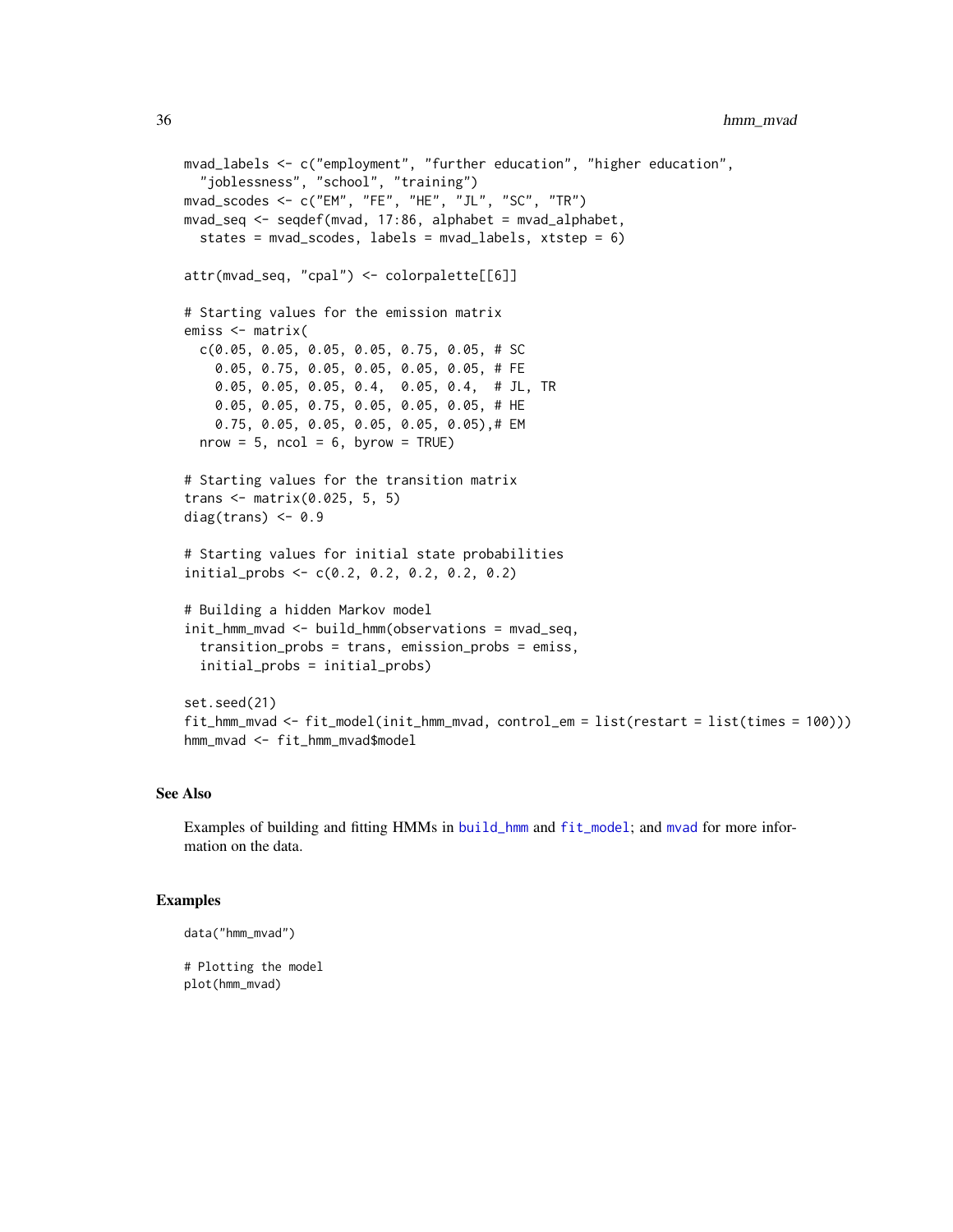```
mvad_labels <- c("employment", "further education", "higher education",
  "joblessness", "school", "training")
mvad_scodes <- c("EM", "FE", "HE", "JL", "SC", "TR")
mvad_seq <- seqdef(mvad, 17:86, alphabet = mvad_alphabet,
  states = mvad_scodes, labels = mvad_labels, xtstep = 6)

attr(mvad_seq, "cpal") <- colorpalette[[6]]

# Starting values for the emission matrix
emiss <- matrix(
  c(0.05, 0.05, 0.05, 0.05, 0.75, 0.05, # SC
    0.05, 0.75, 0.05, 0.05, 0.05, 0.05, # FE
    0.05, 0.05, 0.05, 0.4,  0.05, 0.4,  # JL, TR
    0.05, 0.05, 0.75, 0.05, 0.05, 0.05, # HE
    0.75, 0.05, 0.05, 0.05, 0.05, 0.05),# EM
  nrow = 5, ncol = 6, byrow = TRUE)

# Starting values for the transition matrix
trans <- matrix(0.025, 5, 5)
diag(trans) <- 0.9

# Starting values for initial state probabilities
initial_probs <- c(0.2, 0.2, 0.2, 0.2, 0.2)

# Building a hidden Markov model
init_hmm_mvad <- build_hmm(observations = mvad_seq,
  transition_probs = trans, emission_probs = emiss,
  initial_probs = initial_probs)

set.seed(21)
fit_hmm_mvad <- fit_model(init_hmm_mvad, control_em = list(restart = list(times = 100)))
hmm_mvad <- fit_hmm_mvad$model
```

### See Also

Examples of building and fitting HMMs in `build_hmm` and `fit_model`; and `mvad` for more information on the data.

### Examples

```
data("hmm_mvad")

# Plotting the model
plot(hmm_mvad)
```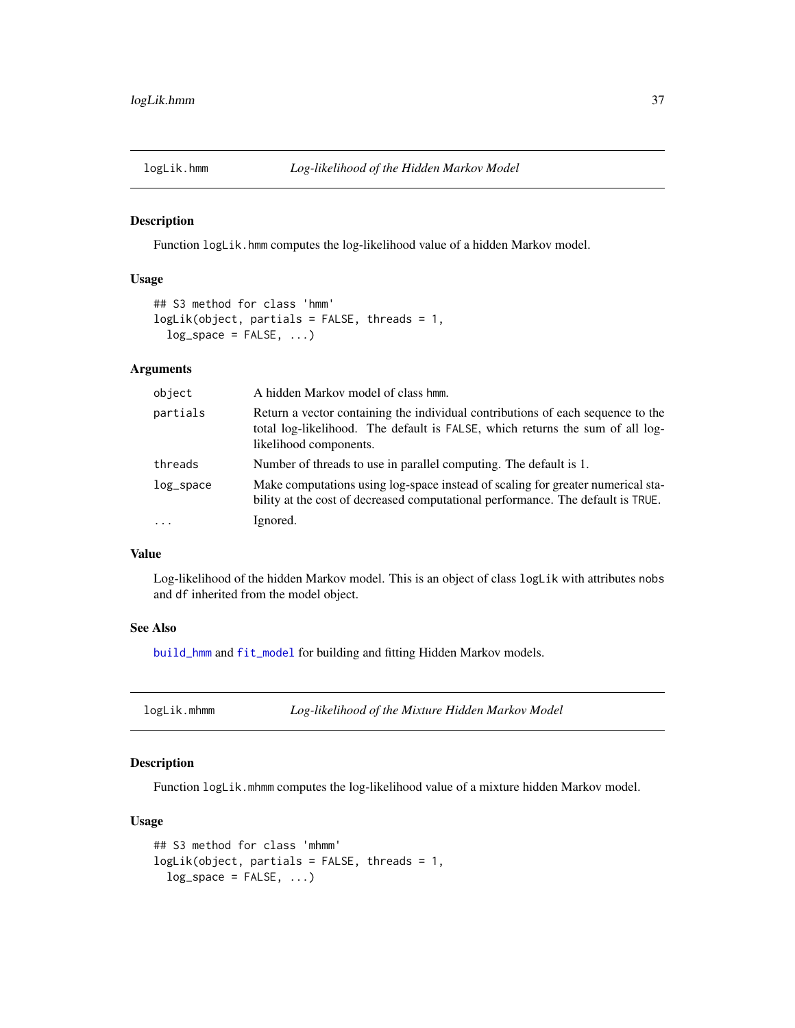## logLik.hmm — *Log-likelihood of the Hidden Markov Model*

### Description

Function `logLik.hmm` computes the log-likelihood value of a hidden Markov model.

### Usage

```
## S3 method for class 'hmm'
logLik(object, partials = FALSE, threads = 1,
  log_space = FALSE, ...)
```

### Arguments

| | |
|---|---|
| `object` | A hidden Markov model of class `hmm`. |
| `partials` | Return a vector containing the individual contributions of each sequence to the total log-likelihood. The default is `FALSE`, which returns the sum of all log-likelihood components. |
| `threads` | Number of threads to use in parallel computing. The default is 1. |
| `log_space` | Make computations using log-space instead of scaling for greater numerical stability at the cost of decreased computational performance. The default is `TRUE`. |
| `...` | Ignored. |

### Value

Log-likelihood of the hidden Markov model. This is an object of class `logLik` with attributes `nobs` and `df` inherited from the model object.

### See Also

`build_hmm` and `fit_model` for building and fitting Hidden Markov models.

## logLik.mhmm — *Log-likelihood of the Mixture Hidden Markov Model*

### Description

Function `logLik.mhmm` computes the log-likelihood value of a mixture hidden Markov model.

### Usage

```
## S3 method for class 'mhmm'
logLik(object, partials = FALSE, threads = 1,
  log_space = FALSE, ...)
```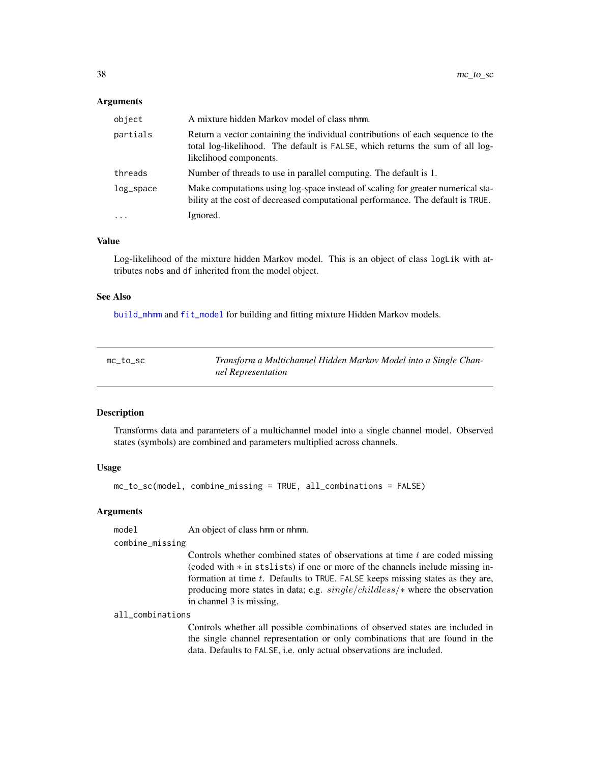### Arguments

| | |
|---|---|
| `object` | A mixture hidden Markov model of class `mhmm`. |
| `partials` | Return a vector containing the individual contributions of each sequence to the total log-likelihood. The default is `FALSE`, which returns the sum of all log-likelihood components. |
| `threads` | Number of threads to use in parallel computing. The default is 1. |
| `log_space` | Make computations using log-space instead of scaling for greater numerical stability at the cost of decreased computational performance. The default is `TRUE`. |
| `...` | Ignored. |

### Value

Log-likelihood of the mixture hidden Markov model. This is an object of class `logLik` with attributes `nobs` and `df` inherited from the model object.

### See Also

`build_mhmm` and `fit_model` for building and fitting mixture Hidden Markov models.

---

## mc_to_sc — *Transform a Multichannel Hidden Markov Model into a Single Channel Representation*

### Description

Transforms data and parameters of a multichannel model into a single channel model. Observed states (symbols) are combined and parameters multiplied across channels.

### Usage

```
mc_to_sc(model, combine_missing = TRUE, all_combinations = FALSE)
```

### Arguments

| | |
|---|---|
| `model` | An object of class `hmm` or `mhmm`. |
| `combine_missing` | Controls whether combined states of observations at time $t$ are coded missing (coded with $*$ in `stslists`) if one or more of the channels include missing information at time $t$. Defaults to `TRUE`. `FALSE` keeps missing states as they are, producing more states in data; e.g. $single/childless/*$ where the observation in channel 3 is missing. |
| `all_combinations` | Controls whether all possible combinations of observed states are included in the single channel representation or only combinations that are found in the data. Defaults to `FALSE`, i.e. only actual observations are included. |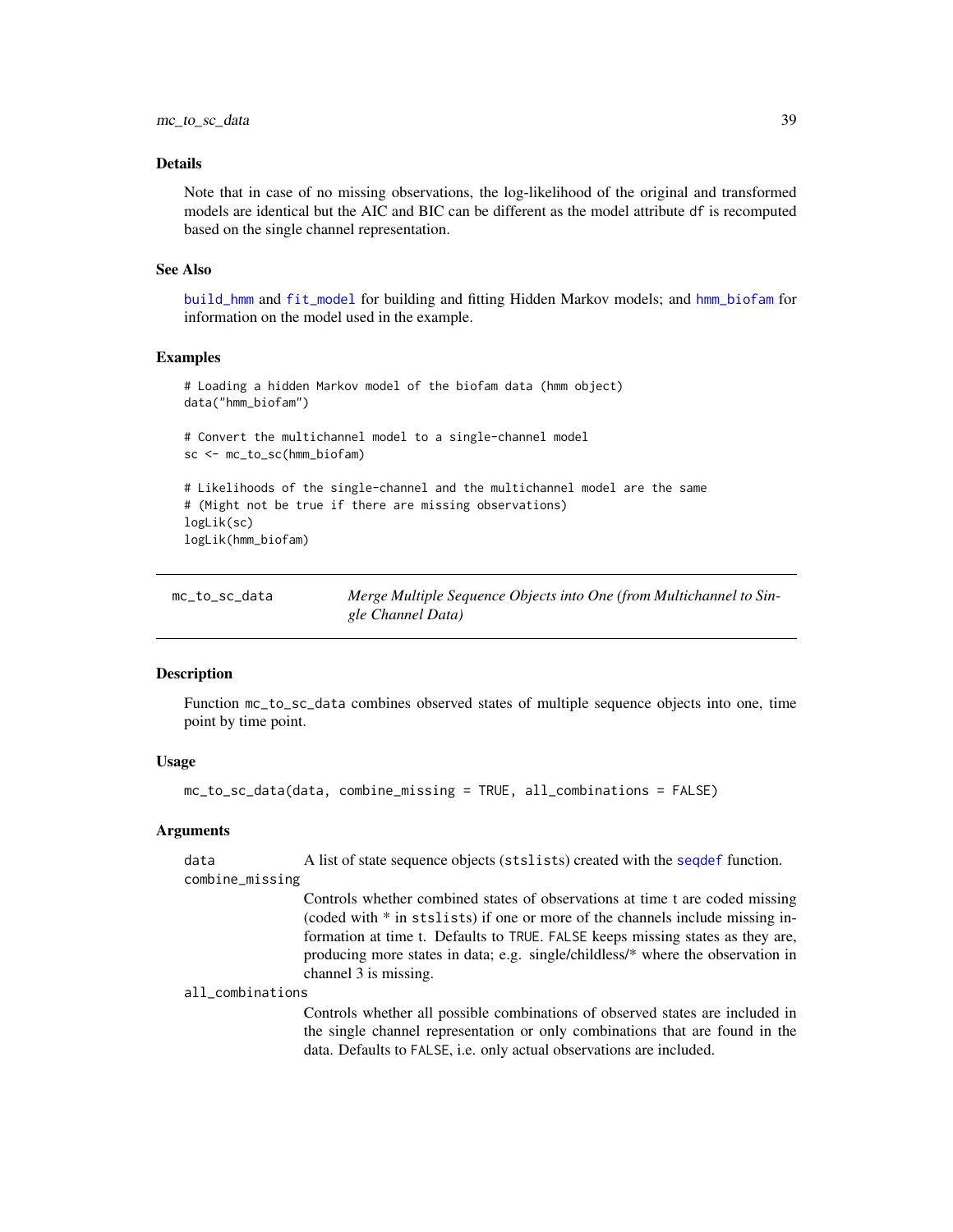### Details

Note that in case of no missing observations, the log-likelihood of the original and transformed models are identical but the AIC and BIC can be different as the model attribute `df` is recomputed based on the single channel representation.

### See Also

`build_hmm` and `fit_model` for building and fitting Hidden Markov models; and `hmm_biofam` for information on the model used in the example.

### Examples

```
# Loading a hidden Markov model of the biofam data (hmm object)
data("hmm_biofam")

# Convert the multichannel model to a single-channel model
sc <- mc_to_sc(hmm_biofam)

# Likelihoods of the single-channel and the multichannel model are the same
# (Might not be true if there are missing observations)
logLik(sc)
logLik(hmm_biofam)
```

---

## mc_to_sc_data — *Merge Multiple Sequence Objects into One (from Multichannel to Single Channel Data)*

---

### Description

Function `mc_to_sc_data` combines observed states of multiple sequence objects into one, time point by time point.

### Usage

```
mc_to_sc_data(data, combine_missing = TRUE, all_combinations = FALSE)
```

### Arguments

- `data` — A list of state sequence objects (`stslist`s) created with the `seqdef` function.
- `combine_missing` — Controls whether combined states of observations at time t are coded missing (coded with * in `stslist`s) if one or more of the channels include missing information at time t. Defaults to `TRUE`. `FALSE` keeps missing states as they are, producing more states in data; e.g. single/childless/* where the observation in channel 3 is missing.
- `all_combinations` — Controls whether all possible combinations of observed states are included in the single channel representation or only combinations that are found in the data. Defaults to `FALSE`, i.e. only actual observations are included.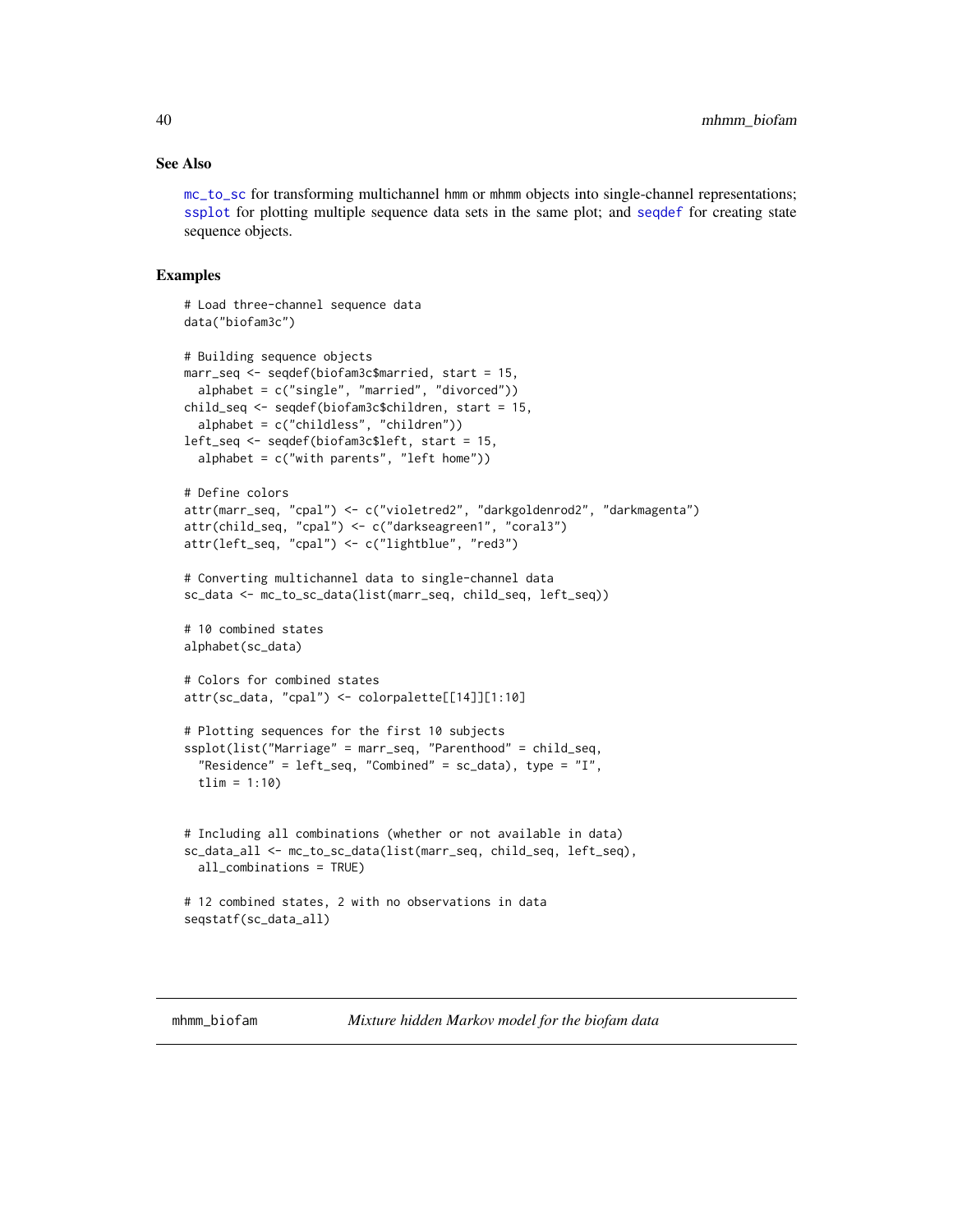### See Also

mc_to_sc for transforming multichannel hmm or mhmm objects into single-channel representations; ssplot for plotting multiple sequence data sets in the same plot; and seqdef for creating state sequence objects.

### Examples

```
# Load three-channel sequence data
data("biofam3c")

# Building sequence objects
marr_seq <- seqdef(biofam3c$married, start = 15,
  alphabet = c("single", "married", "divorced"))
child_seq <- seqdef(biofam3c$children, start = 15,
  alphabet = c("childless", "children"))
left_seq <- seqdef(biofam3c$left, start = 15,
  alphabet = c("with parents", "left home"))

# Define colors
attr(marr_seq, "cpal") <- c("violetred2", "darkgoldenrod2", "darkmagenta")
attr(child_seq, "cpal") <- c("darkseagreen1", "coral3")
attr(left_seq, "cpal") <- c("lightblue", "red3")

# Converting multichannel data to single-channel data
sc_data <- mc_to_sc_data(list(marr_seq, child_seq, left_seq))

# 10 combined states
alphabet(sc_data)

# Colors for combined states
attr(sc_data, "cpal") <- colorpalette[[14]][1:10]

# Plotting sequences for the first 10 subjects
ssplot(list("Marriage" = marr_seq, "Parenthood" = child_seq,
  "Residence" = left_seq, "Combined" = sc_data), type = "I",
  tlim = 1:10)


# Including all combinations (whether or not available in data)
sc_data_all <- mc_to_sc_data(list(marr_seq, child_seq, left_seq),
  all_combinations = TRUE)

# 12 combined states, 2 with no observations in data
seqstatf(sc_data_all)
```

---

## mhmm_biofam — *Mixture hidden Markov model for the biofam data*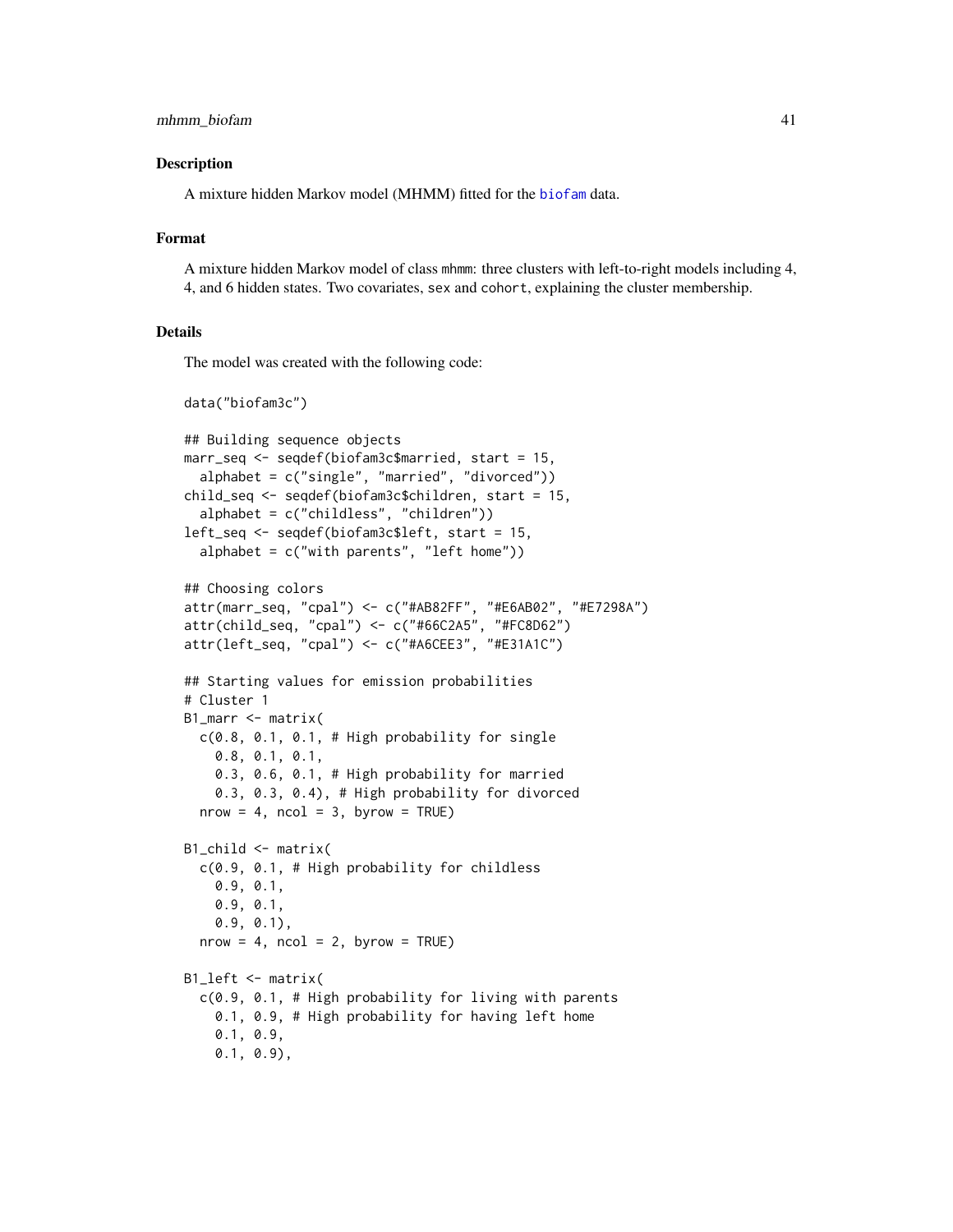## Description

A mixture hidden Markov model (MHMM) fitted for the biofam data.

## Format

A mixture hidden Markov model of class mhmm: three clusters with left-to-right models including 4, 4, and 6 hidden states. Two covariates, sex and cohort, explaining the cluster membership.

## Details

The model was created with the following code:

```
data("biofam3c")

## Building sequence objects
marr_seq <- seqdef(biofam3c$married, start = 15,
  alphabet = c("single", "married", "divorced"))
child_seq <- seqdef(biofam3c$children, start = 15,
  alphabet = c("childless", "children"))
left_seq <- seqdef(biofam3c$left, start = 15,
  alphabet = c("with parents", "left home"))

## Choosing colors
attr(marr_seq, "cpal") <- c("#AB82FF", "#E6AB02", "#E7298A")
attr(child_seq, "cpal") <- c("#66C2A5", "#FC8D62")
attr(left_seq, "cpal") <- c("#A6CEE3", "#E31A1C")

## Starting values for emission probabilities
# Cluster 1
B1_marr <- matrix(
  c(0.8, 0.1, 0.1, # High probability for single
    0.8, 0.1, 0.1,
    0.3, 0.6, 0.1, # High probability for married
    0.3, 0.3, 0.4), # High probability for divorced
  nrow = 4, ncol = 3, byrow = TRUE)

B1_child <- matrix(
  c(0.9, 0.1, # High probability for childless
    0.9, 0.1,
    0.9, 0.1,
    0.9, 0.1),
  nrow = 4, ncol = 2, byrow = TRUE)

B1_left <- matrix(
  c(0.9, 0.1, # High probability for living with parents
    0.1, 0.9, # High probability for having left home
    0.1, 0.9,
    0.1, 0.9),
```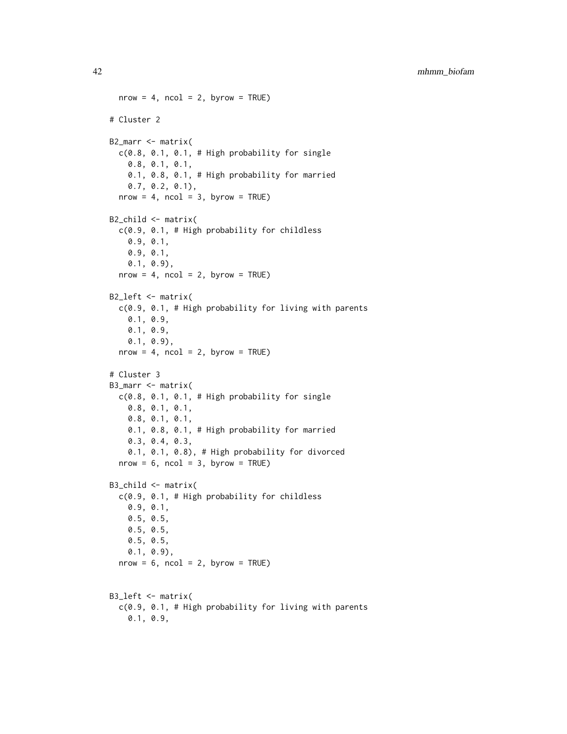```
  nrow = 4, ncol = 2, byrow = TRUE)

# Cluster 2

B2_marr <- matrix(
  c(0.8, 0.1, 0.1, # High probability for single
    0.8, 0.1, 0.1,
    0.1, 0.8, 0.1, # High probability for married
    0.7, 0.2, 0.1),
  nrow = 4, ncol = 3, byrow = TRUE)

B2_child <- matrix(
  c(0.9, 0.1, # High probability for childless
    0.9, 0.1,
    0.9, 0.1,
    0.1, 0.9),
  nrow = 4, ncol = 2, byrow = TRUE)

B2_left <- matrix(
  c(0.9, 0.1, # High probability for living with parents
    0.1, 0.9,
    0.1, 0.9,
    0.1, 0.9),
  nrow = 4, ncol = 2, byrow = TRUE)

# Cluster 3
B3_marr <- matrix(
  c(0.8, 0.1, 0.1, # High probability for single
    0.8, 0.1, 0.1,
    0.8, 0.1, 0.1,
    0.1, 0.8, 0.1, # High probability for married
    0.3, 0.4, 0.3,
    0.1, 0.1, 0.8), # High probability for divorced
  nrow = 6, ncol = 3, byrow = TRUE)

B3_child <- matrix(
  c(0.9, 0.1, # High probability for childless
    0.9, 0.1,
    0.5, 0.5,
    0.5, 0.5,
    0.5, 0.5,
    0.1, 0.9),
  nrow = 6, ncol = 2, byrow = TRUE)


B3_left <- matrix(
  c(0.9, 0.1, # High probability for living with parents
    0.1, 0.9,
```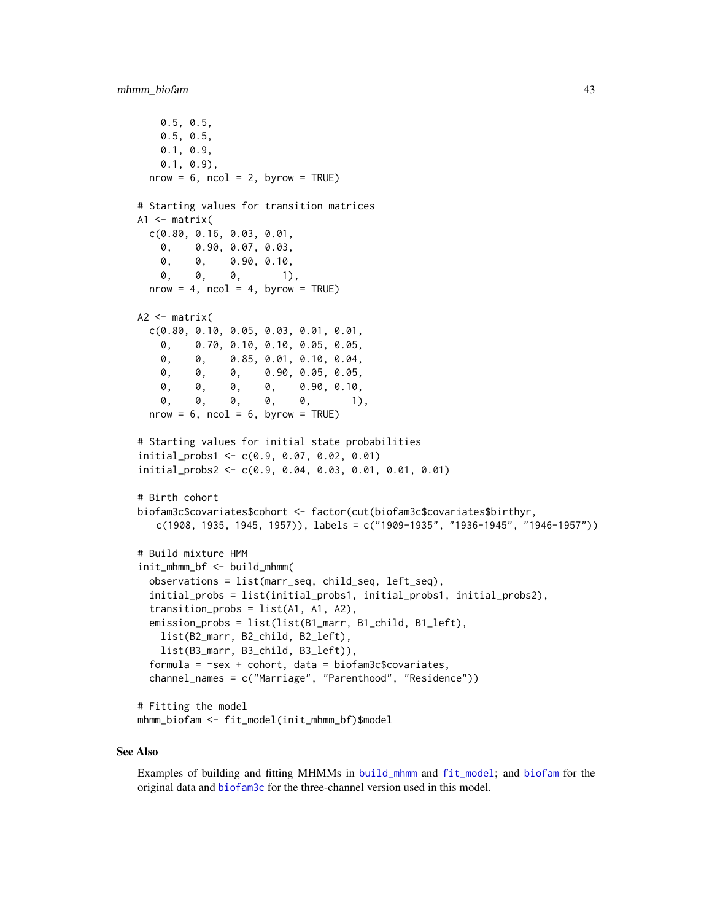```
    0.5, 0.5,
    0.5, 0.5,
    0.1, 0.9,
    0.1, 0.9),
  nrow = 6, ncol = 2, byrow = TRUE)

# Starting values for transition matrices
A1 <- matrix(
  c(0.80, 0.16, 0.03, 0.01,
    0,    0.90, 0.07, 0.03,
    0,    0,    0.90, 0.10,
    0,    0,    0,       1),
  nrow = 4, ncol = 4, byrow = TRUE)

A2 <- matrix(
  c(0.80, 0.10, 0.05, 0.03, 0.01, 0.01,
    0,    0.70, 0.10, 0.10, 0.05, 0.05,
    0,    0,    0.85, 0.01, 0.10, 0.04,
    0,    0,    0,    0.90, 0.05, 0.05,
    0,    0,    0,    0,    0.90, 0.10,
    0,    0,    0,    0,    0,       1),
  nrow = 6, ncol = 6, byrow = TRUE)

# Starting values for initial state probabilities
initial_probs1 <- c(0.9, 0.07, 0.02, 0.01)
initial_probs2 <- c(0.9, 0.04, 0.03, 0.01, 0.01, 0.01)

# Birth cohort
biofam3c$covariates$cohort <- factor(cut(biofam3c$covariates$birthyr,
   c(1908, 1935, 1945, 1957)), labels = c("1909-1935", "1936-1945", "1946-1957"))

# Build mixture HMM
init_mhmm_bf <- build_mhmm(
  observations = list(marr_seq, child_seq, left_seq),
  initial_probs = list(initial_probs1, initial_probs1, initial_probs2),
  transition_probs = list(A1, A1, A2),
  emission_probs = list(list(B1_marr, B1_child, B1_left),
    list(B2_marr, B2_child, B2_left),
    list(B3_marr, B3_child, B3_left)),
  formula = ~sex + cohort, data = biofam3c$covariates,
  channel_names = c("Marriage", "Parenthood", "Residence"))

# Fitting the model
mhmm_biofam <- fit_model(init_mhmm_bf)$model
```

### See Also

Examples of building and fitting MHMMs in build_mhmm and fit_model; and biofam for the original data and biofam3c for the three-channel version used in this model.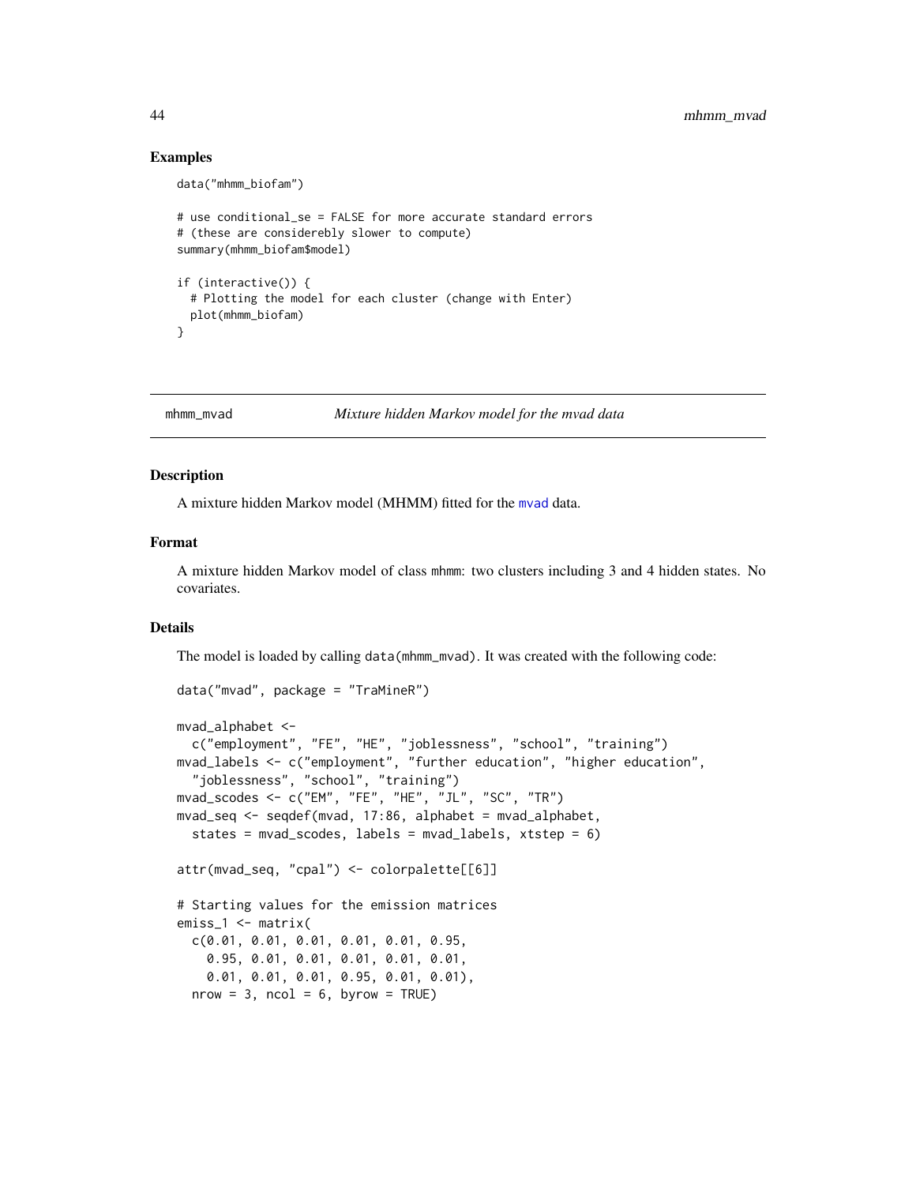## Examples

```
data("mhmm_biofam")

# use conditional_se = FALSE for more accurate standard errors
# (these are considerebly slower to compute)
summary(mhmm_biofam$model)

if (interactive()) {
  # Plotting the model for each cluster (change with Enter)
  plot(mhmm_biofam)
}
```

---

# mhmm_mvad — *Mixture hidden Markov model for the mvad data*

## Description

A mixture hidden Markov model (MHMM) fitted for the mvad data.

## Format

A mixture hidden Markov model of class mhmm: two clusters including 3 and 4 hidden states. No covariates.

## Details

The model is loaded by calling `data(mhmm_mvad)`. It was created with the following code:

```
data("mvad", package = "TraMineR")

mvad_alphabet <-
  c("employment", "FE", "HE", "joblessness", "school", "training")
mvad_labels <- c("employment", "further education", "higher education",
  "joblessness", "school", "training")
mvad_scodes <- c("EM", "FE", "HE", "JL", "SC", "TR")
mvad_seq <- seqdef(mvad, 17:86, alphabet = mvad_alphabet,
  states = mvad_scodes, labels = mvad_labels, xtstep = 6)

attr(mvad_seq, "cpal") <- colorpalette[[6]]

# Starting values for the emission matrices
emiss_1 <- matrix(
  c(0.01, 0.01, 0.01, 0.01, 0.01, 0.95,
    0.95, 0.01, 0.01, 0.01, 0.01, 0.01,
    0.01, 0.01, 0.01, 0.95, 0.01, 0.01),
  nrow = 3, ncol = 6, byrow = TRUE)
```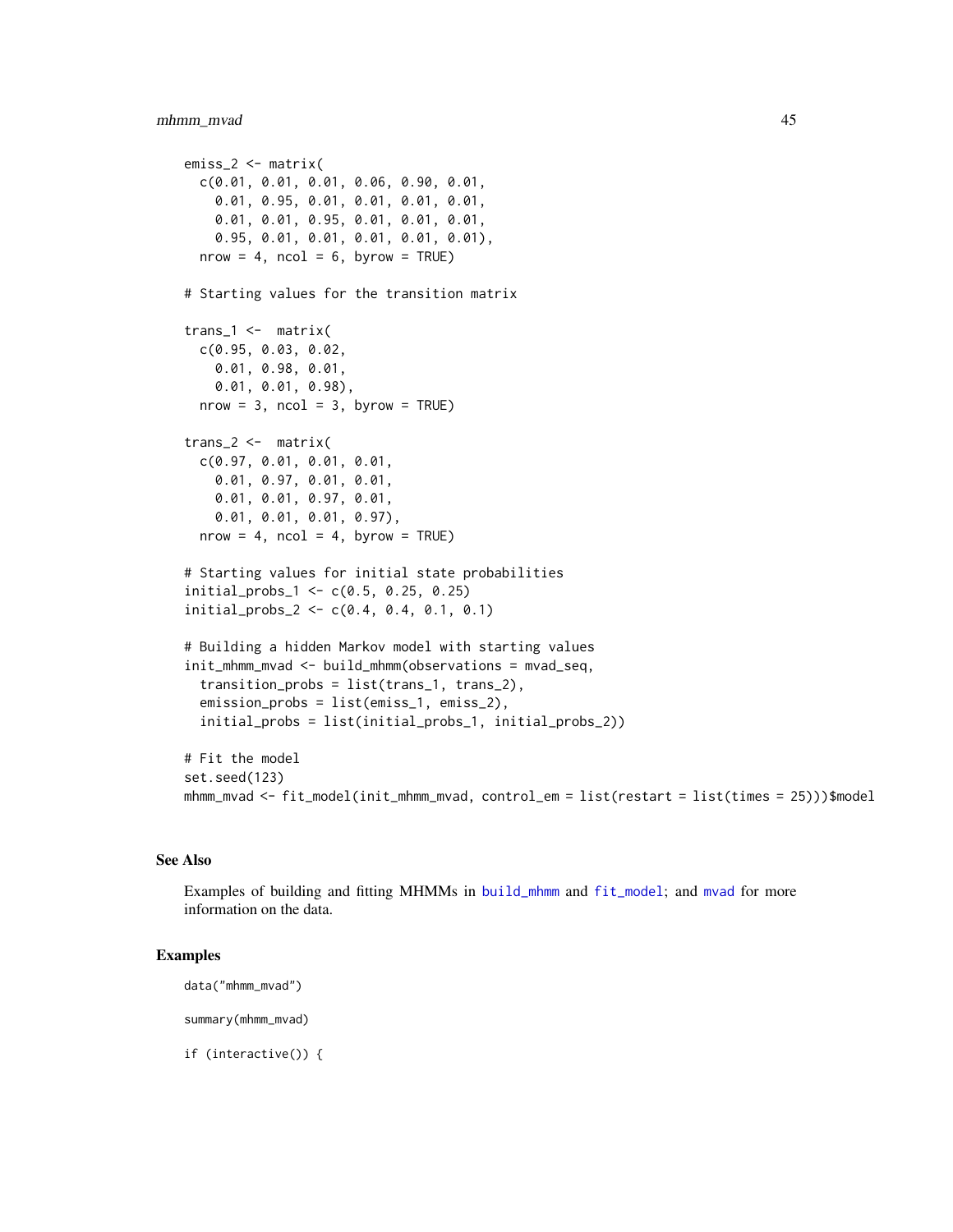```
emiss_2 <- matrix(
  c(0.01, 0.01, 0.01, 0.06, 0.90, 0.01,
    0.01, 0.95, 0.01, 0.01, 0.01, 0.01,
    0.01, 0.01, 0.95, 0.01, 0.01, 0.01,
    0.95, 0.01, 0.01, 0.01, 0.01, 0.01),
  nrow = 4, ncol = 6, byrow = TRUE)

# Starting values for the transition matrix

trans_1 <-  matrix(
  c(0.95, 0.03, 0.02,
    0.01, 0.98, 0.01,
    0.01, 0.01, 0.98),
  nrow = 3, ncol = 3, byrow = TRUE)

trans_2 <-  matrix(
  c(0.97, 0.01, 0.01, 0.01,
    0.01, 0.97, 0.01, 0.01,
    0.01, 0.01, 0.97, 0.01,
    0.01, 0.01, 0.01, 0.97),
  nrow = 4, ncol = 4, byrow = TRUE)

# Starting values for initial state probabilities
initial_probs_1 <- c(0.5, 0.25, 0.25)
initial_probs_2 <- c(0.4, 0.4, 0.1, 0.1)

# Building a hidden Markov model with starting values
init_mhmm_mvad <- build_mhmm(observations = mvad_seq,
  transition_probs = list(trans_1, trans_2),
  emission_probs = list(emiss_1, emiss_2),
  initial_probs = list(initial_probs_1, initial_probs_2))

# Fit the model
set.seed(123)
mhmm_mvad <- fit_model(init_mhmm_mvad, control_em = list(restart = list(times = 25)))$model
```

## See Also

Examples of building and fitting MHMMs in build_mhmm and fit_model; and mvad for more information on the data.

## Examples

```
data("mhmm_mvad")

summary(mhmm_mvad)

if (interactive()) {
```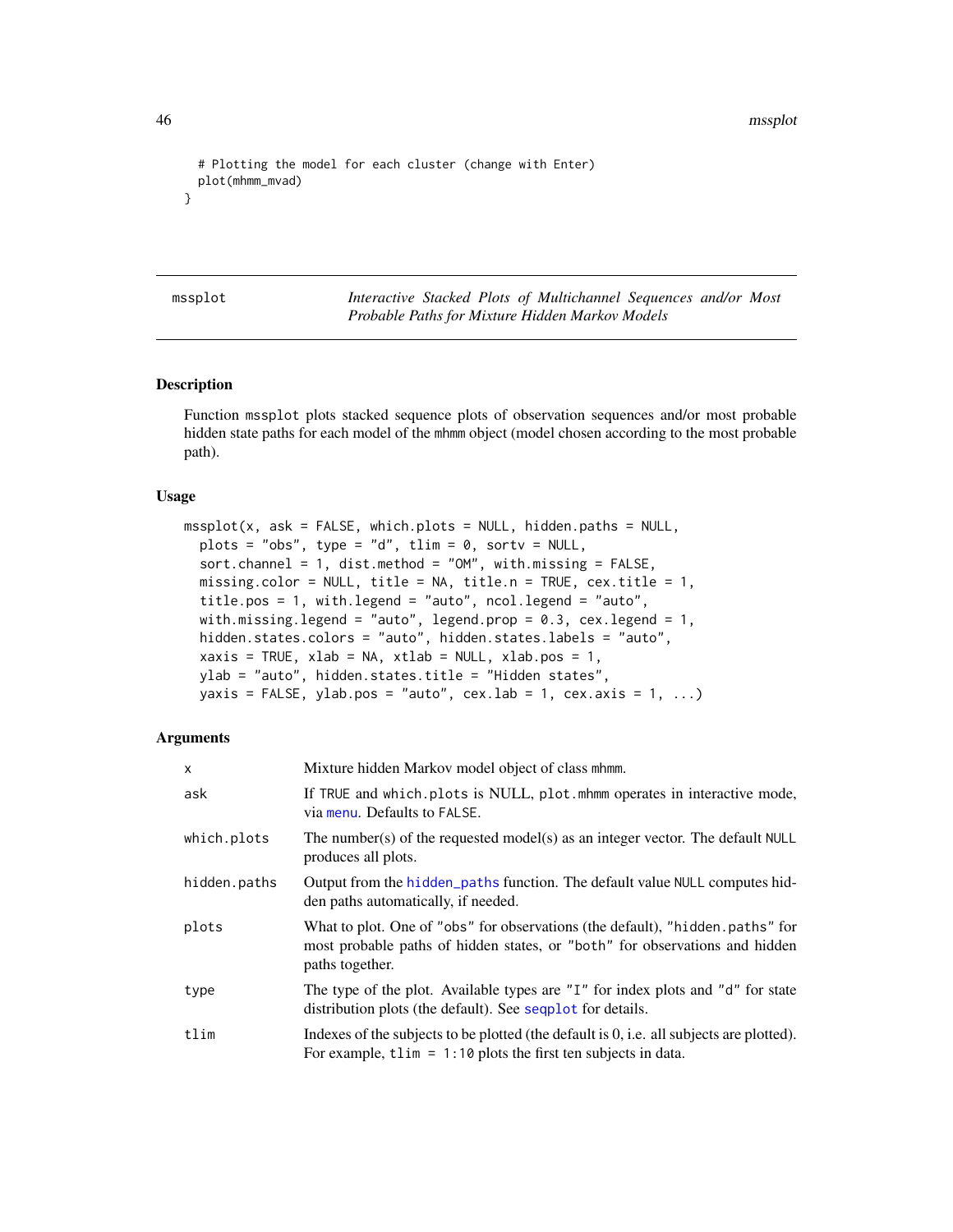```
  # Plotting the model for each cluster (change with Enter)
  plot(mhmm_mvad)
}
```

---

mssplot *Interactive Stacked Plots of Multichannel Sequences and/or Most Probable Paths for Mixture Hidden Markov Models*

---

## Description

Function mssplot plots stacked sequence plots of observation sequences and/or most probable hidden state paths for each model of the mhmm object (model chosen according to the most probable path).

## Usage

```
mssplot(x, ask = FALSE, which.plots = NULL, hidden.paths = NULL,
  plots = "obs", type = "d", tlim = 0, sortv = NULL,
  sort.channel = 1, dist.method = "OM", with.missing = FALSE,
  missing.color = NULL, title = NA, title.n = TRUE, cex.title = 1,
  title.pos = 1, with.legend = "auto", ncol.legend = "auto",
  with.missing.legend = "auto", legend.prop = 0.3, cex.legend = 1,
  hidden.states.colors = "auto", hidden.states.labels = "auto",
  xaxis = TRUE, xlab = NA, xtlab = NULL, xlab.pos = 1,
  ylab = "auto", hidden.states.title = "Hidden states",
  yaxis = FALSE, ylab.pos = "auto", cex.lab = 1, cex.axis = 1, ...)
```

## Arguments

| | |
|---|---|
| x | Mixture hidden Markov model object of class mhmm. |
| ask | If TRUE and which.plots is NULL, plot.mhmm operates in interactive mode, via menu. Defaults to FALSE. |
| which.plots | The number(s) of the requested model(s) as an integer vector. The default NULL produces all plots. |
| hidden.paths | Output from the hidden_paths function. The default value NULL computes hidden paths automatically, if needed. |
| plots | What to plot. One of "obs" for observations (the default), "hidden.paths" for most probable paths of hidden states, or "both" for observations and hidden paths together. |
| type | The type of the plot. Available types are "I" for index plots and "d" for state distribution plots (the default). See seqplot for details. |
| tlim | Indexes of the subjects to be plotted (the default is 0, i.e. all subjects are plotted). For example, tlim = 1:10 plots the first ten subjects in data. |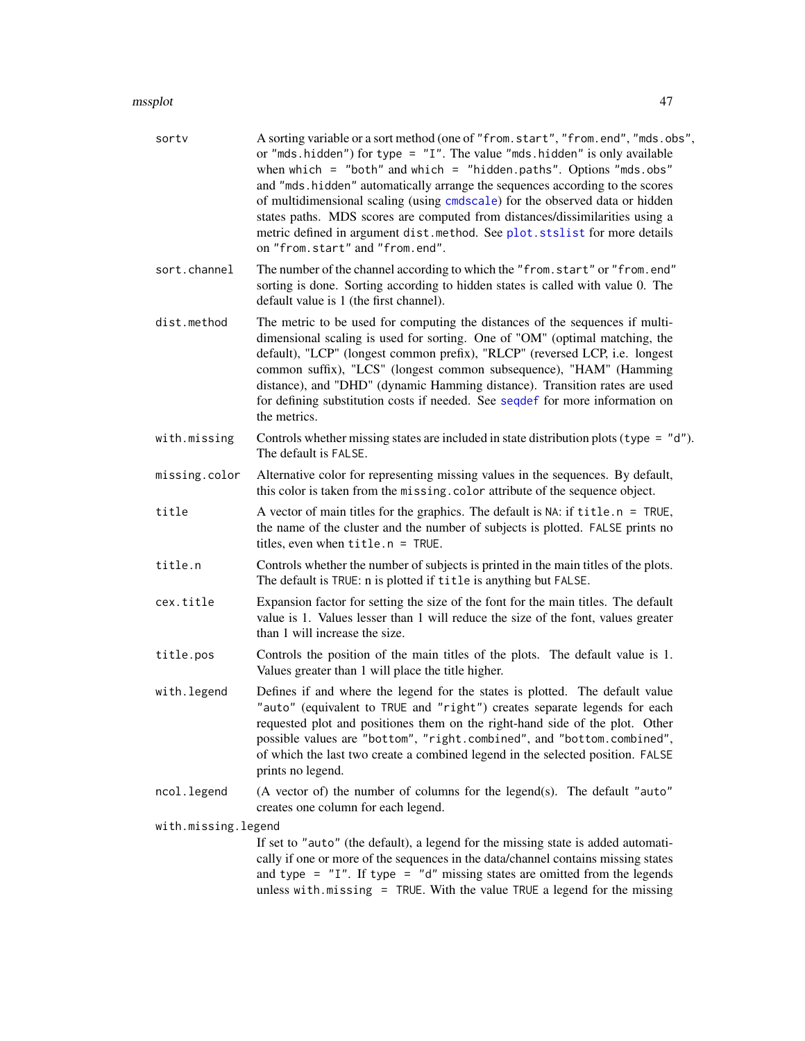| | |
|---|---|
| `sortv` | A sorting variable or a sort method (one of `"from.start"`, `"from.end"`, `"mds.obs"`, or `"mds.hidden"`) for `type = "I"`. The value `"mds.hidden"` is only available when `which = "both"` and `which = "hidden.paths"`. Options `"mds.obs"` and `"mds.hidden"` automatically arrange the sequences according to the scores of multidimensional scaling (using `cmdscale`) for the observed data or hidden states paths. MDS scores are computed from distances/dissimilarities using a metric defined in argument `dist.method`. See `plot.stslist` for more details on `"from.start"` and `"from.end"`. |
| `sort.channel` | The number of the channel according to which the `"from.start"` or `"from.end"` sorting is done. Sorting according to hidden states is called with value 0. The default value is 1 (the first channel). |
| `dist.method` | The metric to be used for computing the distances of the sequences if multidimensional scaling is used for sorting. One of "OM" (optimal matching, the default), "LCP" (longest common prefix), "RLCP" (reversed LCP, i.e. longest common suffix), "LCS" (longest common subsequence), "HAM" (Hamming distance), and "DHD" (dynamic Hamming distance). Transition rates are used for defining substitution costs if needed. See `seqdef` for more information on the metrics. |
| `with.missing` | Controls whether missing states are included in state distribution plots (`type = "d"`). The default is `FALSE`. |
| `missing.color` | Alternative color for representing missing values in the sequences. By default, this color is taken from the `missing.color` attribute of the sequence object. |
| `title` | A vector of main titles for the graphics. The default is `NA`: if `title.n = TRUE`, the name of the cluster and the number of subjects is plotted. `FALSE` prints no titles, even when `title.n = TRUE`. |
| `title.n` | Controls whether the number of subjects is printed in the main titles of the plots. The default is `TRUE`: n is plotted if `title` is anything but `FALSE`. |
| `cex.title` | Expansion factor for setting the size of the font for the main titles. The default value is 1. Values lesser than 1 will reduce the size of the font, values greater than 1 will increase the size. |
| `title.pos` | Controls the position of the main titles of the plots. The default value is 1. Values greater than 1 will place the title higher. |
| `with.legend` | Defines if and where the legend for the states is plotted. The default value `"auto"` (equivalent to `TRUE` and `"right"`) creates separate legends for each requested plot and positiones them on the right-hand side of the plot. Other possible values are `"bottom"`, `"right.combined"`, and `"bottom.combined"`, of which the last two create a combined legend in the selected position. `FALSE` prints no legend. |
| `ncol.legend` | (A vector of) the number of columns for the legend(s). The default `"auto"` creates one column for each legend. |
| `with.missing.legend` | If set to `"auto"` (the default), a legend for the missing state is added automatically if one or more of the sequences in the data/channel contains missing states and `type = "I"`. If `type = "d"` missing states are omitted from the legends unless `with.missing = TRUE`. With the value `TRUE` a legend for the missing |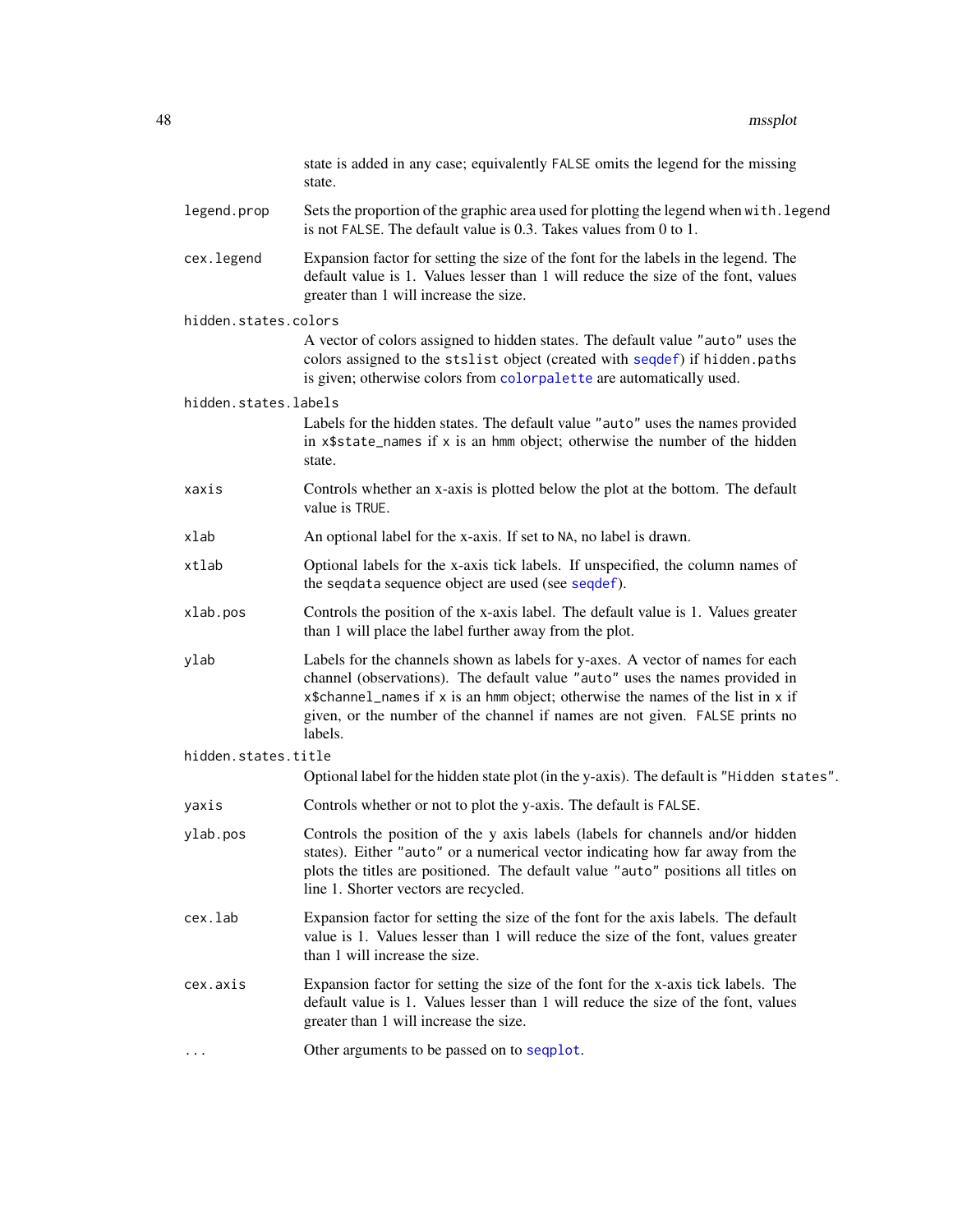state is added in any case; equivalently `FALSE` omits the legend for the missing state.

`legend.prop`
: Sets the proportion of the graphic area used for plotting the legend when `with.legend` is not `FALSE`. The default value is 0.3. Takes values from 0 to 1.

`cex.legend`
: Expansion factor for setting the size of the font for the labels in the legend. The default value is 1. Values lesser than 1 will reduce the size of the font, values greater than 1 will increase the size.

`hidden.states.colors`
: A vector of colors assigned to hidden states. The default value `"auto"` uses the colors assigned to the `stslist` object (created with `seqdef`) if `hidden.paths` is given; otherwise colors from `colorpalette` are automatically used.

`hidden.states.labels`
: Labels for the hidden states. The default value `"auto"` uses the names provided in `x$state_names` if `x` is an `hmm` object; otherwise the number of the hidden state.

`xaxis`
: Controls whether an x-axis is plotted below the plot at the bottom. The default value is `TRUE`.

`xlab`
: An optional label for the x-axis. If set to `NA`, no label is drawn.

`xtlab`
: Optional labels for the x-axis tick labels. If unspecified, the column names of the `seqdata` sequence object are used (see `seqdef`).

`xlab.pos`
: Controls the position of the x-axis label. The default value is 1. Values greater than 1 will place the label further away from the plot.

`ylab`
: Labels for the channels shown as labels for y-axes. A vector of names for each channel (observations). The default value `"auto"` uses the names provided in `x$channel_names` if `x` is an `hmm` object; otherwise the names of the list in `x` if given, or the number of the channel if names are not given. `FALSE` prints no labels.

`hidden.states.title`
: Optional label for the hidden state plot (in the y-axis). The default is `"Hidden states"`.

`yaxis`
: Controls whether or not to plot the y-axis. The default is `FALSE`.

`ylab.pos`
: Controls the position of the y axis labels (labels for channels and/or hidden states). Either `"auto"` or a numerical vector indicating how far away from the plots the titles are positioned. The default value `"auto"` positions all titles on line 1. Shorter vectors are recycled.

`cex.lab`
: Expansion factor for setting the size of the font for the axis labels. The default value is 1. Values lesser than 1 will reduce the size of the font, values greater than 1 will increase the size.

`cex.axis`
: Expansion factor for setting the size of the font for the x-axis tick labels. The default value is 1. Values lesser than 1 will reduce the size of the font, values greater than 1 will increase the size.

`...`
: Other arguments to be passed on to `seqplot`.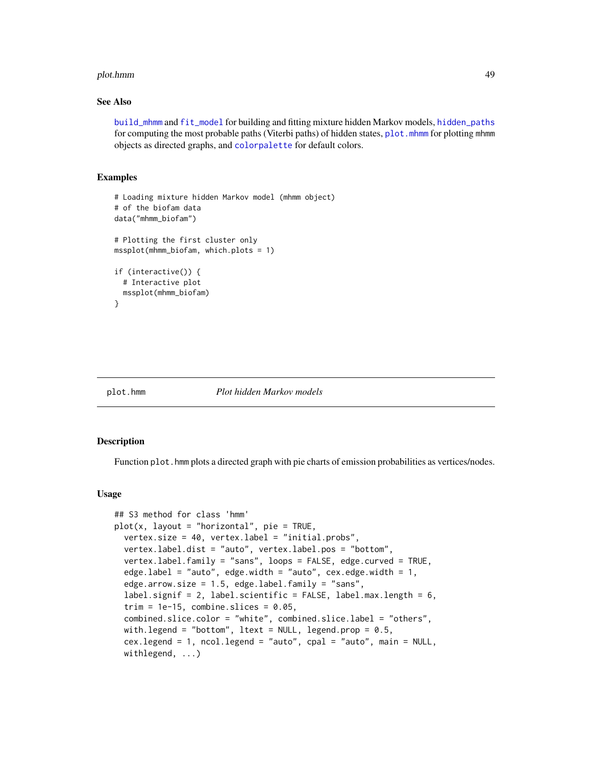## See Also

`build_mhmm` and `fit_model` for building and fitting mixture hidden Markov models, `hidden_paths` for computing the most probable paths (Viterbi paths) of hidden states, `plot.mhmm` for plotting `mhmm` objects as directed graphs, and `colorpalette` for default colors.

## Examples

```
# Loading mixture hidden Markov model (mhmm object)
# of the biofam data
data("mhmm_biofam")

# Plotting the first cluster only
mssplot(mhmm_biofam, which.plots = 1)

if (interactive()) {
  # Interactive plot
  mssplot(mhmm_biofam)
}
```

---

`plot.hmm` *Plot hidden Markov models*

---

## Description

Function `plot.hmm` plots a directed graph with pie charts of emission probabilities as vertices/nodes.

## Usage

```
## S3 method for class 'hmm'
plot(x, layout = "horizontal", pie = TRUE,
  vertex.size = 40, vertex.label = "initial.probs",
  vertex.label.dist = "auto", vertex.label.pos = "bottom",
  vertex.label.family = "sans", loops = FALSE, edge.curved = TRUE,
  edge.label = "auto", edge.width = "auto", cex.edge.width = 1,
  edge.arrow.size = 1.5, edge.label.family = "sans",
  label.signif = 2, label.scientific = FALSE, label.max.length = 6,
  trim = 1e-15, combine.slices = 0.05,
  combined.slice.color = "white", combined.slice.label = "others",
  with.legend = "bottom", ltext = NULL, legend.prop = 0.5,
  cex.legend = 1, ncol.legend = "auto", cpal = "auto", main = NULL,
  withlegend, ...)
```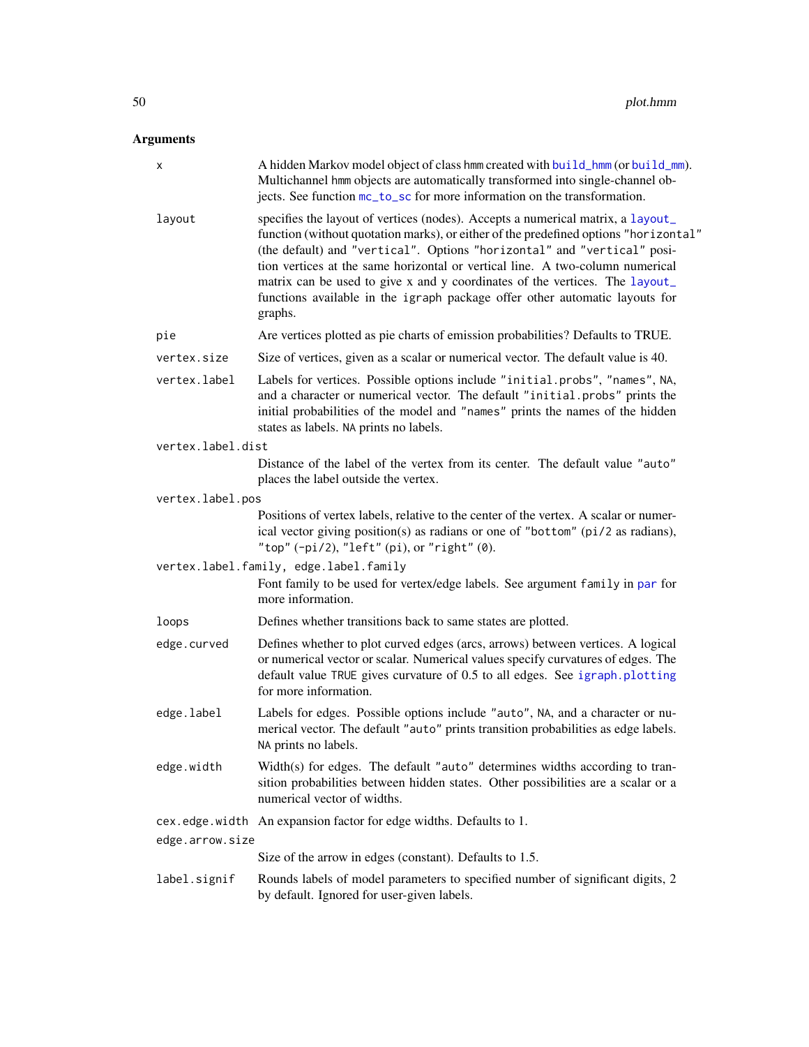## Arguments

| | |
|---|---|
| `x` | A hidden Markov model object of class hmm created with `build_hmm` (or `build_mm`). Multichannel hmm objects are automatically transformed into single-channel objects. See function `mc_to_sc` for more information on the transformation. |
| `layout` | specifies the layout of vertices (nodes). Accepts a numerical matrix, a `layout_` function (without quotation marks), or either of the predefined options `"horizontal"` (the default) and `"vertical"`. Options `"horizontal"` and `"vertical"` position vertices at the same horizontal or vertical line. A two-column numerical matrix can be used to give x and y coordinates of the vertices. The `layout_` functions available in the `igraph` package offer other automatic layouts for graphs. |
| `pie` | Are vertices plotted as pie charts of emission probabilities? Defaults to TRUE. |
| `vertex.size` | Size of vertices, given as a scalar or numerical vector. The default value is 40. |
| `vertex.label` | Labels for vertices. Possible options include `"initial.probs"`, `"names"`, `NA`, and a character or numerical vector. The default `"initial.probs"` prints the initial probabilities of the model and `"names"` prints the names of the hidden states as labels. `NA` prints no labels. |
| `vertex.label.dist` | Distance of the label of the vertex from its center. The default value `"auto"` places the label outside the vertex. |
| `vertex.label.pos` | Positions of vertex labels, relative to the center of the vertex. A scalar or numerical vector giving position(s) as radians or one of `"bottom"` (`pi/2` as radians), `"top"` (`-pi/2`), `"left"` (`pi`), or `"right"` (`0`). |
| `vertex.label.family, edge.label.family` | Font family to be used for vertex/edge labels. See argument `family` in `par` for more information. |
| `loops` | Defines whether transitions back to same states are plotted. |
| `edge.curved` | Defines whether to plot curved edges (arcs, arrows) between vertices. A logical or numerical vector or scalar. Numerical values specify curvatures of edges. The default value `TRUE` gives curvature of 0.5 to all edges. See `igraph.plotting` for more information. |
| `edge.label` | Labels for edges. Possible options include `"auto"`, `NA`, and a character or numerical vector. The default `"auto"` prints transition probabilities as edge labels. `NA` prints no labels. |
| `edge.width` | Width(s) for edges. The default `"auto"` determines widths according to transition probabilities between hidden states. Other possibilities are a scalar or a numerical vector of widths. |
| `cex.edge.width` | An expansion factor for edge widths. Defaults to 1. |
| `edge.arrow.size` | Size of the arrow in edges (constant). Defaults to 1.5. |
| `label.signif` | Rounds labels of model parameters to specified number of significant digits, 2 by default. Ignored for user-given labels. |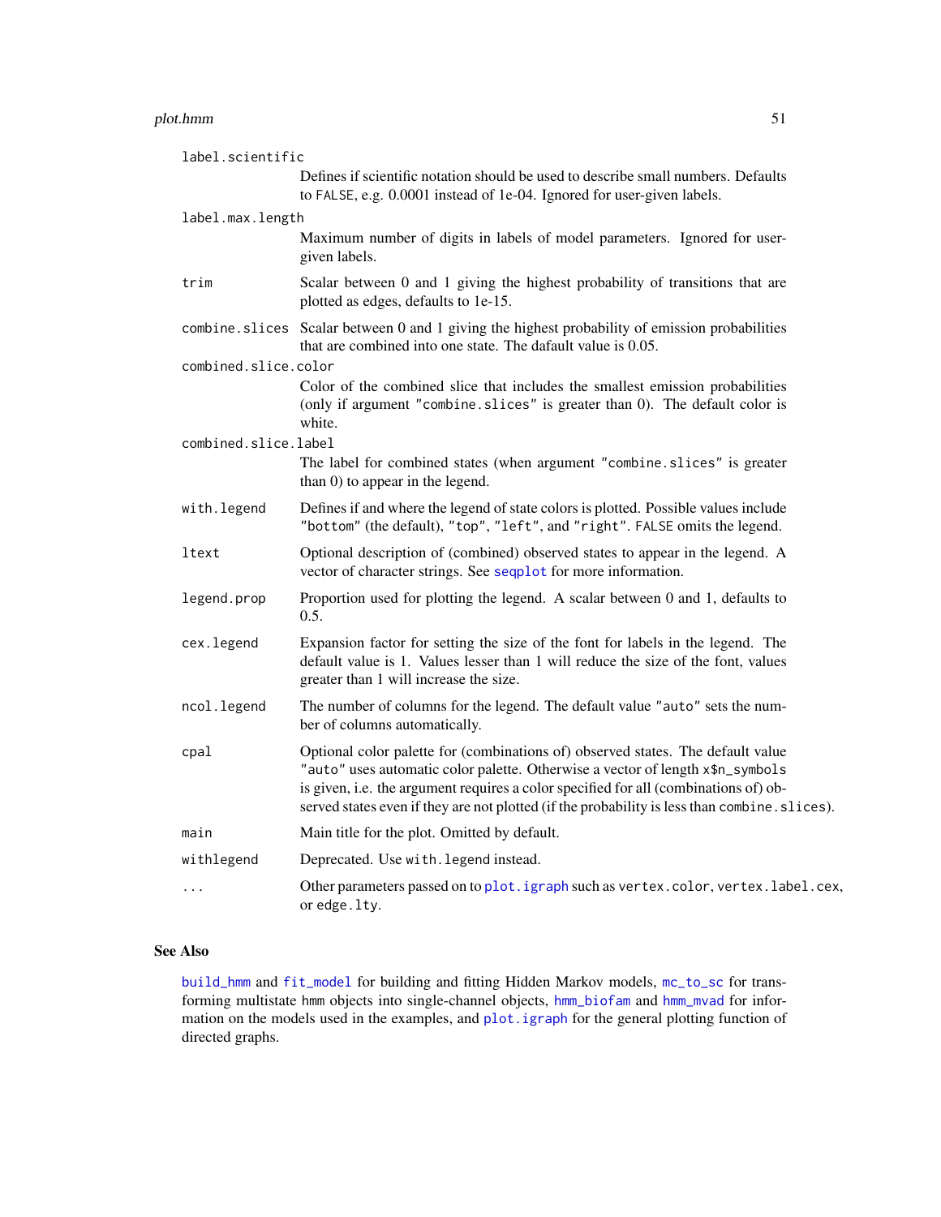`label.scientific`
: Defines if scientific notation should be used to describe small numbers. Defaults to `FALSE`, e.g. 0.0001 instead of 1e-04. Ignored for user-given labels.

`label.max.length`
: Maximum number of digits in labels of model parameters. Ignored for user-given labels.

`trim`
: Scalar between 0 and 1 giving the highest probability of transitions that are plotted as edges, defaults to 1e-15.

`combine.slices`
: Scalar between 0 and 1 giving the highest probability of emission probabilities that are combined into one state. The dafault value is 0.05.

`combined.slice.color`
: Color of the combined slice that includes the smallest emission probabilities (only if argument `"combine.slices"` is greater than 0). The default color is white.

`combined.slice.label`
: The label for combined states (when argument `"combine.slices"` is greater than 0) to appear in the legend.

`with.legend`
: Defines if and where the legend of state colors is plotted. Possible values include `"bottom"` (the default), `"top"`, `"left"`, and `"right"`. `FALSE` omits the legend.

`ltext`
: Optional description of (combined) observed states to appear in the legend. A vector of character strings. See `seqplot` for more information.

`legend.prop`
: Proportion used for plotting the legend. A scalar between 0 and 1, defaults to 0.5.

`cex.legend`
: Expansion factor for setting the size of the font for labels in the legend. The default value is 1. Values lesser than 1 will reduce the size of the font, values greater than 1 will increase the size.

`ncol.legend`
: The number of columns for the legend. The default value `"auto"` sets the number of columns automatically.

`cpal`
: Optional color palette for (combinations of) observed states. The default value `"auto"` uses automatic color palette. Otherwise a vector of length `x$n_symbols` is given, i.e. the argument requires a color specified for all (combinations of) observed states even if they are not plotted (if the probability is less than `combine.slices`).

`main`
: Main title for the plot. Omitted by default.

`withlegend`
: Deprecated. Use `with.legend` instead.

`...`
: Other parameters passed on to `plot.igraph` such as `vertex.color`, `vertex.label.cex`, or `edge.lty`.

## See Also

`build_hmm` and `fit_model` for building and fitting Hidden Markov models, `mc_to_sc` for transforming multistate `hmm` objects into single-channel objects, `hmm_biofam` and `hmm_mvad` for information on the models used in the examples, and `plot.igraph` for the general plotting function of directed graphs.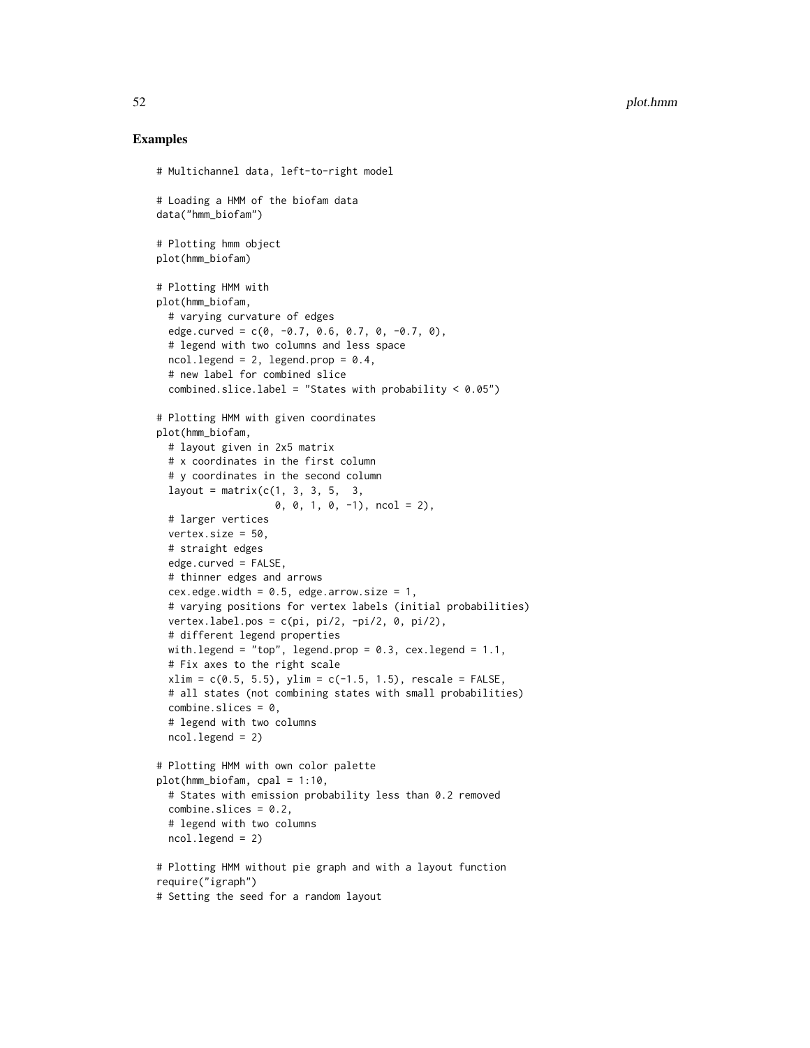## Examples

```
# Multichannel data, left-to-right model

# Loading a HMM of the biofam data
data("hmm_biofam")

# Plotting hmm object
plot(hmm_biofam)

# Plotting HMM with
plot(hmm_biofam,
  # varying curvature of edges
  edge.curved = c(0, -0.7, 0.6, 0.7, 0, -0.7, 0),
  # legend with two columns and less space
  ncol.legend = 2, legend.prop = 0.4,
  # new label for combined slice
  combined.slice.label = "States with probability < 0.05")

# Plotting HMM with given coordinates
plot(hmm_biofam,
  # layout given in 2x5 matrix
  # x coordinates in the first column
  # y coordinates in the second column
  layout = matrix(c(1, 3, 3, 5,  3,
                    0, 0, 1, 0, -1), ncol = 2),
  # larger vertices
  vertex.size = 50,
  # straight edges
  edge.curved = FALSE,
  # thinner edges and arrows
  cex.edge.width = 0.5, edge.arrow.size = 1,
  # varying positions for vertex labels (initial probabilities)
  vertex.label.pos = c(pi, pi/2, -pi/2, 0, pi/2),
  # different legend properties
  with.legend = "top", legend.prop = 0.3, cex.legend = 1.1,
  # Fix axes to the right scale
  xlim = c(0.5, 5.5), ylim = c(-1.5, 1.5), rescale = FALSE,
  # all states (not combining states with small probabilities)
  combine.slices = 0,
  # legend with two columns
  ncol.legend = 2)

# Plotting HMM with own color palette
plot(hmm_biofam, cpal = 1:10,
  # States with emission probability less than 0.2 removed
  combine.slices = 0.2,
  # legend with two columns
  ncol.legend = 2)

# Plotting HMM without pie graph and with a layout function
require("igraph")
# Setting the seed for a random layout
```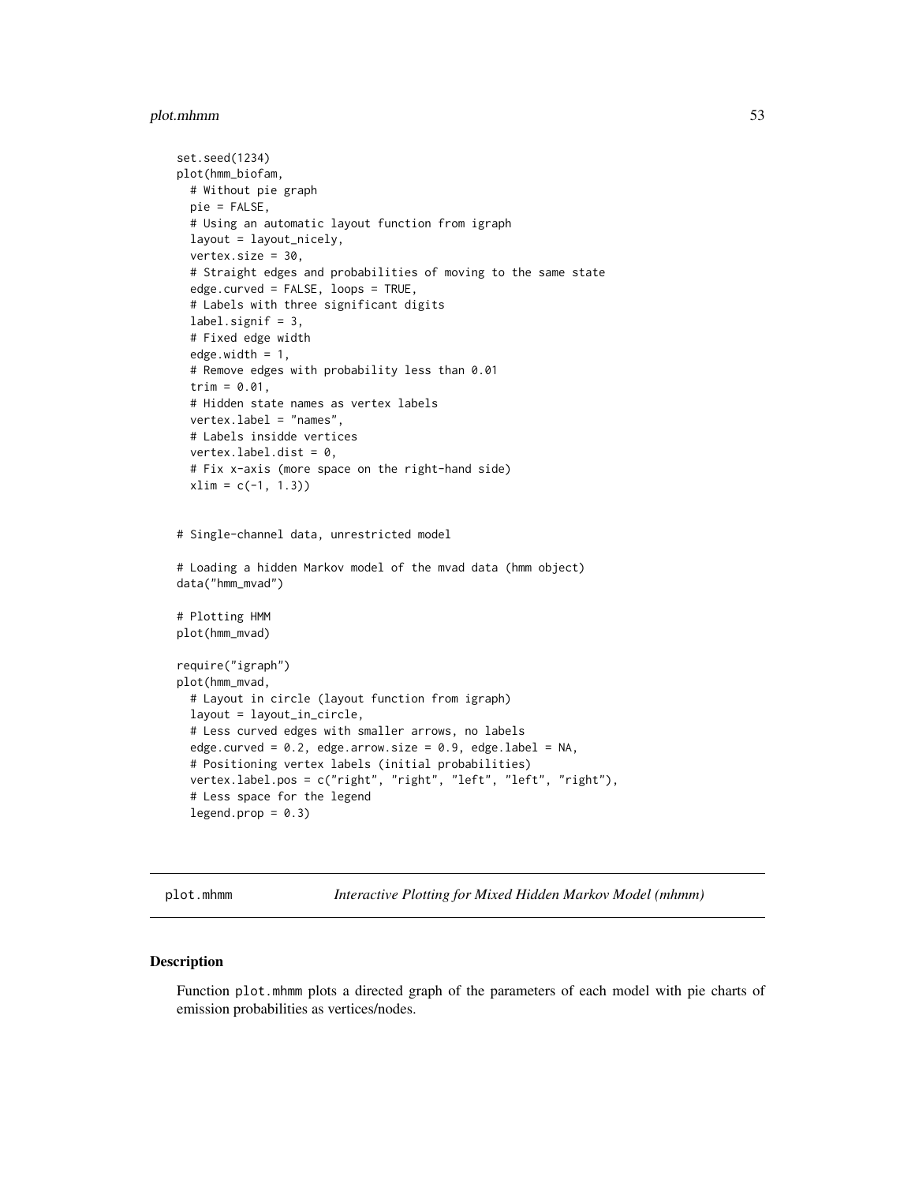```
set.seed(1234)
plot(hmm_biofam,
  # Without pie graph
  pie = FALSE,
  # Using an automatic layout function from igraph
  layout = layout_nicely,
  vertex.size = 30,
  # Straight edges and probabilities of moving to the same state
  edge.curved = FALSE, loops = TRUE,
  # Labels with three significant digits
  label.signif = 3,
  # Fixed edge width
  edge.width = 1,
  # Remove edges with probability less than 0.01
  trim = 0.01,
  # Hidden state names as vertex labels
  vertex.label = "names",
  # Labels insidde vertices
  vertex.label.dist = 0,
  # Fix x-axis (more space on the right-hand side)
  xlim = c(-1, 1.3))


# Single-channel data, unrestricted model

# Loading a hidden Markov model of the mvad data (hmm object)
data("hmm_mvad")

# Plotting HMM
plot(hmm_mvad)

require("igraph")
plot(hmm_mvad,
  # Layout in circle (layout function from igraph)
  layout = layout_in_circle,
  # Less curved edges with smaller arrows, no labels
  edge.curved = 0.2, edge.arrow.size = 0.9, edge.label = NA,
  # Positioning vertex labels (initial probabilities)
  vertex.label.pos = c("right", "right", "left", "left", "right"),
  # Less space for the legend
  legend.prop = 0.3)
```

## plot.mhmm — *Interactive Plotting for Mixed Hidden Markov Model (mhmm)*

### Description

Function `plot.mhmm` plots a directed graph of the parameters of each model with pie charts of emission probabilities as vertices/nodes.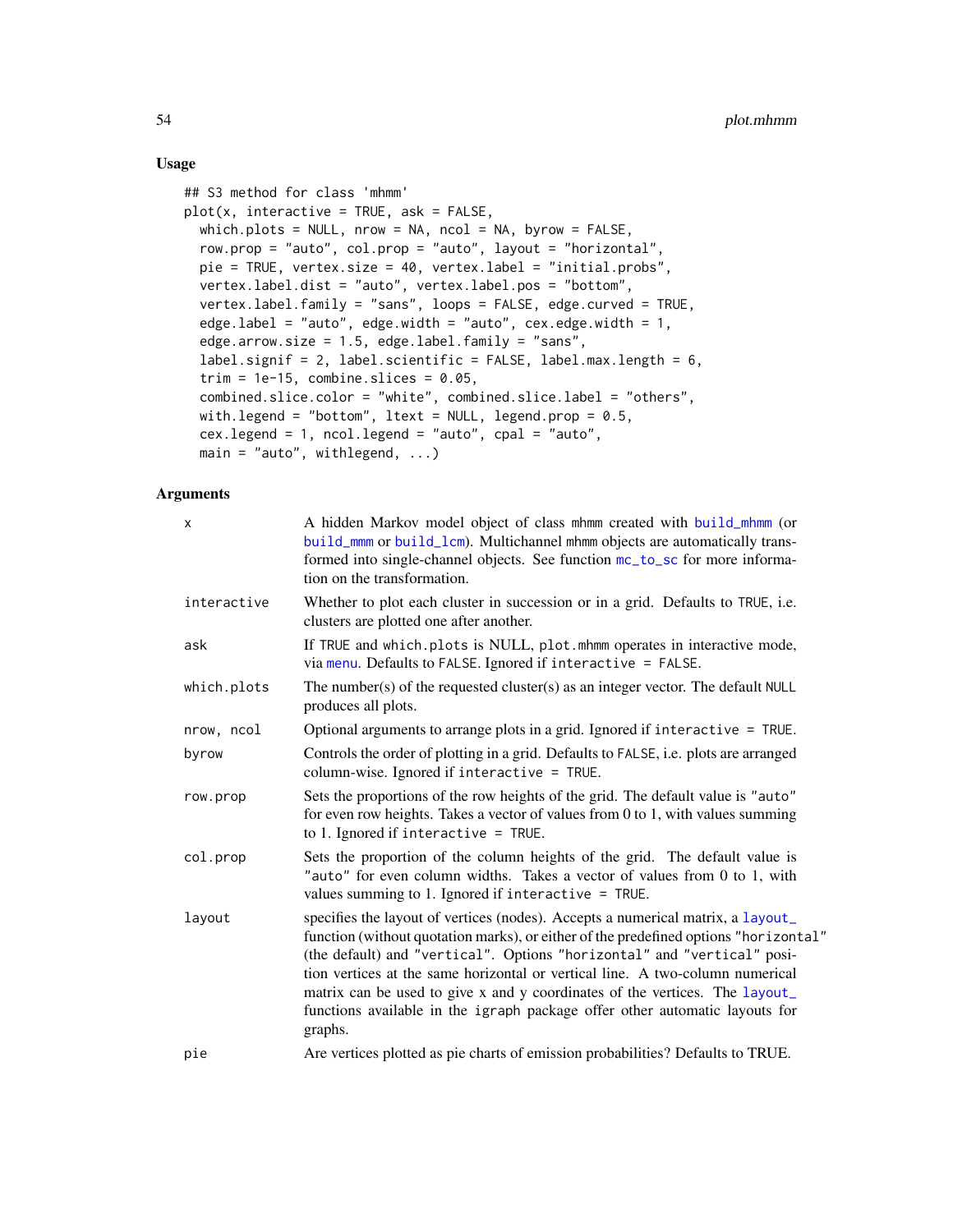## Usage

```
## S3 method for class 'mhmm'
plot(x, interactive = TRUE, ask = FALSE,
  which.plots = NULL, nrow = NA, ncol = NA, byrow = FALSE,
  row.prop = "auto", col.prop = "auto", layout = "horizontal",
  pie = TRUE, vertex.size = 40, vertex.label = "initial.probs",
  vertex.label.dist = "auto", vertex.label.pos = "bottom",
  vertex.label.family = "sans", loops = FALSE, edge.curved = TRUE,
  edge.label = "auto", edge.width = "auto", cex.edge.width = 1,
  edge.arrow.size = 1.5, edge.label.family = "sans",
  label.signif = 2, label.scientific = FALSE, label.max.length = 6,
  trim = 1e-15, combine.slices = 0.05,
  combined.slice.color = "white", combined.slice.label = "others",
  with.legend = "bottom", ltext = NULL, legend.prop = 0.5,
  cex.legend = 1, ncol.legend = "auto", cpal = "auto",
  main = "auto", withlegend, ...)
```

## Arguments

| | |
|---|---|
| x | A hidden Markov model object of class mhmm created with build_mhmm (or build_mmm or build_lcm). Multichannel mhmm objects are automatically transformed into single-channel objects. See function mc_to_sc for more information on the transformation. |
| interactive | Whether to plot each cluster in succession or in a grid. Defaults to TRUE, i.e. clusters are plotted one after another. |
| ask | If TRUE and which.plots is NULL, plot.mhmm operates in interactive mode, via menu. Defaults to FALSE. Ignored if interactive = FALSE. |
| which.plots | The number(s) of the requested cluster(s) as an integer vector. The default NULL produces all plots. |
| nrow, ncol | Optional arguments to arrange plots in a grid. Ignored if interactive = TRUE. |
| byrow | Controls the order of plotting in a grid. Defaults to FALSE, i.e. plots are arranged column-wise. Ignored if interactive = TRUE. |
| row.prop | Sets the proportions of the row heights of the grid. The default value is "auto" for even row heights. Takes a vector of values from 0 to 1, with values summing to 1. Ignored if interactive = TRUE. |
| col.prop | Sets the proportion of the column heights of the grid. The default value is "auto" for even column widths. Takes a vector of values from 0 to 1, with values summing to 1. Ignored if interactive = TRUE. |
| layout | specifies the layout of vertices (nodes). Accepts a numerical matrix, a layout_ function (without quotation marks), or either of the predefined options "horizontal" (the default) and "vertical". Options "horizontal" and "vertical" position vertices at the same horizontal or vertical line. A two-column numerical matrix can be used to give x and y coordinates of the vertices. The layout_ functions available in the igraph package offer other automatic layouts for graphs. |
| pie | Are vertices plotted as pie charts of emission probabilities? Defaults to TRUE. |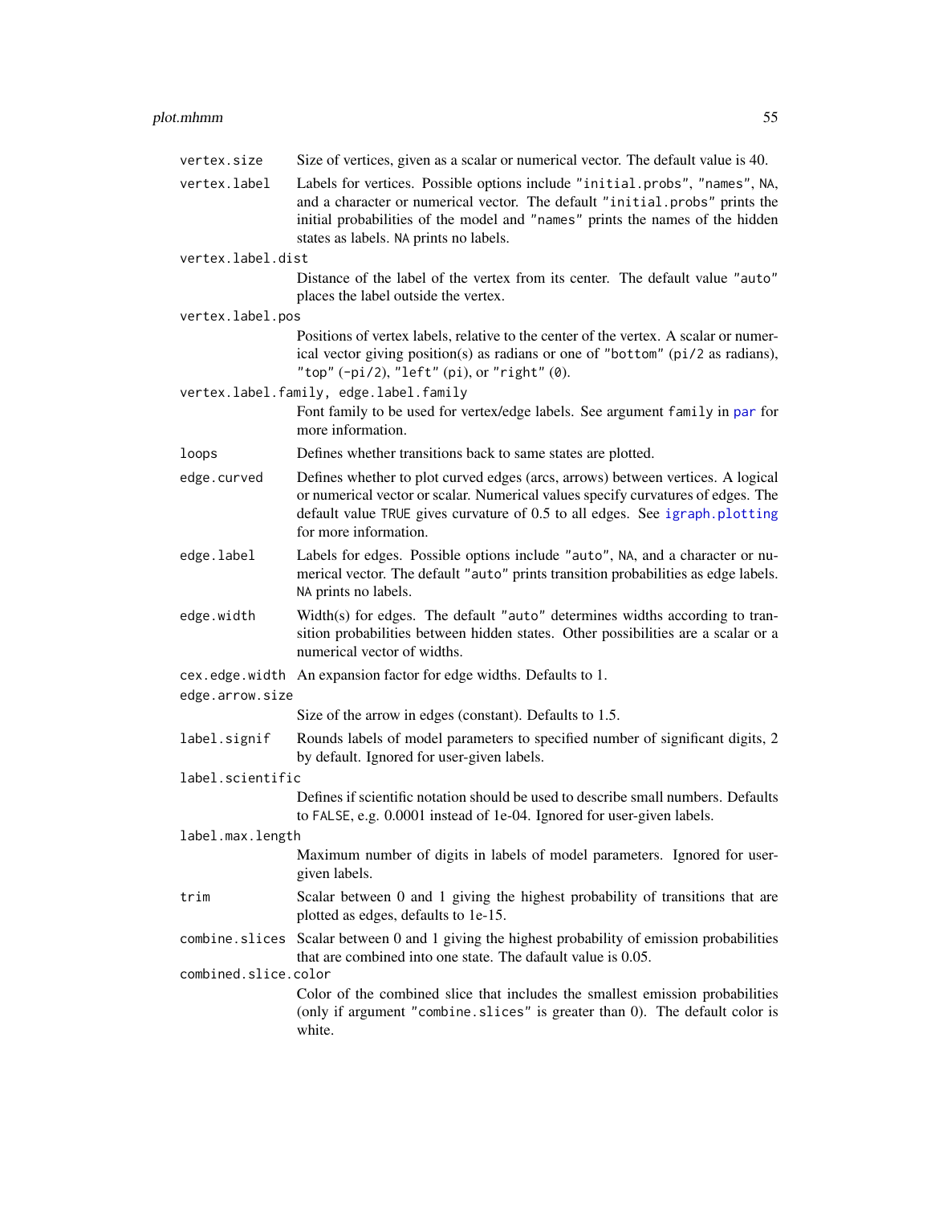`vertex.size`
: Size of vertices, given as a scalar or numerical vector. The default value is 40.

`vertex.label`
: Labels for vertices. Possible options include `"initial.probs"`, `"names"`, `NA`, and a character or numerical vector. The default `"initial.probs"` prints the initial probabilities of the model and `"names"` prints the names of the hidden states as labels. `NA` prints no labels.

`vertex.label.dist`
: Distance of the label of the vertex from its center. The default value `"auto"` places the label outside the vertex.

`vertex.label.pos`
: Positions of vertex labels, relative to the center of the vertex. A scalar or numerical vector giving position(s) as radians or one of `"bottom"` (`pi/2` as radians), `"top"` (`-pi/2`), `"left"` (`pi`), or `"right"` (`0`).

`vertex.label.family, edge.label.family`
: Font family to be used for vertex/edge labels. See argument `family` in `par` for more information.

`loops`
: Defines whether transitions back to same states are plotted.

`edge.curved`
: Defines whether to plot curved edges (arcs, arrows) between vertices. A logical or numerical vector or scalar. Numerical values specify curvatures of edges. The default value `TRUE` gives curvature of 0.5 to all edges. See `igraph.plotting` for more information.

`edge.label`
: Labels for edges. Possible options include `"auto"`, `NA`, and a character or numerical vector. The default `"auto"` prints transition probabilities as edge labels. `NA` prints no labels.

`edge.width`
: Width(s) for edges. The default `"auto"` determines widths according to transition probabilities between hidden states. Other possibilities are a scalar or a numerical vector of widths.

`cex.edge.width`
: An expansion factor for edge widths. Defaults to 1.

`edge.arrow.size`
: Size of the arrow in edges (constant). Defaults to 1.5.

`label.signif`
: Rounds labels of model parameters to specified number of significant digits, 2 by default. Ignored for user-given labels.

`label.scientific`
: Defines if scientific notation should be used to describe small numbers. Defaults to `FALSE`, e.g. 0.0001 instead of 1e-04. Ignored for user-given labels.

`label.max.length`
: Maximum number of digits in labels of model parameters. Ignored for user-given labels.

`trim`
: Scalar between 0 and 1 giving the highest probability of transitions that are plotted as edges, defaults to 1e-15.

`combine.slices`
: Scalar between 0 and 1 giving the highest probability of emission probabilities that are combined into one state. The dafault value is 0.05.

`combined.slice.color`
: Color of the combined slice that includes the smallest emission probabilities (only if argument `"combine.slices"` is greater than 0). The default color is white.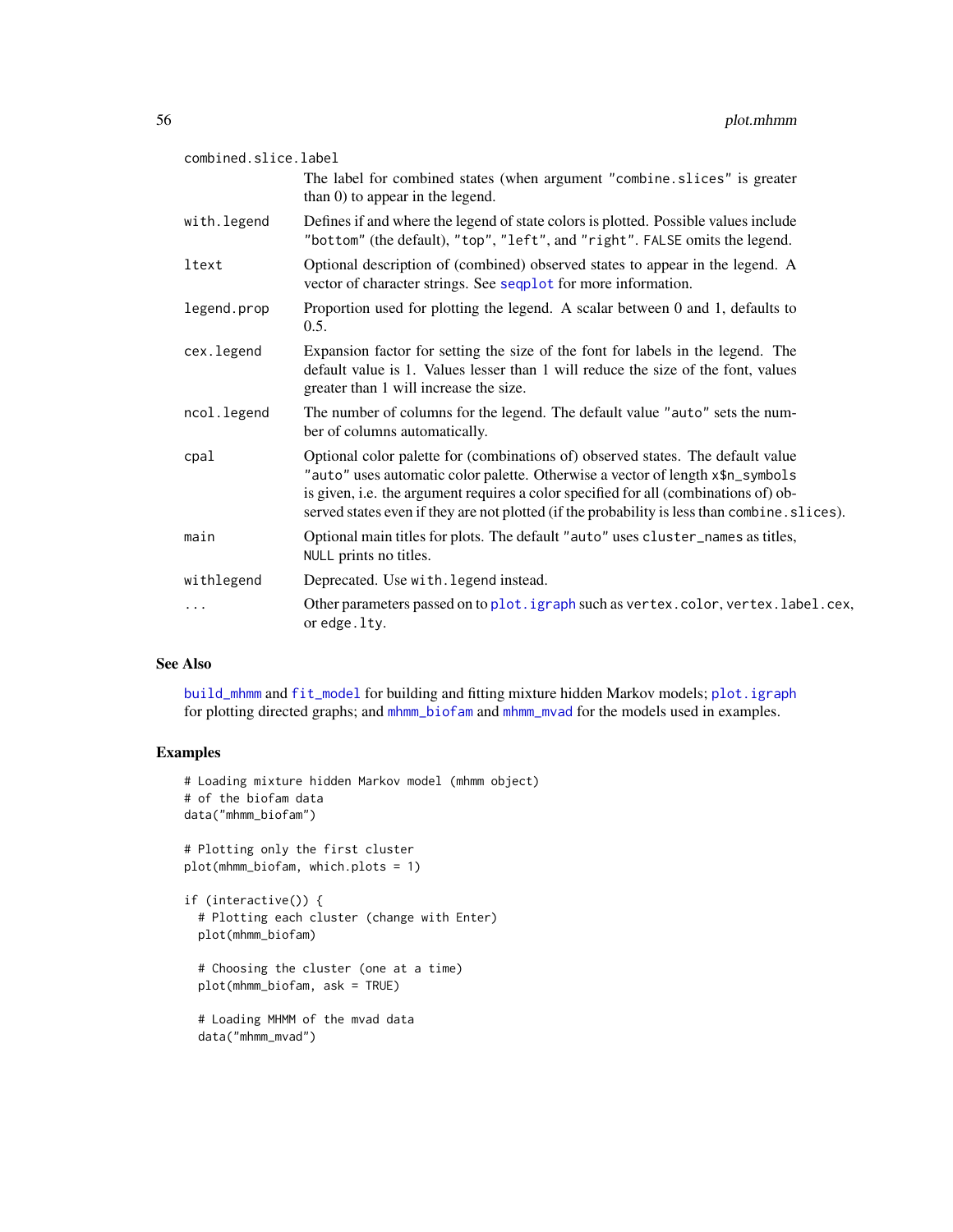| | |
|---|---|
| combined.slice.label | The label for combined states (when argument "combine.slices" is greater than 0) to appear in the legend. |
| with.legend | Defines if and where the legend of state colors is plotted. Possible values include "bottom" (the default), "top", "left", and "right". FALSE omits the legend. |
| ltext | Optional description of (combined) observed states to appear in the legend. A vector of character strings. See seqplot for more information. |
| legend.prop | Proportion used for plotting the legend. A scalar between 0 and 1, defaults to 0.5. |
| cex.legend | Expansion factor for setting the size of the font for labels in the legend. The default value is 1. Values lesser than 1 will reduce the size of the font, values greater than 1 will increase the size. |
| ncol.legend | The number of columns for the legend. The default value "auto" sets the number of columns automatically. |
| cpal | Optional color palette for (combinations of) observed states. The default value "auto" uses automatic color palette. Otherwise a vector of length x$n_symbols is given, i.e. the argument requires a color specified for all (combinations of) observed states even if they are not plotted (if the probability is less than combine.slices). |
| main | Optional main titles for plots. The default "auto" uses cluster_names as titles, NULL prints no titles. |
| withlegend | Deprecated. Use with.legend instead. |
| ... | Other parameters passed on to plot.igraph such as vertex.color, vertex.label.cex, or edge.lty. |

## See Also

build_mhmm and fit_model for building and fitting mixture hidden Markov models; plot.igraph for plotting directed graphs; and mhmm_biofam and mhmm_mvad for the models used in examples.

## Examples

```
# Loading mixture hidden Markov model (mhmm object)
# of the biofam data
data("mhmm_biofam")

# Plotting only the first cluster
plot(mhmm_biofam, which.plots = 1)

if (interactive()) {
  # Plotting each cluster (change with Enter)
  plot(mhmm_biofam)

  # Choosing the cluster (one at a time)
  plot(mhmm_biofam, ask = TRUE)

  # Loading MHMM of the mvad data
  data("mhmm_mvad")
```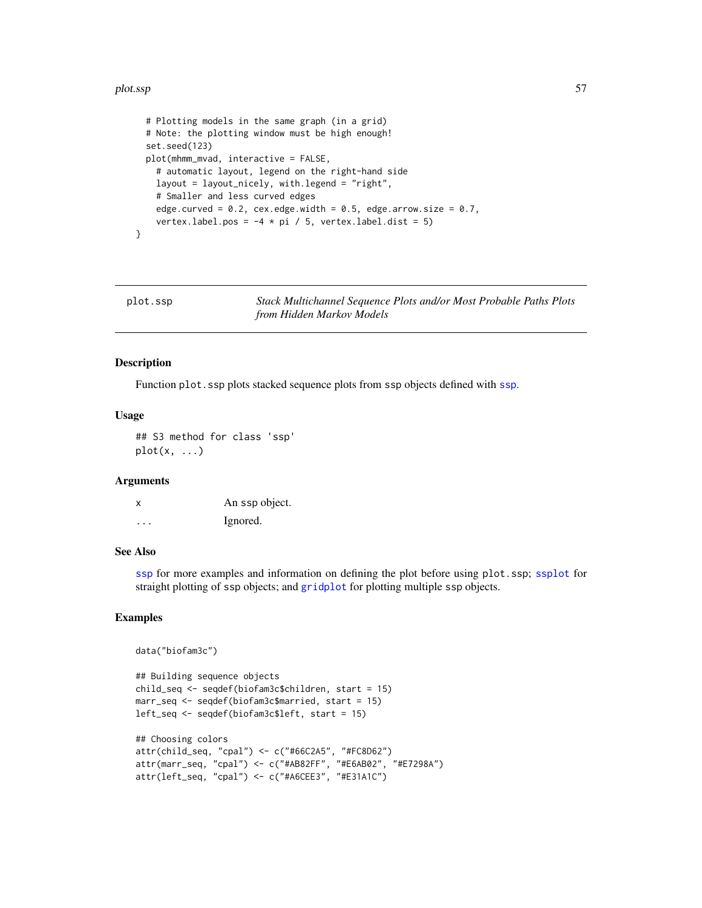```
  # Plotting models in the same graph (in a grid)
  # Note: the plotting window must be high enough!
  set.seed(123)
  plot(mhmm_mvad, interactive = FALSE,
    # automatic layout, legend on the right-hand side
    layout = layout_nicely, with.legend = "right",
    # Smaller and less curved edges
    edge.curved = 0.2, cex.edge.width = 0.5, edge.arrow.size = 0.7,
    vertex.label.pos = -4 * pi / 5, vertex.label.dist = 5)
}
```

---

## plot.ssp — *Stack Multichannel Sequence Plots and/or Most Probable Paths Plots from Hidden Markov Models*

---

### Description

Function `plot.ssp` plots stacked sequence plots from `ssp` objects defined with `ssp`.

### Usage

```
## S3 method for class 'ssp'
plot(x, ...)
```

### Arguments

| | |
|---|---|
| `x` | An `ssp` object. |
| `...` | Ignored. |

### See Also

`ssp` for more examples and information on defining the plot before using `plot.ssp`; `ssplot` for straight plotting of `ssp` objects; and `gridplot` for plotting multiple `ssp` objects.

### Examples

```
data("biofam3c")

## Building sequence objects
child_seq <- seqdef(biofam3c$children, start = 15)
marr_seq <- seqdef(biofam3c$married, start = 15)
left_seq <- seqdef(biofam3c$left, start = 15)

## Choosing colors
attr(child_seq, "cpal") <- c("#66C2A5", "#FC8D62")
attr(marr_seq, "cpal") <- c("#AB82FF", "#E6AB02", "#E7298A")
attr(left_seq, "cpal") <- c("#A6CEE3", "#E31A1C")
```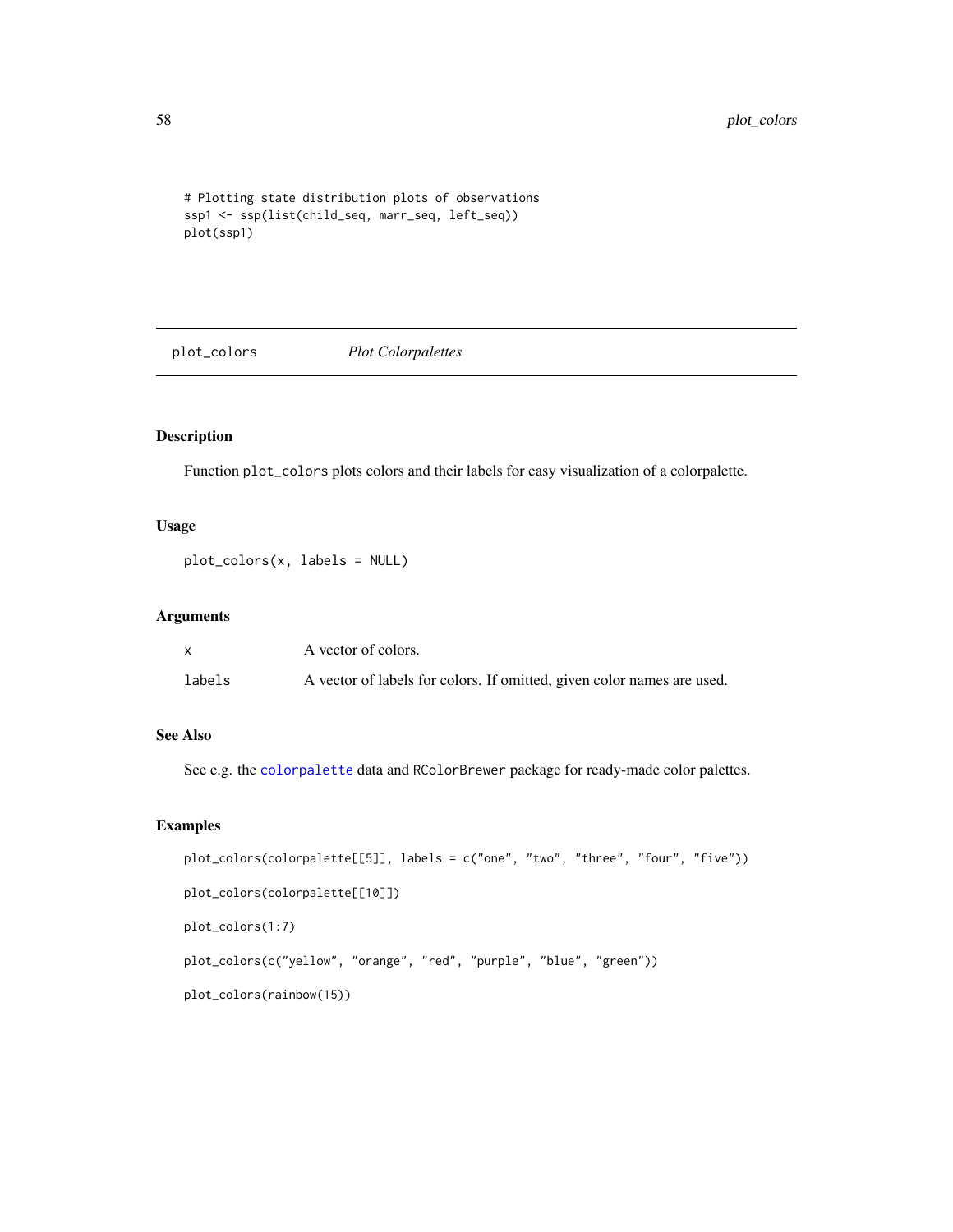```
# Plotting state distribution plots of observations
ssp1 <- ssp(list(child_seq, marr_seq, left_seq))
plot(ssp1)
```

## plot_colors *Plot Colorpalettes*

### Description

Function `plot_colors` plots colors and their labels for easy visualization of a colorpalette.

### Usage

```
plot_colors(x, labels = NULL)
```

### Arguments

| | |
|---|---|
| `x` | A vector of colors. |
| `labels` | A vector of labels for colors. If omitted, given color names are used. |

### See Also

See e.g. the `colorpalette` data and `RColorBrewer` package for ready-made color palettes.

### Examples

```
plot_colors(colorpalette[[5]], labels = c("one", "two", "three", "four", "five"))

plot_colors(colorpalette[[10]])

plot_colors(1:7)

plot_colors(c("yellow", "orange", "red", "purple", "blue", "green"))

plot_colors(rainbow(15))
```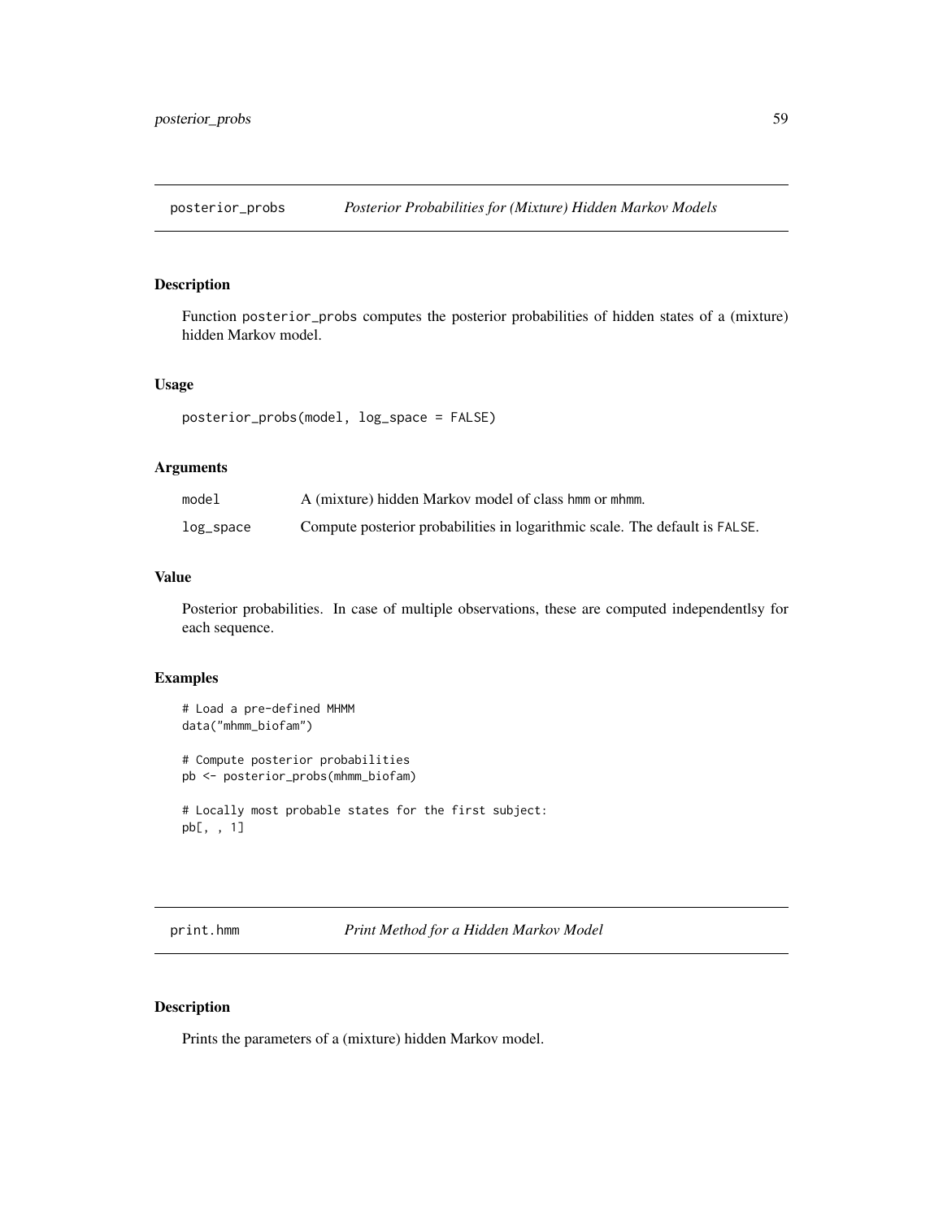## posterior_probs — *Posterior Probabilities for (Mixture) Hidden Markov Models*

### Description

Function `posterior_probs` computes the posterior probabilities of hidden states of a (mixture) hidden Markov model.

### Usage

```
posterior_probs(model, log_space = FALSE)
```

### Arguments

| | |
|---|---|
| `model` | A (mixture) hidden Markov model of class `hmm` or `mhmm`. |
| `log_space` | Compute posterior probabilities in logarithmic scale. The default is `FALSE`. |

### Value

Posterior probabilities. In case of multiple observations, these are computed independentlsy for each sequence.

### Examples

```
# Load a pre-defined MHMM
data("mhmm_biofam")

# Compute posterior probabilities
pb <- posterior_probs(mhmm_biofam)

# Locally most probable states for the first subject:
pb[, , 1]
```

## print.hmm — *Print Method for a Hidden Markov Model*

### Description

Prints the parameters of a (mixture) hidden Markov model.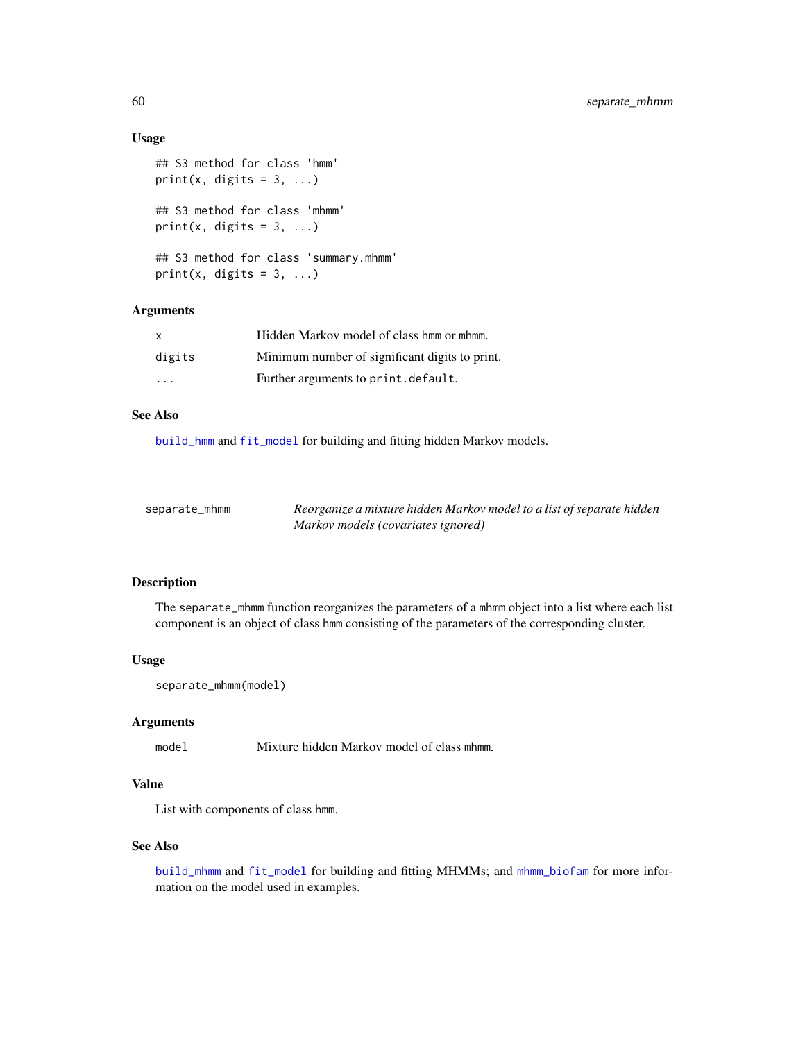### Usage

```
## S3 method for class 'hmm'
print(x, digits = 3, ...)

## S3 method for class 'mhmm'
print(x, digits = 3, ...)

## S3 method for class 'summary.mhmm'
print(x, digits = 3, ...)
```

### Arguments

| | |
|---|---|
| x | Hidden Markov model of class hmm or mhmm. |
| digits | Minimum number of significant digits to print. |
| ... | Further arguments to print.default. |

### See Also

build_hmm and fit_model for building and fitting hidden Markov models.

---

## separate_mhmm — *Reorganize a mixture hidden Markov model to a list of separate hidden Markov models (covariates ignored)*

### Description

The separate_mhmm function reorganizes the parameters of a mhmm object into a list where each list component is an object of class hmm consisting of the parameters of the corresponding cluster.

### Usage

```
separate_mhmm(model)
```

### Arguments

| | |
|---|---|
| model | Mixture hidden Markov model of class mhmm. |

### Value

List with components of class hmm.

### See Also

build_mhmm and fit_model for building and fitting MHMMs; and mhmm_biofam for more information on the model used in examples.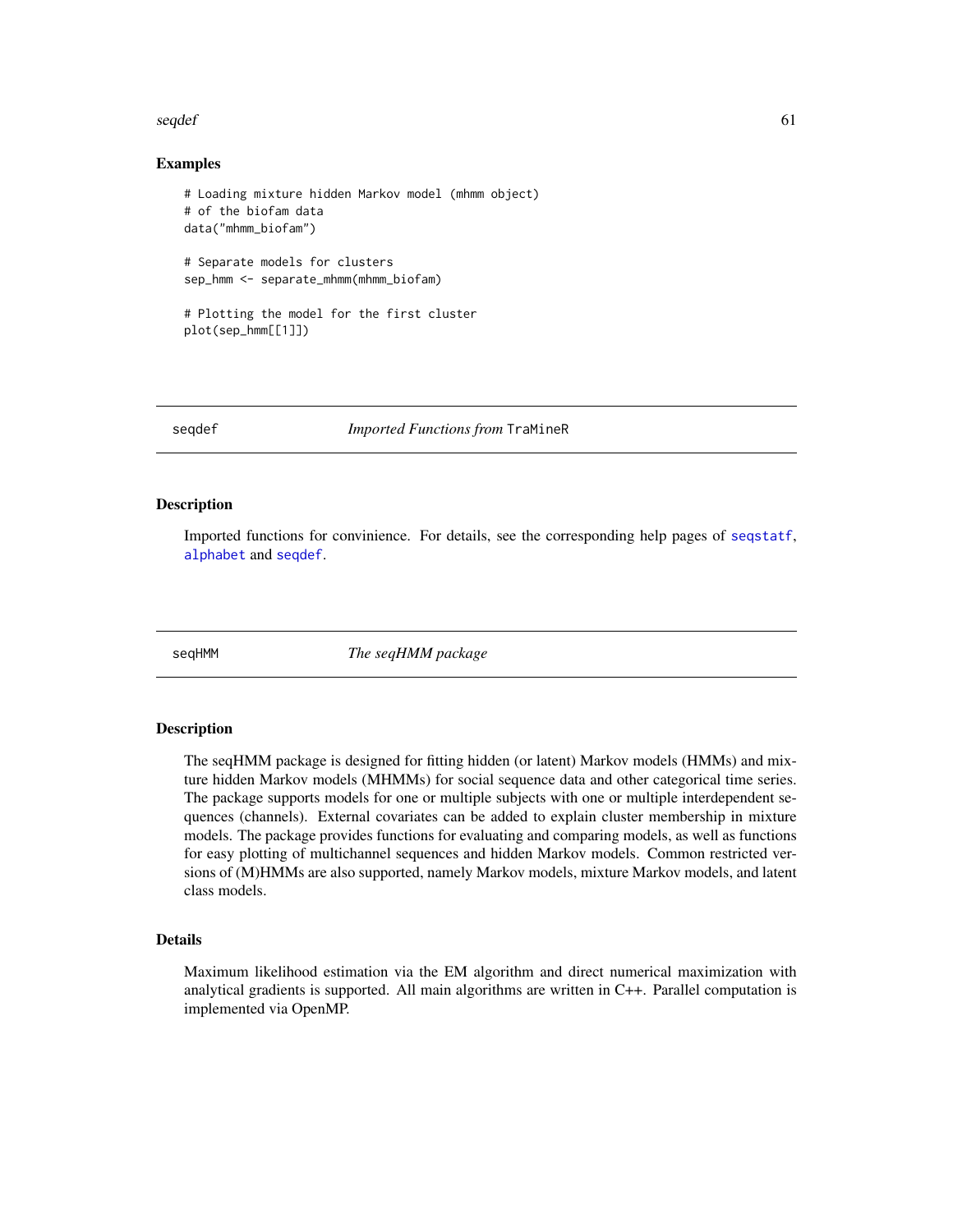## Examples

```
# Loading mixture hidden Markov model (mhmm object)
# of the biofam data
data("mhmm_biofam")

# Separate models for clusters
sep_hmm <- separate_mhmm(mhmm_biofam)

# Plotting the model for the first cluster
plot(sep_hmm[[1]])
```

---

# seqdef — *Imported Functions from* `TraMineR`

## Description

Imported functions for convinience. For details, see the corresponding help pages of `seqstatf`, `alphabet` and `seqdef`.

---

# seqHMM — *The seqHMM package*

## Description

The seqHMM package is designed for fitting hidden (or latent) Markov models (HMMs) and mixture hidden Markov models (MHMMs) for social sequence data and other categorical time series. The package supports models for one or multiple subjects with one or multiple interdependent sequences (channels). External covariates can be added to explain cluster membership in mixture models. The package provides functions for evaluating and comparing models, as well as functions for easy plotting of multichannel sequences and hidden Markov models. Common restricted versions of (M)HMMs are also supported, namely Markov models, mixture Markov models, and latent class models.

## Details

Maximum likelihood estimation via the EM algorithm and direct numerical maximization with analytical gradients is supported. All main algorithms are written in C++. Parallel computation is implemented via OpenMP.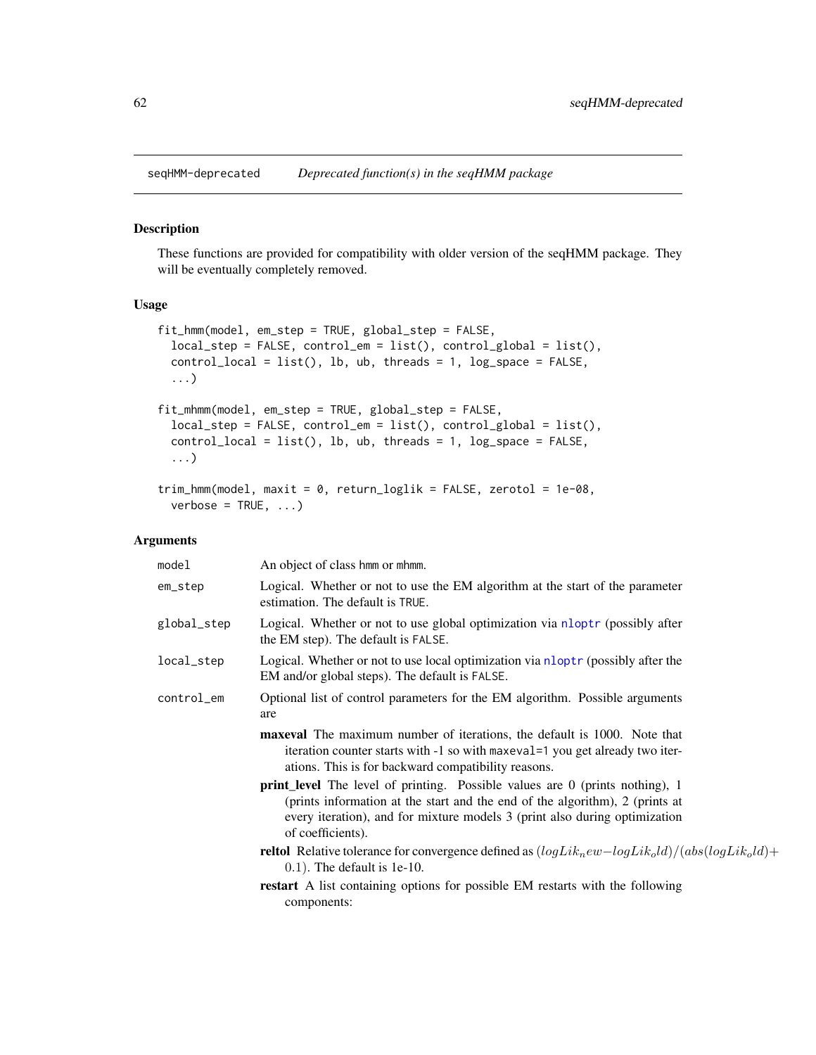# seqHMM-deprecated — *Deprecated function(s) in the seqHMM package*

## Description

These functions are provided for compatibility with older version of the seqHMM package. They will be eventually completely removed.

## Usage

```
fit_hmm(model, em_step = TRUE, global_step = FALSE,
  local_step = FALSE, control_em = list(), control_global = list(),
  control_local = list(), lb, ub, threads = 1, log_space = FALSE,
  ...)

fit_mhmm(model, em_step = TRUE, global_step = FALSE,
  local_step = FALSE, control_em = list(), control_global = list(),
  control_local = list(), lb, ub, threads = 1, log_space = FALSE,
  ...)

trim_hmm(model, maxit = 0, return_loglik = FALSE, zerotol = 1e-08,
  verbose = TRUE, ...)
```

## Arguments

`model` An object of class hmm or mhmm.

`em_step` Logical. Whether or not to use the EM algorithm at the start of the parameter estimation. The default is TRUE.

`global_step` Logical. Whether or not to use global optimization via nloptr (possibly after the EM step). The default is FALSE.

`local_step` Logical. Whether or not to use local optimization via nloptr (possibly after the EM and/or global steps). The default is FALSE.

`control_em` Optional list of control parameters for the EM algorithm. Possible arguments are

- **maxeval** The maximum number of iterations, the default is 1000. Note that iteration counter starts with -1 so with maxeval=1 you get already two iterations. This is for backward compatibility reasons.
- **print_level** The level of printing. Possible values are 0 (prints nothing), 1 (prints information at the start and the end of the algorithm), 2 (prints at every iteration), and for mixture models 3 (print also during optimization of coefficients).
- **reltol** Relative tolerance for convergence defined as $(logLik_new - logLik_old)/(abs(logLik_old) + 0.1)$. The default is 1e-10.
- **restart** A list containing options for possible EM restarts with the following components: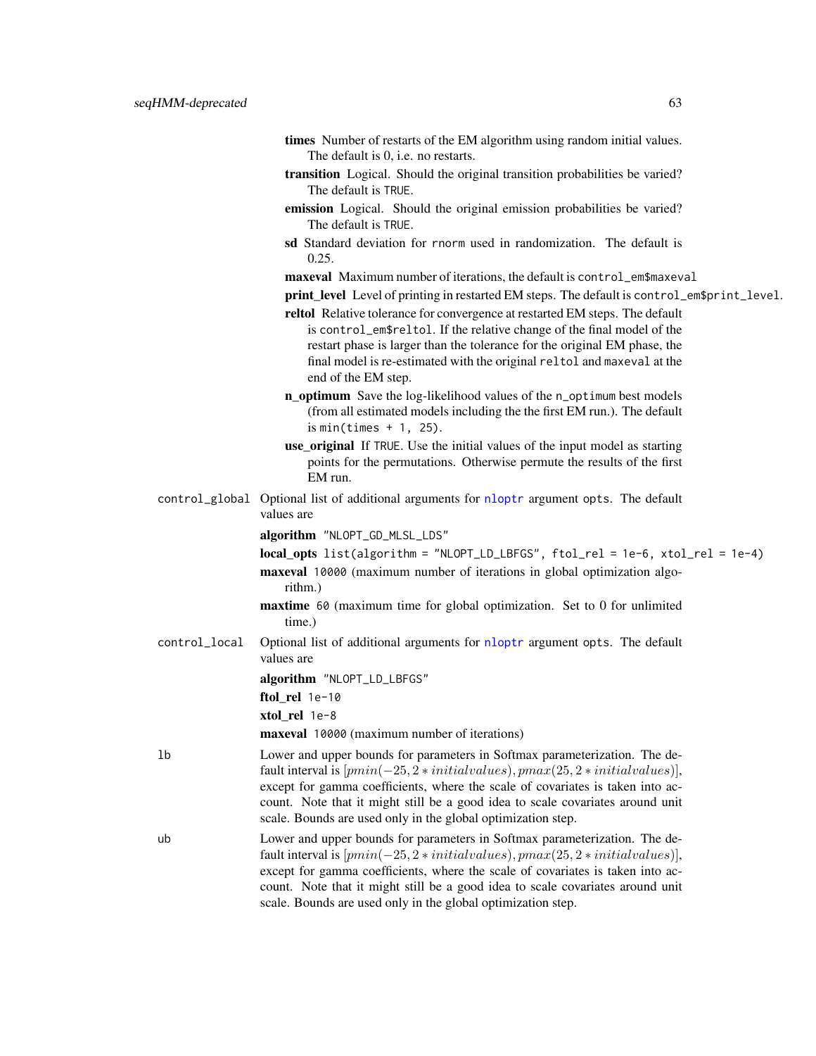- **times** Number of restarts of the EM algorithm using random initial values. The default is 0, i.e. no restarts.
- **transition** Logical. Should the original transition probabilities be varied? The default is `TRUE`.
- **emission** Logical. Should the original emission probabilities be varied? The default is `TRUE`.
- **sd** Standard deviation for `rnorm` used in randomization. The default is 0.25.
- **maxeval** Maximum number of iterations, the default is `control_em$maxeval`
- **print_level** Level of printing in restarted EM steps. The default is `control_em$print_level`.
- **reltol** Relative tolerance for convergence at restarted EM steps. The default is `control_em$reltol`. If the relative change of the final model of the restart phase is larger than the tolerance for the original EM phase, the final model is re-estimated with the original `reltol` and `maxeval` at the end of the EM step.
- **n_optimum** Save the log-likelihood values of the `n_optimum` best models (from all estimated models including the the first EM run.). The default is `min(times + 1, 25)`.
- **use_original** If `TRUE`. Use the initial values of the input model as starting points for the permutations. Otherwise permute the results of the first EM run.

`control_global` Optional list of additional arguments for `nloptr` argument `opts`. The default values are

- **algorithm** `"NLOPT_GD_MLSL_LDS"`
- **local_opts** `list(algorithm = "NLOPT_LD_LBFGS", ftol_rel = 1e-6, xtol_rel = 1e-4)`
- **maxeval** `10000` (maximum number of iterations in global optimization algorithm.)
- **maxtime** `60` (maximum time for global optimization. Set to 0 for unlimited time.)

`control_local` Optional list of additional arguments for `nloptr` argument `opts`. The default values are

- **algorithm** `"NLOPT_LD_LBFGS"`
- **ftol_rel** `1e-10`
- **xtol_rel** `1e-8`
- **maxeval** `10000` (maximum number of iterations)

`lb` Lower and upper bounds for parameters in Softmax parameterization. The default interval is $[pmin(-25, 2*initialvalues), pmax(25, 2*initialvalues)]$, except for gamma coefficients, where the scale of covariates is taken into account. Note that it might still be a good idea to scale covariates around unit scale. Bounds are used only in the global optimization step.

`ub` Lower and upper bounds for parameters in Softmax parameterization. The default interval is $[pmin(-25, 2*initialvalues), pmax(25, 2*initialvalues)]$, except for gamma coefficients, where the scale of covariates is taken into account. Note that it might still be a good idea to scale covariates around unit scale. Bounds are used only in the global optimization step.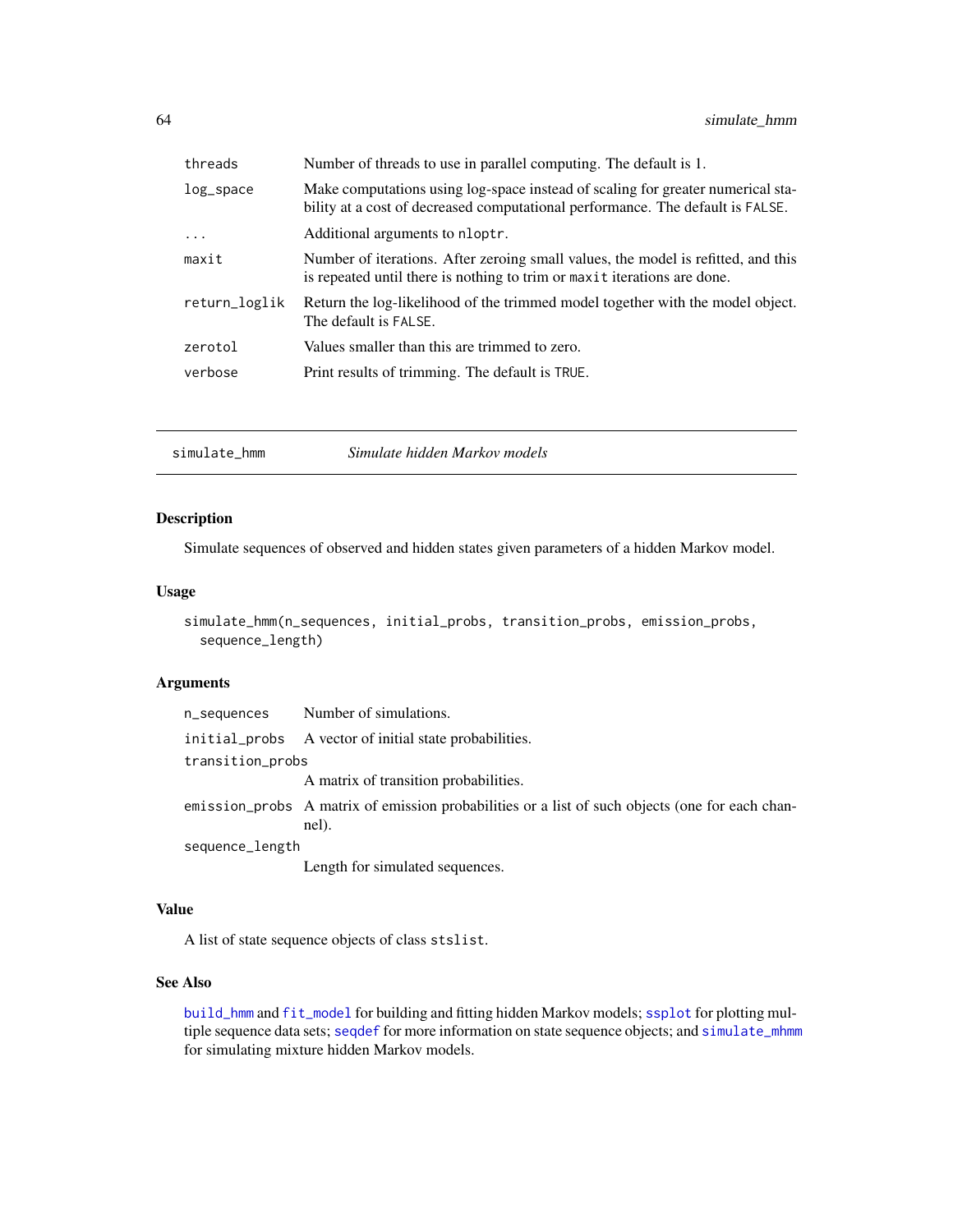| | |
|---|---|
| threads | Number of threads to use in parallel computing. The default is 1. |
| log_space | Make computations using log-space instead of scaling for greater numerical stability at a cost of decreased computational performance. The default is FALSE. |
| ... | Additional arguments to nloptr. |
| maxit | Number of iterations. After zeroing small values, the model is refitted, and this is repeated until there is nothing to trim or maxit iterations are done. |
| return_loglik | Return the log-likelihood of the trimmed model together with the model object. The default is FALSE. |
| zerotol | Values smaller than this are trimmed to zero. |
| verbose | Print results of trimming. The default is TRUE. |

---

## simulate_hmm *Simulate hidden Markov models*

### Description

Simulate sequences of observed and hidden states given parameters of a hidden Markov model.

### Usage

```
simulate_hmm(n_sequences, initial_probs, transition_probs, emission_probs,
  sequence_length)
```

### Arguments

| | |
|---|---|
| n_sequences | Number of simulations. |
| initial_probs | A vector of initial state probabilities. |
| transition_probs | A matrix of transition probabilities. |
| emission_probs | A matrix of emission probabilities or a list of such objects (one for each channel). |
| sequence_length | Length for simulated sequences. |

### Value

A list of state sequence objects of class stslist.

### See Also

build_hmm and fit_model for building and fitting hidden Markov models; ssplot for plotting multiple sequence data sets; seqdef for more information on state sequence objects; and simulate_mhmm for simulating mixture hidden Markov models.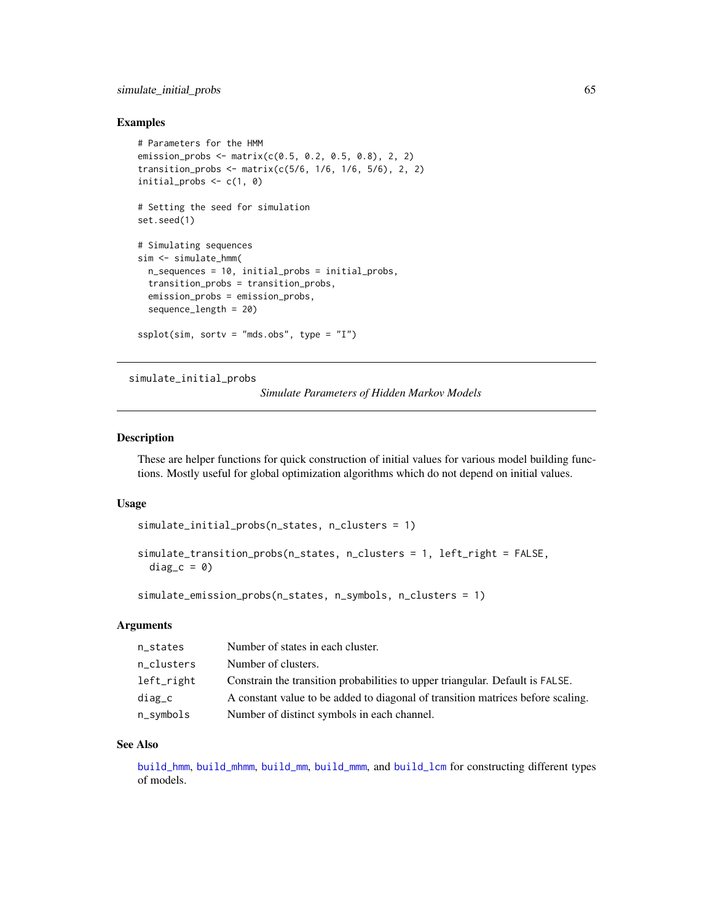## Examples

```
# Parameters for the HMM
emission_probs <- matrix(c(0.5, 0.2, 0.5, 0.8), 2, 2)
transition_probs <- matrix(c(5/6, 1/6, 1/6, 5/6), 2, 2)
initial_probs <- c(1, 0)

# Setting the seed for simulation
set.seed(1)

# Simulating sequences
sim <- simulate_hmm(
  n_sequences = 10, initial_probs = initial_probs,
  transition_probs = transition_probs,
  emission_probs = emission_probs,
  sequence_length = 20)

ssplot(sim, sortv = "mds.obs", type = "I")
```

---

# simulate_initial_probs

*Simulate Parameters of Hidden Markov Models*

---

## Description

These are helper functions for quick construction of initial values for various model building functions. Mostly useful for global optimization algorithms which do not depend on initial values.

## Usage

```
simulate_initial_probs(n_states, n_clusters = 1)

simulate_transition_probs(n_states, n_clusters = 1, left_right = FALSE,
  diag_c = 0)

simulate_emission_probs(n_states, n_symbols, n_clusters = 1)
```

## Arguments

| | |
|---|---|
| n_states | Number of states in each cluster. |
| n_clusters | Number of clusters. |
| left_right | Constrain the transition probabilities to upper triangular. Default is FALSE. |
| diag_c | A constant value to be added to diagonal of transition matrices before scaling. |
| n_symbols | Number of distinct symbols in each channel. |

## See Also

build_hmm, build_mhmm, build_mm, build_mmm, and build_lcm for constructing different types of models.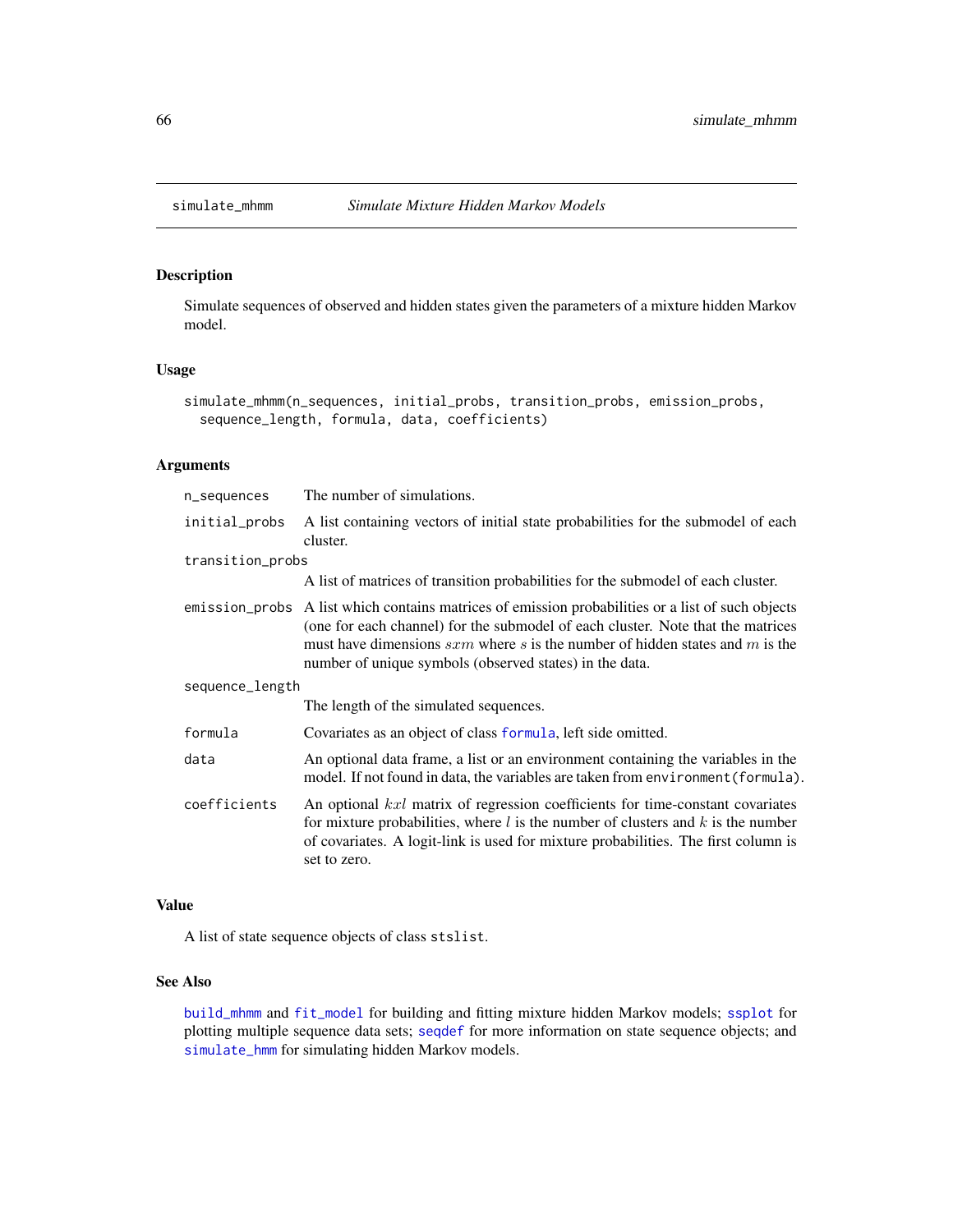# simulate_mhmm

*Simulate Mixture Hidden Markov Models*

## Description

Simulate sequences of observed and hidden states given the parameters of a mixture hidden Markov model.

## Usage

```
simulate_mhmm(n_sequences, initial_probs, transition_probs, emission_probs,
  sequence_length, formula, data, coefficients)
```

## Arguments

| Argument | Description |
|---|---|
| n_sequences | The number of simulations. |
| initial_probs | A list containing vectors of initial state probabilities for the submodel of each cluster. |
| transition_probs | A list of matrices of transition probabilities for the submodel of each cluster. |
| emission_probs | A list which contains matrices of emission probabilities or a list of such objects (one for each channel) for the submodel of each cluster. Note that the matrices must have dimensions $sxm$ where $s$ is the number of hidden states and $m$ is the number of unique symbols (observed states) in the data. |
| sequence_length | The length of the simulated sequences. |
| formula | Covariates as an object of class formula, left side omitted. |
| data | An optional data frame, a list or an environment containing the variables in the model. If not found in data, the variables are taken from `environment(formula)`. |
| coefficients | An optional $kxl$ matrix of regression coefficients for time-constant covariates for mixture probabilities, where $l$ is the number of clusters and $k$ is the number of covariates. A logit-link is used for mixture probabilities. The first column is set to zero. |

## Value

A list of state sequence objects of class `stslist`.

## See Also

build_mhmm and fit_model for building and fitting mixture hidden Markov models; ssplot for plotting multiple sequence data sets; seqdef for more information on state sequence objects; and simulate_hmm for simulating hidden Markov models.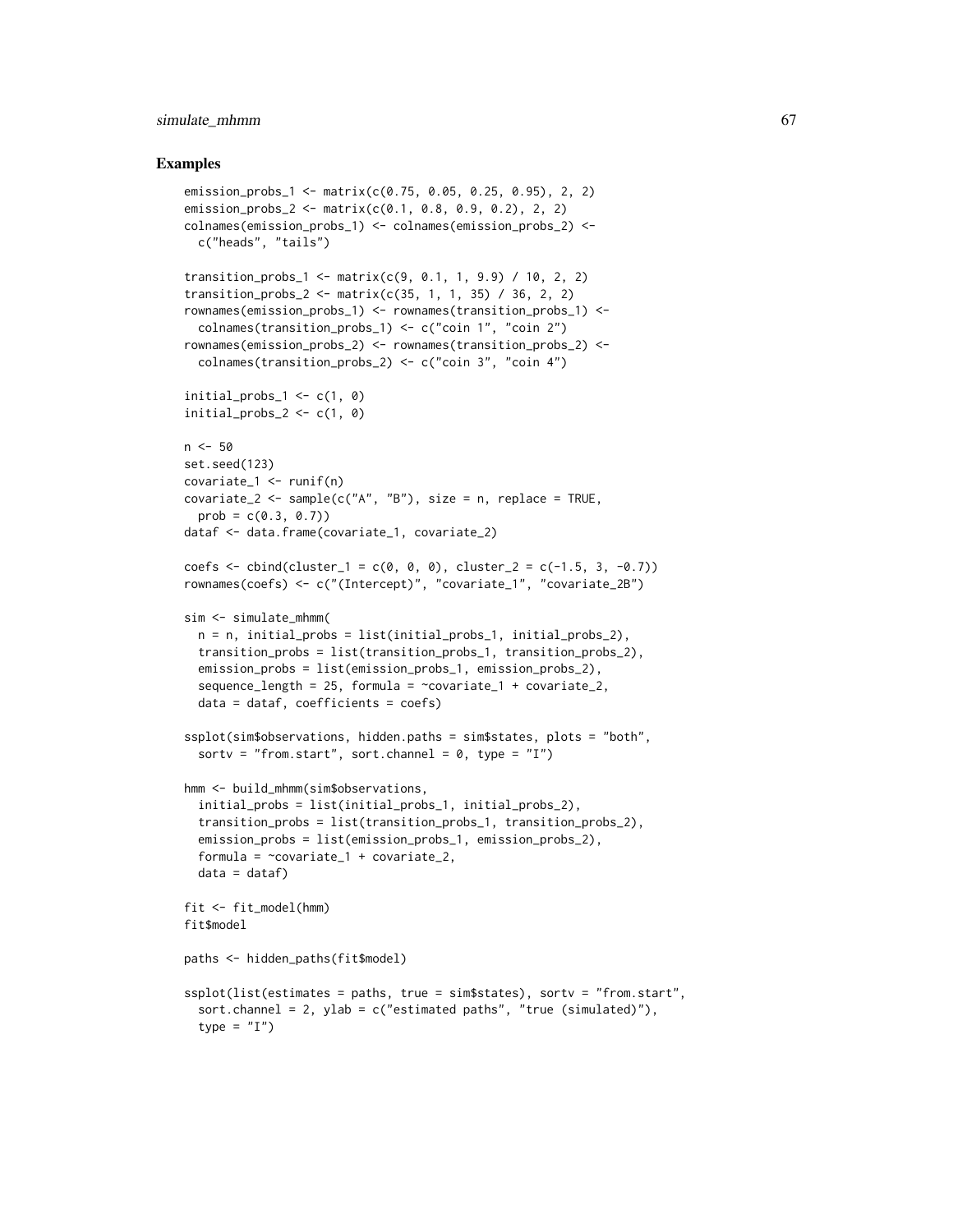## Examples

```
emission_probs_1 <- matrix(c(0.75, 0.05, 0.25, 0.95), 2, 2)
emission_probs_2 <- matrix(c(0.1, 0.8, 0.9, 0.2), 2, 2)
colnames(emission_probs_1) <- colnames(emission_probs_2) <-
  c("heads", "tails")

transition_probs_1 <- matrix(c(9, 0.1, 1, 9.9) / 10, 2, 2)
transition_probs_2 <- matrix(c(35, 1, 1, 35) / 36, 2, 2)
rownames(emission_probs_1) <- rownames(transition_probs_1) <-
  colnames(transition_probs_1) <- c("coin 1", "coin 2")
rownames(emission_probs_2) <- rownames(transition_probs_2) <-
  colnames(transition_probs_2) <- c("coin 3", "coin 4")

initial_probs_1 <- c(1, 0)
initial_probs_2 <- c(1, 0)

n <- 50
set.seed(123)
covariate_1 <- runif(n)
covariate_2 <- sample(c("A", "B"), size = n, replace = TRUE,
  prob = c(0.3, 0.7))
dataf <- data.frame(covariate_1, covariate_2)

coefs <- cbind(cluster_1 = c(0, 0, 0), cluster_2 = c(-1.5, 3, -0.7))
rownames(coefs) <- c("(Intercept)", "covariate_1", "covariate_2B")

sim <- simulate_mhmm(
  n = n, initial_probs = list(initial_probs_1, initial_probs_2),
  transition_probs = list(transition_probs_1, transition_probs_2),
  emission_probs = list(emission_probs_1, emission_probs_2),
  sequence_length = 25, formula = ~covariate_1 + covariate_2,
  data = dataf, coefficients = coefs)

ssplot(sim$observations, hidden.paths = sim$states, plots = "both",
  sortv = "from.start", sort.channel = 0, type = "I")

hmm <- build_mhmm(sim$observations,
  initial_probs = list(initial_probs_1, initial_probs_2),
  transition_probs = list(transition_probs_1, transition_probs_2),
  emission_probs = list(emission_probs_1, emission_probs_2),
  formula = ~covariate_1 + covariate_2,
  data = dataf)

fit <- fit_model(hmm)
fit$model

paths <- hidden_paths(fit$model)

ssplot(list(estimates = paths, true = sim$states), sortv = "from.start",
  sort.channel = 2, ylab = c("estimated paths", "true (simulated)"),
  type = "I")
```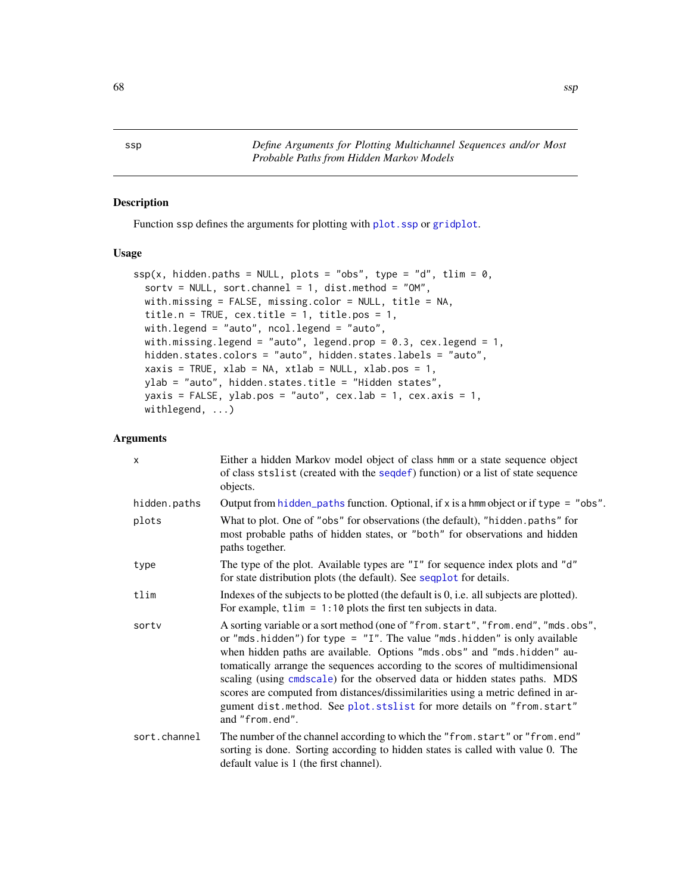# ssp — *Define Arguments for Plotting Multichannel Sequences and/or Most Probable Paths from Hidden Markov Models*

## Description

Function ssp defines the arguments for plotting with plot.ssp or gridplot.

## Usage

```
ssp(x, hidden.paths = NULL, plots = "obs", type = "d", tlim = 0,
  sortv = NULL, sort.channel = 1, dist.method = "OM",
  with.missing = FALSE, missing.color = NULL, title = NA,
  title.n = TRUE, cex.title = 1, title.pos = 1,
  with.legend = "auto", ncol.legend = "auto",
  with.missing.legend = "auto", legend.prop = 0.3, cex.legend = 1,
  hidden.states.colors = "auto", hidden.states.labels = "auto",
  xaxis = TRUE, xlab = NA, xtlab = NULL, xlab.pos = 1,
  ylab = "auto", hidden.states.title = "Hidden states",
  yaxis = FALSE, ylab.pos = "auto", cex.lab = 1, cex.axis = 1,
  withlegend, ...)
```

## Arguments

| | |
|---|---|
| x | Either a hidden Markov model object of class hmm or a state sequence object of class stslist (created with the seqdef) function) or a list of state sequence objects. |
| hidden.paths | Output from hidden_paths function. Optional, if x is a hmm object or if type = "obs". |
| plots | What to plot. One of "obs" for observations (the default), "hidden.paths" for most probable paths of hidden states, or "both" for observations and hidden paths together. |
| type | The type of the plot. Available types are "I" for sequence index plots and "d" for state distribution plots (the default). See seqplot for details. |
| tlim | Indexes of the subjects to be plotted (the default is 0, i.e. all subjects are plotted). For example, tlim = 1:10 plots the first ten subjects in data. |
| sortv | A sorting variable or a sort method (one of "from.start", "from.end", "mds.obs", or "mds.hidden") for type = "I". The value "mds.hidden" is only available when hidden paths are available. Options "mds.obs" and "mds.hidden" automatically arrange the sequences according to the scores of multidimensional scaling (using cmdscale) for the observed data or hidden states paths. MDS scores are computed from distances/dissimilarities using a metric defined in argument dist.method. See plot.stslist for more details on "from.start" and "from.end". |
| sort.channel | The number of the channel according to which the "from.start" or "from.end" sorting is done. Sorting according to hidden states is called with value 0. The default value is 1 (the first channel). |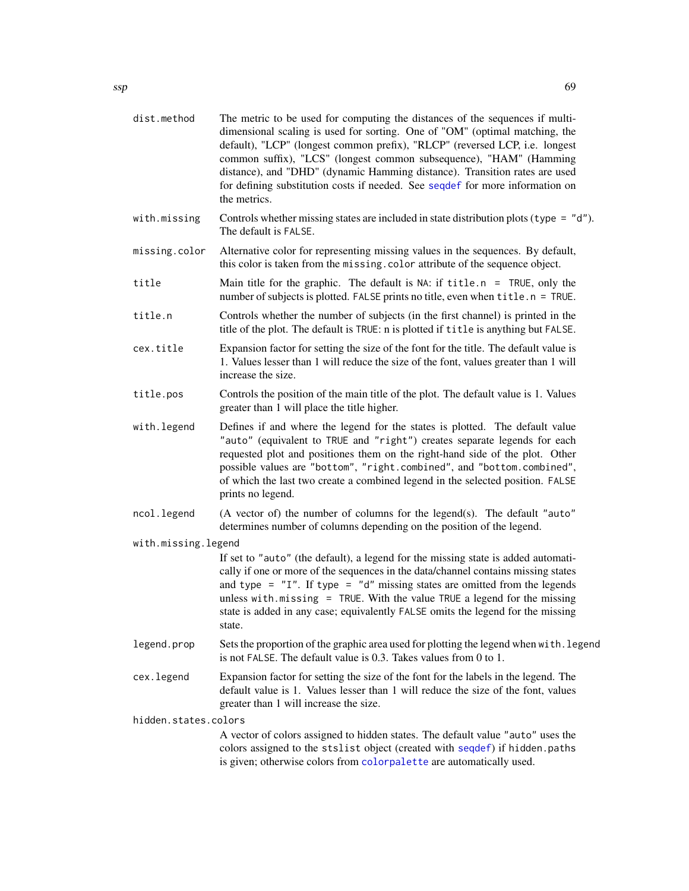`dist.method`
: The metric to be used for computing the distances of the sequences if multidimensional scaling is used for sorting. One of "OM" (optimal matching, the default), "LCP" (longest common prefix), "RLCP" (reversed LCP, i.e. longest common suffix), "LCS" (longest common subsequence), "HAM" (Hamming distance), and "DHD" (dynamic Hamming distance). Transition rates are used for defining substitution costs if needed. See seqdef for more information on the metrics.

`with.missing`
: Controls whether missing states are included in state distribution plots (`type = "d"`). The default is `FALSE`.

`missing.color`
: Alternative color for representing missing values in the sequences. By default, this color is taken from the `missing.color` attribute of the sequence object.

`title`
: Main title for the graphic. The default is `NA`: if `title.n = TRUE`, only the number of subjects is plotted. `FALSE` prints no title, even when `title.n = TRUE`.

`title.n`
: Controls whether the number of subjects (in the first channel) is printed in the title of the plot. The default is `TRUE`: n is plotted if `title` is anything but `FALSE`.

`cex.title`
: Expansion factor for setting the size of the font for the title. The default value is 1. Values lesser than 1 will reduce the size of the font, values greater than 1 will increase the size.

`title.pos`
: Controls the position of the main title of the plot. The default value is 1. Values greater than 1 will place the title higher.

`with.legend`
: Defines if and where the legend for the states is plotted. The default value `"auto"` (equivalent to `TRUE` and `"right"`) creates separate legends for each requested plot and positiones them on the right-hand side of the plot. Other possible values are `"bottom"`, `"right.combined"`, and `"bottom.combined"`, of which the last two create a combined legend in the selected position. `FALSE` prints no legend.

`ncol.legend`
: (A vector of) the number of columns for the legend(s). The default `"auto"` determines number of columns depending on the position of the legend.

`with.missing.legend`
: If set to `"auto"` (the default), a legend for the missing state is added automatically if one or more of the sequences in the data/channel contains missing states and `type = "I"`. If `type = "d"` missing states are omitted from the legends unless `with.missing = TRUE`. With the value `TRUE` a legend for the missing state is added in any case; equivalently `FALSE` omits the legend for the missing state.

`legend.prop`
: Sets the proportion of the graphic area used for plotting the legend when `with.legend` is not `FALSE`. The default value is 0.3. Takes values from 0 to 1.

`cex.legend`
: Expansion factor for setting the size of the font for the labels in the legend. The default value is 1. Values lesser than 1 will reduce the size of the font, values greater than 1 will increase the size.

`hidden.states.colors`
: A vector of colors assigned to hidden states. The default value `"auto"` uses the colors assigned to the `stslist` object (created with seqdef) if `hidden.paths` is given; otherwise colors from colorpalette are automatically used.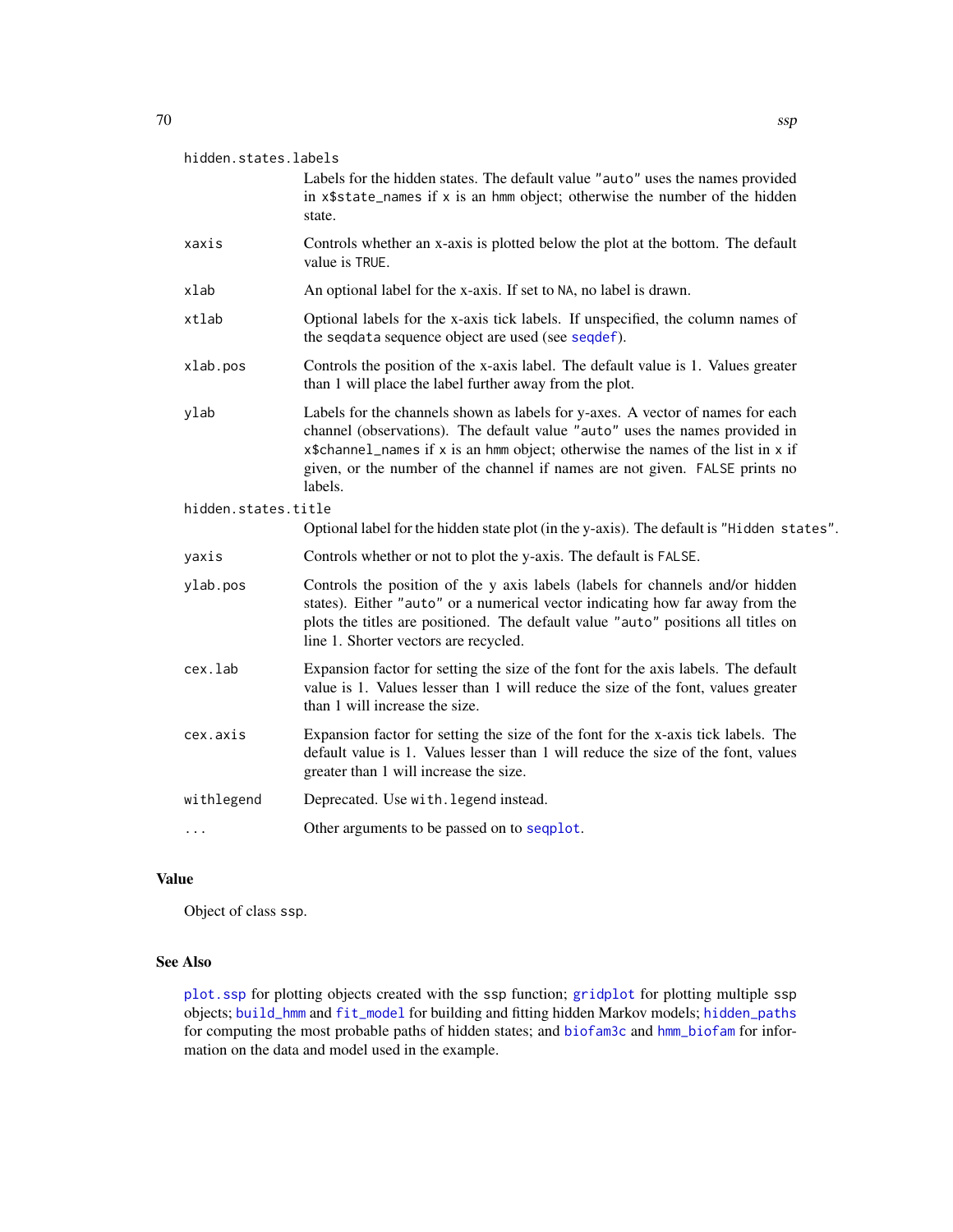| | |
|---|---|
| `hidden.states.labels` | Labels for the hidden states. The default value `"auto"` uses the names provided in `x$state_names` if `x` is an `hmm` object; otherwise the number of the hidden state. |
| `xaxis` | Controls whether an x-axis is plotted below the plot at the bottom. The default value is `TRUE`. |
| `xlab` | An optional label for the x-axis. If set to `NA`, no label is drawn. |
| `xtlab` | Optional labels for the x-axis tick labels. If unspecified, the column names of the `seqdata` sequence object are used (see `seqdef`). |
| `xlab.pos` | Controls the position of the x-axis label. The default value is 1. Values greater than 1 will place the label further away from the plot. |
| `ylab` | Labels for the channels shown as labels for y-axes. A vector of names for each channel (observations). The default value `"auto"` uses the names provided in `x$channel_names` if `x` is an `hmm` object; otherwise the names of the list in `x` if given, or the number of the channel if names are not given. `FALSE` prints no labels. |
| `hidden.states.title` | Optional label for the hidden state plot (in the y-axis). The default is `"Hidden states"`. |
| `yaxis` | Controls whether or not to plot the y-axis. The default is `FALSE`. |
| `ylab.pos` | Controls the position of the y axis labels (labels for channels and/or hidden states). Either `"auto"` or a numerical vector indicating how far away from the plots the titles are positioned. The default value `"auto"` positions all titles on line 1. Shorter vectors are recycled. |
| `cex.lab` | Expansion factor for setting the size of the font for the axis labels. The default value is 1. Values lesser than 1 will reduce the size of the font, values greater than 1 will increase the size. |
| `cex.axis` | Expansion factor for setting the size of the font for the x-axis tick labels. The default value is 1. Values lesser than 1 will reduce the size of the font, values greater than 1 will increase the size. |
| `withlegend` | Deprecated. Use `with.legend` instead. |
| `...` | Other arguments to be passed on to `seqplot`. |

## Value

Object of class `ssp`.

## See Also

`plot.ssp` for plotting objects created with the `ssp` function; `gridplot` for plotting multiple `ssp` objects; `build_hmm` and `fit_model` for building and fitting hidden Markov models; `hidden_paths` for computing the most probable paths of hidden states; and `biofam3c` and `hmm_biofam` for information on the data and model used in the example.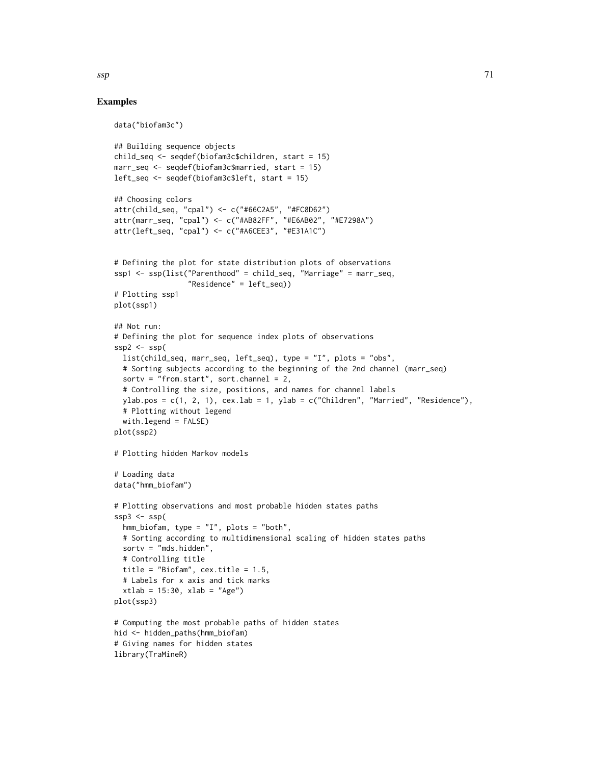## Examples

```
data("biofam3c")

## Building sequence objects
child_seq <- seqdef(biofam3c$children, start = 15)
marr_seq <- seqdef(biofam3c$married, start = 15)
left_seq <- seqdef(biofam3c$left, start = 15)

## Choosing colors
attr(child_seq, "cpal") <- c("#66C2A5", "#FC8D62")
attr(marr_seq, "cpal") <- c("#AB82FF", "#E6AB02", "#E7298A")
attr(left_seq, "cpal") <- c("#A6CEE3", "#E31A1C")


# Defining the plot for state distribution plots of observations
ssp1 <- ssp(list("Parenthood" = child_seq, "Marriage" = marr_seq,
                 "Residence" = left_seq))
# Plotting ssp1
plot(ssp1)

## Not run:
# Defining the plot for sequence index plots of observations
ssp2 <- ssp(
  list(child_seq, marr_seq, left_seq), type = "I", plots = "obs",
  # Sorting subjects according to the beginning of the 2nd channel (marr_seq)
  sortv = "from.start", sort.channel = 2,
  # Controlling the size, positions, and names for channel labels
  ylab.pos = c(1, 2, 1), cex.lab = 1, ylab = c("Children", "Married", "Residence"),
  # Plotting without legend
  with.legend = FALSE)
plot(ssp2)

# Plotting hidden Markov models

# Loading data
data("hmm_biofam")

# Plotting observations and most probable hidden states paths
ssp3 <- ssp(
  hmm_biofam, type = "I", plots = "both",
  # Sorting according to multidimensional scaling of hidden states paths
  sortv = "mds.hidden",
  # Controlling title
  title = "Biofam", cex.title = 1.5,
  # Labels for x axis and tick marks
  xtlab = 15:30, xlab = "Age")
plot(ssp3)

# Computing the most probable paths of hidden states
hid <- hidden_paths(hmm_biofam)
# Giving names for hidden states
library(TraMineR)
```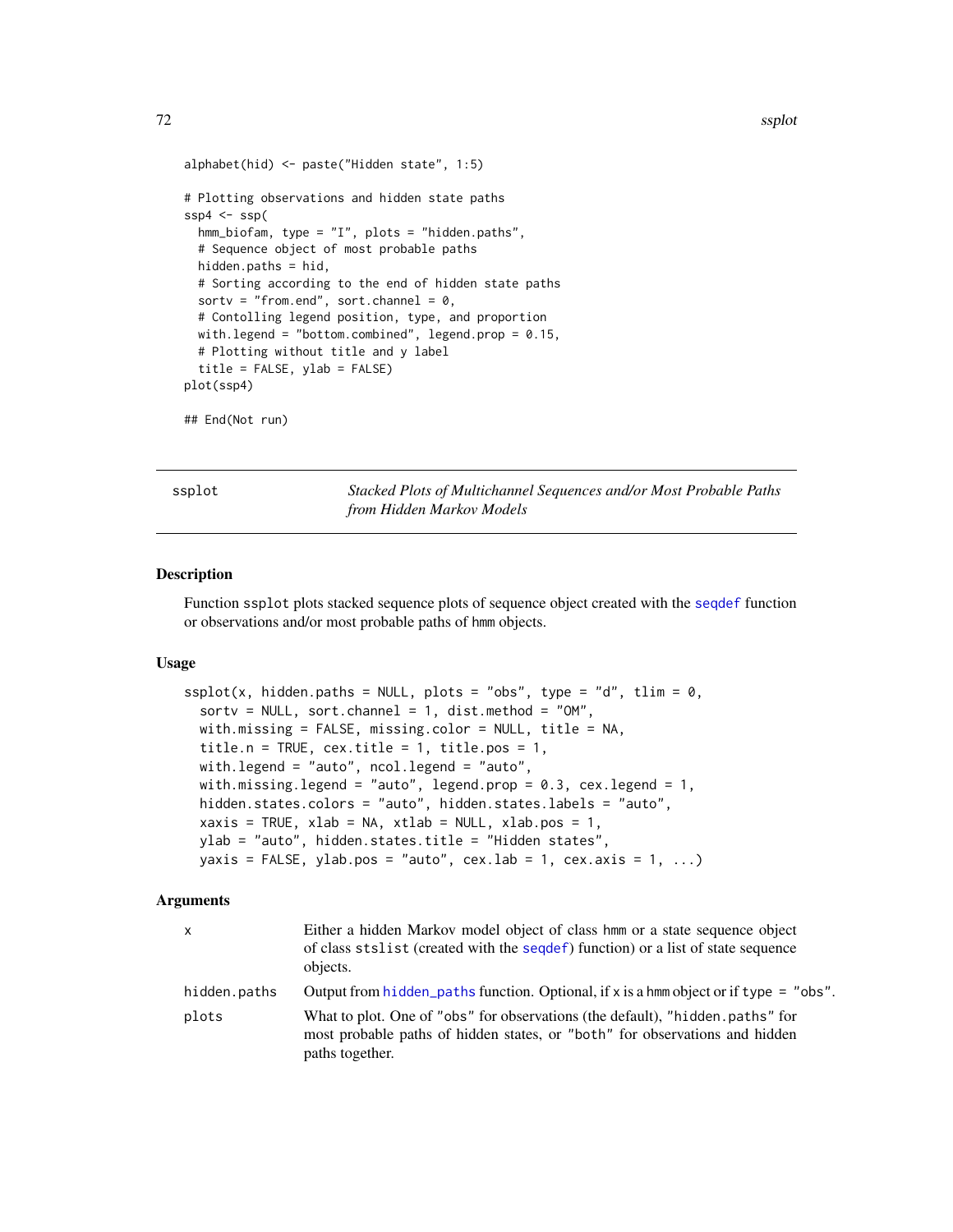```
alphabet(hid) <- paste("Hidden state", 1:5)

# Plotting observations and hidden state paths
ssp4 <- ssp(
  hmm_biofam, type = "I", plots = "hidden.paths",
  # Sequence object of most probable paths
  hidden.paths = hid,
  # Sorting according to the end of hidden state paths
  sortv = "from.end", sort.channel = 0,
  # Contolling legend position, type, and proportion
  with.legend = "bottom.combined", legend.prop = 0.15,
  # Plotting without title and y label
  title = FALSE, ylab = FALSE)
plot(ssp4)

## End(Not run)
```

---

## ssplot — *Stacked Plots of Multichannel Sequences and/or Most Probable Paths from Hidden Markov Models*

---

### Description

Function `ssplot` plots stacked sequence plots of sequence object created with the `seqdef` function or observations and/or most probable paths of `hmm` objects.

### Usage

```
ssplot(x, hidden.paths = NULL, plots = "obs", type = "d", tlim = 0,
  sortv = NULL, sort.channel = 1, dist.method = "OM",
  with.missing = FALSE, missing.color = NULL, title = NA,
  title.n = TRUE, cex.title = 1, title.pos = 1,
  with.legend = "auto", ncol.legend = "auto",
  with.missing.legend = "auto", legend.prop = 0.3, cex.legend = 1,
  hidden.states.colors = "auto", hidden.states.labels = "auto",
  xaxis = TRUE, xlab = NA, xtlab = NULL, xlab.pos = 1,
  ylab = "auto", hidden.states.title = "Hidden states",
  yaxis = FALSE, ylab.pos = "auto", cex.lab = 1, cex.axis = 1, ...)
```

### Arguments

| | |
|---|---|
| `x` | Either a hidden Markov model object of class `hmm` or a state sequence object of class `stslist` (created with the `seqdef`) function) or a list of state sequence objects. |
| `hidden.paths` | Output from `hidden_paths` function. Optional, if x is a `hmm` object or if `type = "obs"`. |
| `plots` | What to plot. One of `"obs"` for observations (the default), `"hidden.paths"` for most probable paths of hidden states, or `"both"` for observations and hidden paths together. |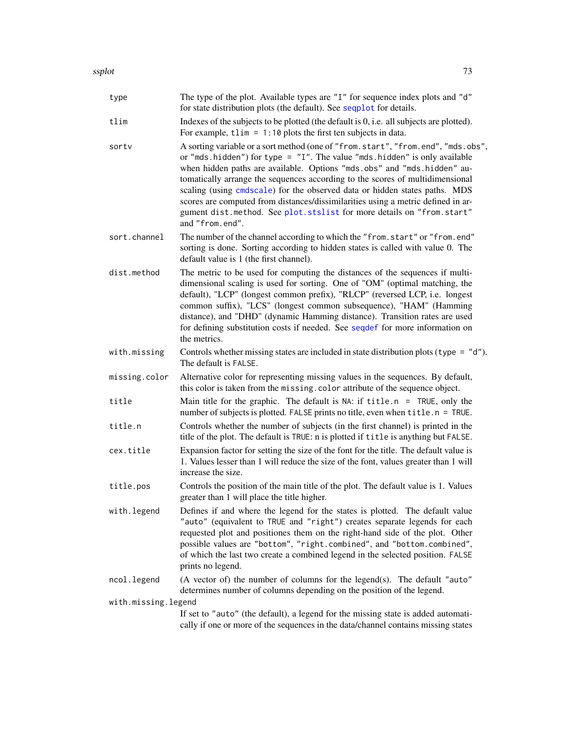| | |
|---|---|
| `type` | The type of the plot. Available types are `"I"` for sequence index plots and `"d"` for state distribution plots (the default). See seqplot for details. |
| `tlim` | Indexes of the subjects to be plotted (the default is 0, i.e. all subjects are plotted). For example, `tlim = 1:10` plots the first ten subjects in data. |
| `sortv` | A sorting variable or a sort method (one of `"from.start"`, `"from.end"`, `"mds.obs"`, or `"mds.hidden"`) for `type = "I"`. The value `"mds.hidden"` is only available when hidden paths are available. Options `"mds.obs"` and `"mds.hidden"` automatically arrange the sequences according to the scores of multidimensional scaling (using cmdscale) for the observed data or hidden states paths. MDS scores are computed from distances/dissimilarities using a metric defined in argument `dist.method`. See plot.stslist for more details on `"from.start"` and `"from.end"`. |
| `sort.channel` | The number of the channel according to which the `"from.start"` or `"from.end"` sorting is done. Sorting according to hidden states is called with value 0. The default value is 1 (the first channel). |
| `dist.method` | The metric to be used for computing the distances of the sequences if multidimensional scaling is used for sorting. One of "OM" (optimal matching, the default), "LCP" (longest common prefix), "RLCP" (reversed LCP, i.e. longest common suffix), "LCS" (longest common subsequence), "HAM" (Hamming distance), and "DHD" (dynamic Hamming distance). Transition rates are used for defining substitution costs if needed. See seqdef for more information on the metrics. |
| `with.missing` | Controls whether missing states are included in state distribution plots (`type = "d"`). The default is `FALSE`. |
| `missing.color` | Alternative color for representing missing values in the sequences. By default, this color is taken from the `missing.color` attribute of the sequence object. |
| `title` | Main title for the graphic. The default is `NA`: if `title.n = TRUE`, only the number of subjects is plotted. `FALSE` prints no title, even when `title.n = TRUE`. |
| `title.n` | Controls whether the number of subjects (in the first channel) is printed in the title of the plot. The default is `TRUE`: n is plotted if `title` is anything but `FALSE`. |
| `cex.title` | Expansion factor for setting the size of the font for the title. The default value is 1. Values lesser than 1 will reduce the size of the font, values greater than 1 will increase the size. |
| `title.pos` | Controls the position of the main title of the plot. The default value is 1. Values greater than 1 will place the title higher. |
| `with.legend` | Defines if and where the legend for the states is plotted. The default value `"auto"` (equivalent to `TRUE` and `"right"`) creates separate legends for each requested plot and positiones them on the right-hand side of the plot. Other possible values are `"bottom"`, `"right.combined"`, and `"bottom.combined"`, of which the last two create a combined legend in the selected position. `FALSE` prints no legend. |
| `ncol.legend` | (A vector of) the number of columns for the legend(s). The default `"auto"` determines number of columns depending on the position of the legend. |
| `with.missing.legend` | If set to `"auto"` (the default), a legend for the missing state is added automatically if one or more of the sequences in the data/channel contains missing states |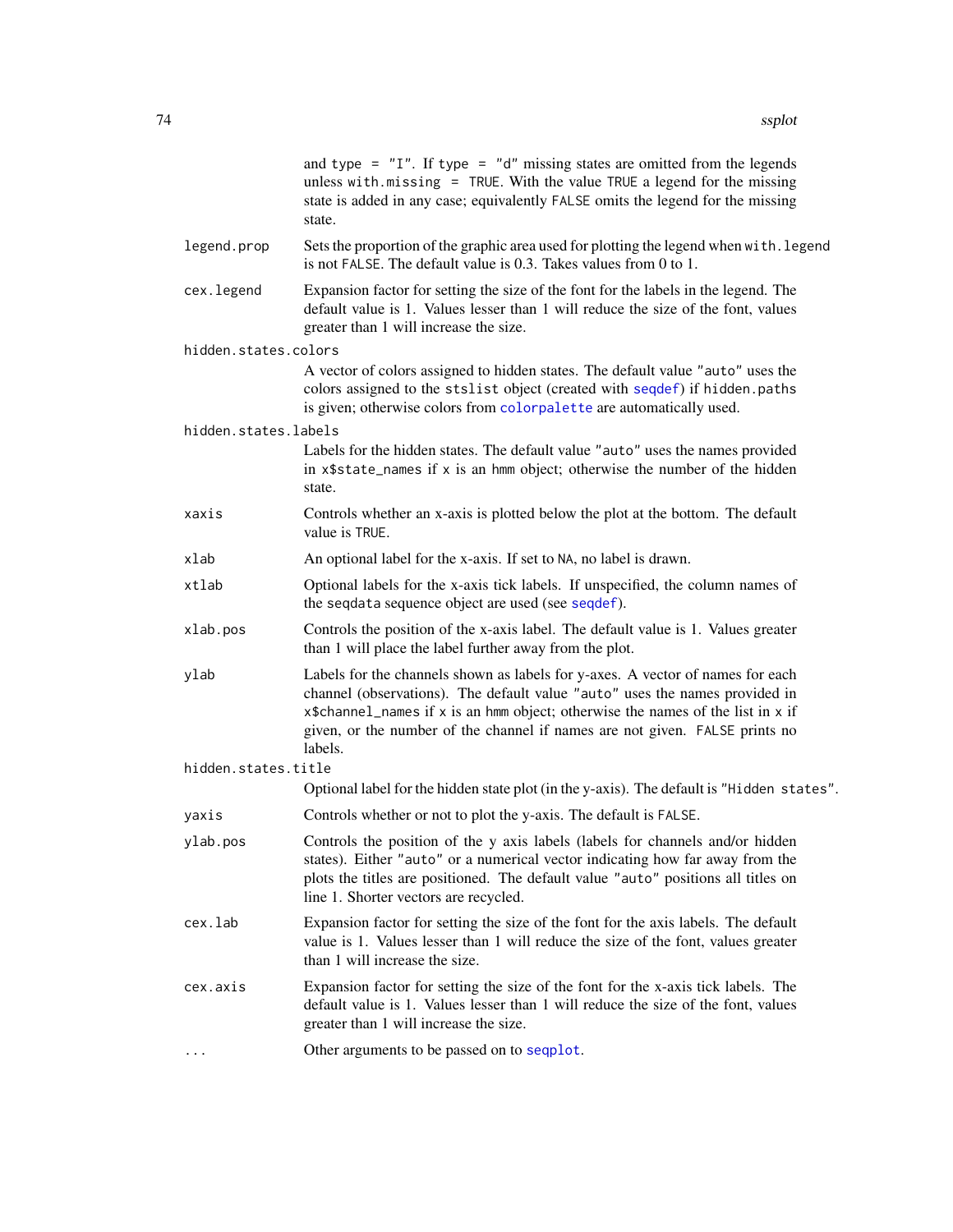and `type = "I"`. If `type = "d"` missing states are omitted from the legends unless `with.missing = TRUE`. With the value `TRUE` a legend for the missing state is added in any case; equivalently `FALSE` omits the legend for the missing state.

`legend.prop`
: Sets the proportion of the graphic area used for plotting the legend when `with.legend` is not `FALSE`. The default value is 0.3. Takes values from 0 to 1.

`cex.legend`
: Expansion factor for setting the size of the font for the labels in the legend. The default value is 1. Values lesser than 1 will reduce the size of the font, values greater than 1 will increase the size.

`hidden.states.colors`
: A vector of colors assigned to hidden states. The default value `"auto"` uses the colors assigned to the `stslist` object (created with `seqdef`) if `hidden.paths` is given; otherwise colors from `colorpalette` are automatically used.

`hidden.states.labels`
: Labels for the hidden states. The default value `"auto"` uses the names provided in `x$state_names` if `x` is an `hmm` object; otherwise the number of the hidden state.

`xaxis`
: Controls whether an x-axis is plotted below the plot at the bottom. The default value is `TRUE`.

`xlab`
: An optional label for the x-axis. If set to `NA`, no label is drawn.

`xtlab`
: Optional labels for the x-axis tick labels. If unspecified, the column names of the `seqdata` sequence object are used (see `seqdef`).

`xlab.pos`
: Controls the position of the x-axis label. The default value is 1. Values greater than 1 will place the label further away from the plot.

`ylab`
: Labels for the channels shown as labels for y-axes. A vector of names for each channel (observations). The default value `"auto"` uses the names provided in `x$channel_names` if `x` is an `hmm` object; otherwise the names of the list in `x` if given, or the number of the channel if names are not given. `FALSE` prints no labels.

`hidden.states.title`
: Optional label for the hidden state plot (in the y-axis). The default is `"Hidden states"`.

`yaxis`
: Controls whether or not to plot the y-axis. The default is `FALSE`.

`ylab.pos`
: Controls the position of the y axis labels (labels for channels and/or hidden states). Either `"auto"` or a numerical vector indicating how far away from the plots the titles are positioned. The default value `"auto"` positions all titles on line 1. Shorter vectors are recycled.

`cex.lab`
: Expansion factor for setting the size of the font for the axis labels. The default value is 1. Values lesser than 1 will reduce the size of the font, values greater than 1 will increase the size.

`cex.axis`
: Expansion factor for setting the size of the font for the x-axis tick labels. The default value is 1. Values lesser than 1 will reduce the size of the font, values greater than 1 will increase the size.

`...`
: Other arguments to be passed on to `seqplot`.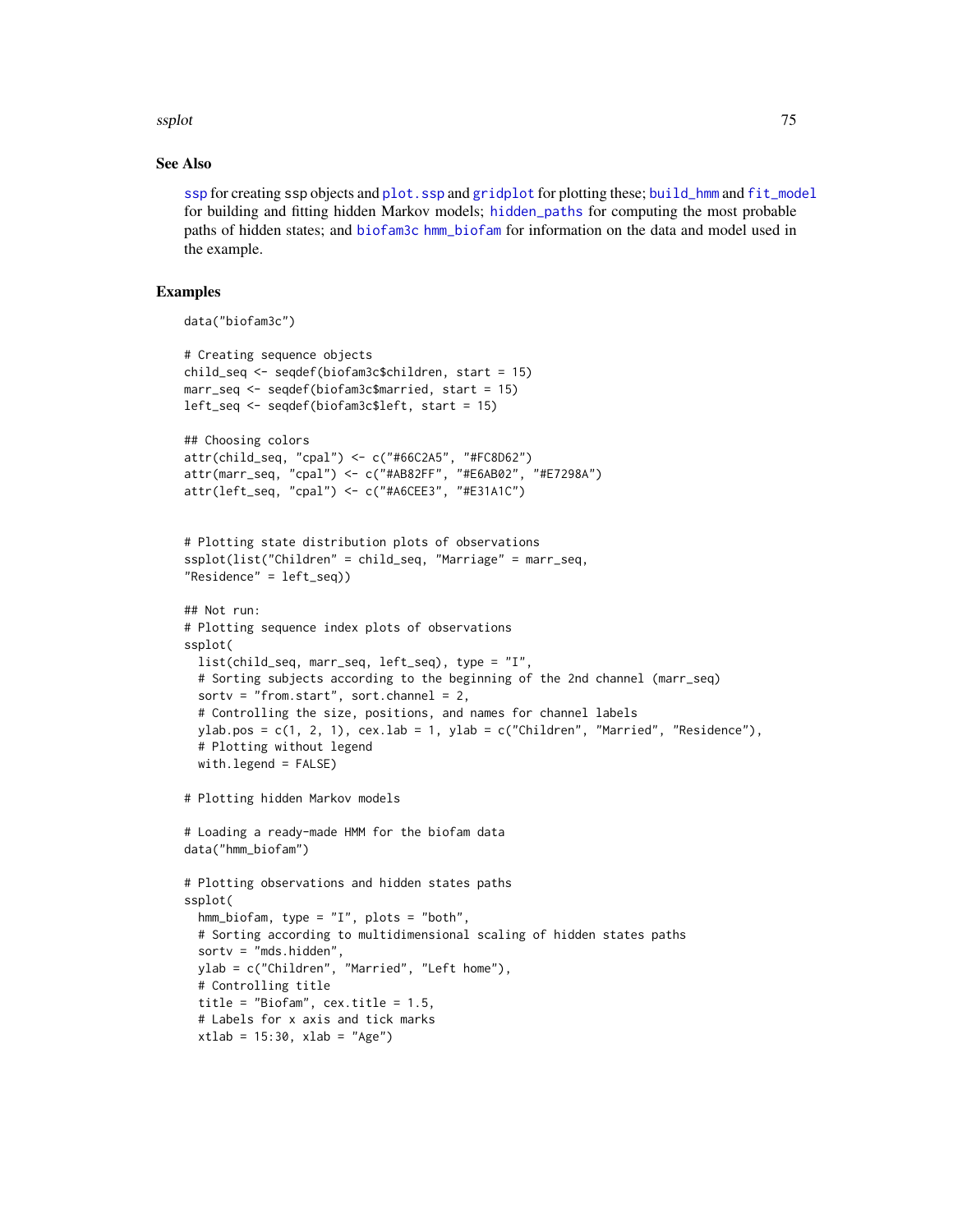## See Also

ssp for creating ssp objects and plot.ssp and gridplot for plotting these; build_hmm and fit_model for building and fitting hidden Markov models; hidden_paths for computing the most probable paths of hidden states; and biofam3c hmm_biofam for information on the data and model used in the example.

## Examples

```
data("biofam3c")

# Creating sequence objects
child_seq <- seqdef(biofam3c$children, start = 15)
marr_seq <- seqdef(biofam3c$married, start = 15)
left_seq <- seqdef(biofam3c$left, start = 15)

## Choosing colors
attr(child_seq, "cpal") <- c("#66C2A5", "#FC8D62")
attr(marr_seq, "cpal") <- c("#AB82FF", "#E6AB02", "#E7298A")
attr(left_seq, "cpal") <- c("#A6CEE3", "#E31A1C")


# Plotting state distribution plots of observations
ssplot(list("Children" = child_seq, "Marriage" = marr_seq,
"Residence" = left_seq))

## Not run:
# Plotting sequence index plots of observations
ssplot(
  list(child_seq, marr_seq, left_seq), type = "I",
  # Sorting subjects according to the beginning of the 2nd channel (marr_seq)
  sortv = "from.start", sort.channel = 2,
  # Controlling the size, positions, and names for channel labels
  ylab.pos = c(1, 2, 1), cex.lab = 1, ylab = c("Children", "Married", "Residence"),
  # Plotting without legend
  with.legend = FALSE)

# Plotting hidden Markov models

# Loading a ready-made HMM for the biofam data
data("hmm_biofam")

# Plotting observations and hidden states paths
ssplot(
  hmm_biofam, type = "I", plots = "both",
  # Sorting according to multidimensional scaling of hidden states paths
  sortv = "mds.hidden",
  ylab = c("Children", "Married", "Left home"),
  # Controlling title
  title = "Biofam", cex.title = 1.5,
  # Labels for x axis and tick marks
  xtlab = 15:30, xlab = "Age")
```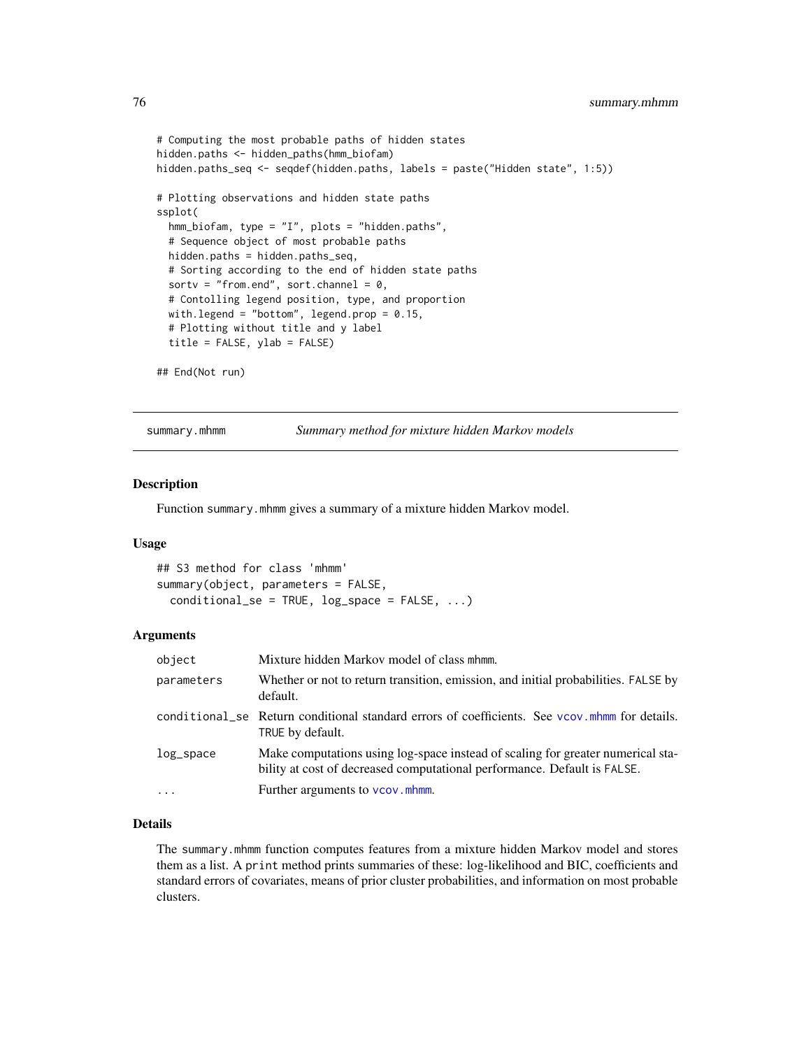```
# Computing the most probable paths of hidden states
hidden.paths <- hidden_paths(hmm_biofam)
hidden.paths_seq <- seqdef(hidden.paths, labels = paste("Hidden state", 1:5))

# Plotting observations and hidden state paths
ssplot(
  hmm_biofam, type = "I", plots = "hidden.paths",
  # Sequence object of most probable paths
  hidden.paths = hidden.paths_seq,
  # Sorting according to the end of hidden state paths
  sortv = "from.end", sort.channel = 0,
  # Contolling legend position, type, and proportion
  with.legend = "bottom", legend.prop = 0.15,
  # Plotting without title and y label
  title = FALSE, ylab = FALSE)

## End(Not run)
```

---

summary.mhmm — *Summary method for mixture hidden Markov models*

---

### Description

Function summary.mhmm gives a summary of a mixture hidden Markov model.

### Usage

```
## S3 method for class 'mhmm'
summary(object, parameters = FALSE,
  conditional_se = TRUE, log_space = FALSE, ...)
```

### Arguments

| | |
|---|---|
| object | Mixture hidden Markov model of class mhmm. |
| parameters | Whether or not to return transition, emission, and initial probabilities. FALSE by default. |
| conditional_se | Return conditional standard errors of coefficients. See vcov.mhmm for details. TRUE by default. |
| log_space | Make computations using log-space instead of scaling for greater numerical stability at cost of decreased computational performance. Default is FALSE. |
| ... | Further arguments to vcov.mhmm. |

### Details

The summary.mhmm function computes features from a mixture hidden Markov model and stores them as a list. A print method prints summaries of these: log-likelihood and BIC, coefficients and standard errors of covariates, means of prior cluster probabilities, and information on most probable clusters.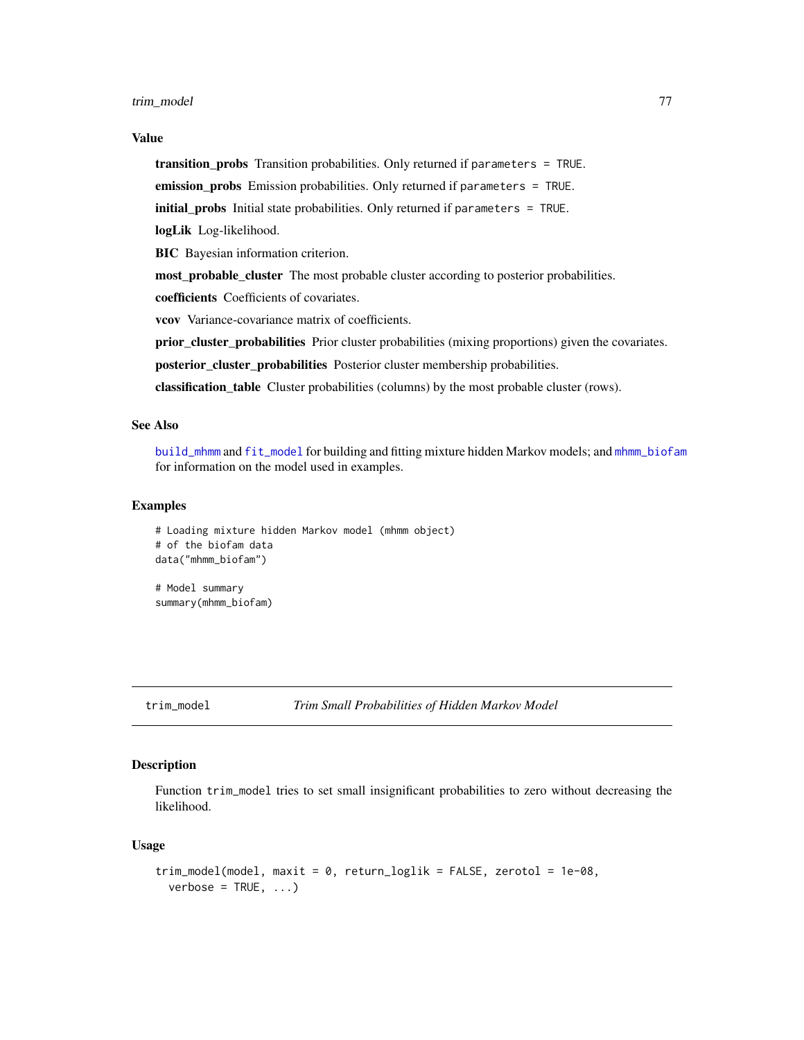### Value

**transition_probs** Transition probabilities. Only returned if `parameters = TRUE`.

**emission_probs** Emission probabilities. Only returned if `parameters = TRUE`.

**initial_probs** Initial state probabilities. Only returned if `parameters = TRUE`.

**logLik** Log-likelihood.

**BIC** Bayesian information criterion.

**most_probable_cluster** The most probable cluster according to posterior probabilities.

**coefficients** Coefficients of covariates.

**vcov** Variance-covariance matrix of coefficients.

**prior_cluster_probabilities** Prior cluster probabilities (mixing proportions) given the covariates.

**posterior_cluster_probabilities** Posterior cluster membership probabilities.

**classification_table** Cluster probabilities (columns) by the most probable cluster (rows).

### See Also

`build_mhmm` and `fit_model` for building and fitting mixture hidden Markov models; and `mhmm_biofam` for information on the model used in examples.

### Examples

```
# Loading mixture hidden Markov model (mhmm object)
# of the biofam data
data("mhmm_biofam")

# Model summary
summary(mhmm_biofam)
```

---

## trim_model — *Trim Small Probabilities of Hidden Markov Model*

### Description

Function `trim_model` tries to set small insignificant probabilities to zero without decreasing the likelihood.

### Usage

```
trim_model(model, maxit = 0, return_loglik = FALSE, zerotol = 1e-08,
  verbose = TRUE, ...)
```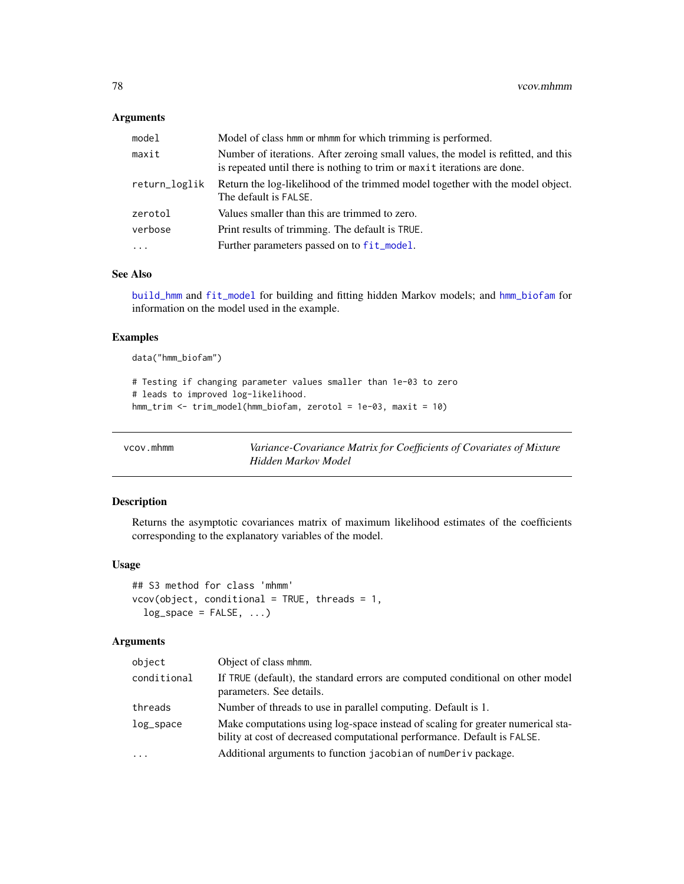### Arguments

| | |
|---|---|
| model | Model of class hmm or mhmm for which trimming is performed. |
| maxit | Number of iterations. After zeroing small values, the model is refitted, and this is repeated until there is nothing to trim or maxit iterations are done. |
| return_loglik | Return the log-likelihood of the trimmed model together with the model object. The default is FALSE. |
| zerotol | Values smaller than this are trimmed to zero. |
| verbose | Print results of trimming. The default is TRUE. |
| ... | Further parameters passed on to fit_model. |

### See Also

build_hmm and fit_model for building and fitting hidden Markov models; and hmm_biofam for information on the model used in the example.

### Examples

```
data("hmm_biofam")

# Testing if changing parameter values smaller than 1e-03 to zero
# leads to improved log-likelihood.
hmm_trim <- trim_model(hmm_biofam, zerotol = 1e-03, maxit = 10)
```

---

## vcov.mhmm — *Variance-Covariance Matrix for Coefficients of Covariates of Mixture Hidden Markov Model*

### Description

Returns the asymptotic covariances matrix of maximum likelihood estimates of the coefficients corresponding to the explanatory variables of the model.

### Usage

```
## S3 method for class 'mhmm'
vcov(object, conditional = TRUE, threads = 1,
  log_space = FALSE, ...)
```

### Arguments

| | |
|---|---|
| object | Object of class mhmm. |
| conditional | If TRUE (default), the standard errors are computed conditional on other model parameters. See details. |
| threads | Number of threads to use in parallel computing. Default is 1. |
| log_space | Make computations using log-space instead of scaling for greater numerical stability at cost of decreased computational performance. Default is FALSE. |
| ... | Additional arguments to function jacobian of numDeriv package. |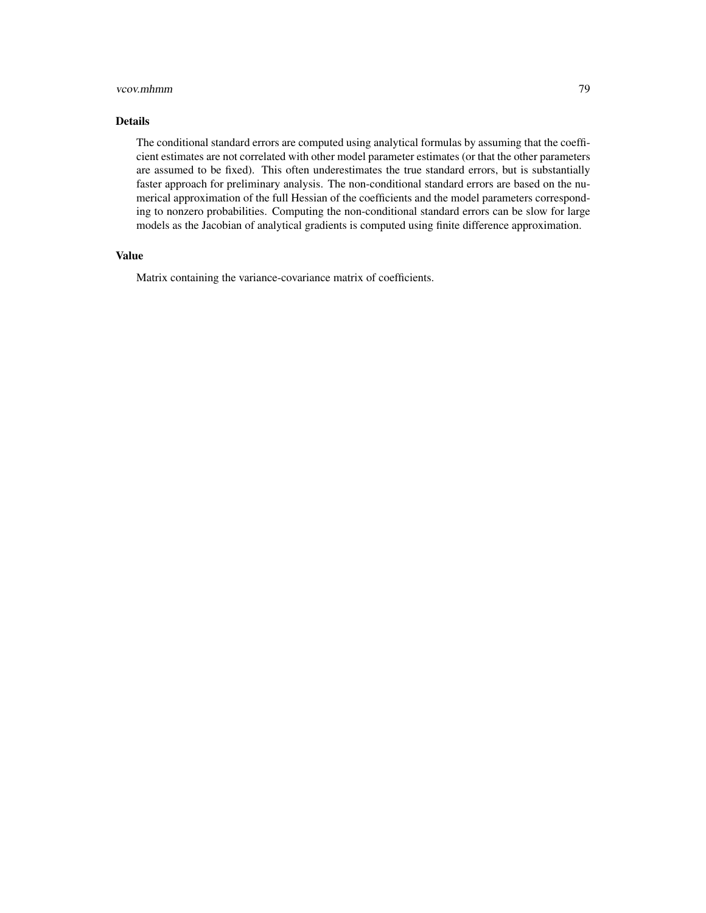## Details

The conditional standard errors are computed using analytical formulas by assuming that the coefficient estimates are not correlated with other model parameter estimates (or that the other parameters are assumed to be fixed). This often underestimates the true standard errors, but is substantially faster approach for preliminary analysis. The non-conditional standard errors are based on the numerical approximation of the full Hessian of the coefficients and the model parameters corresponding to nonzero probabilities. Computing the non-conditional standard errors can be slow for large models as the Jacobian of analytical gradients is computed using finite difference approximation.

## Value

Matrix containing the variance-covariance matrix of coefficients.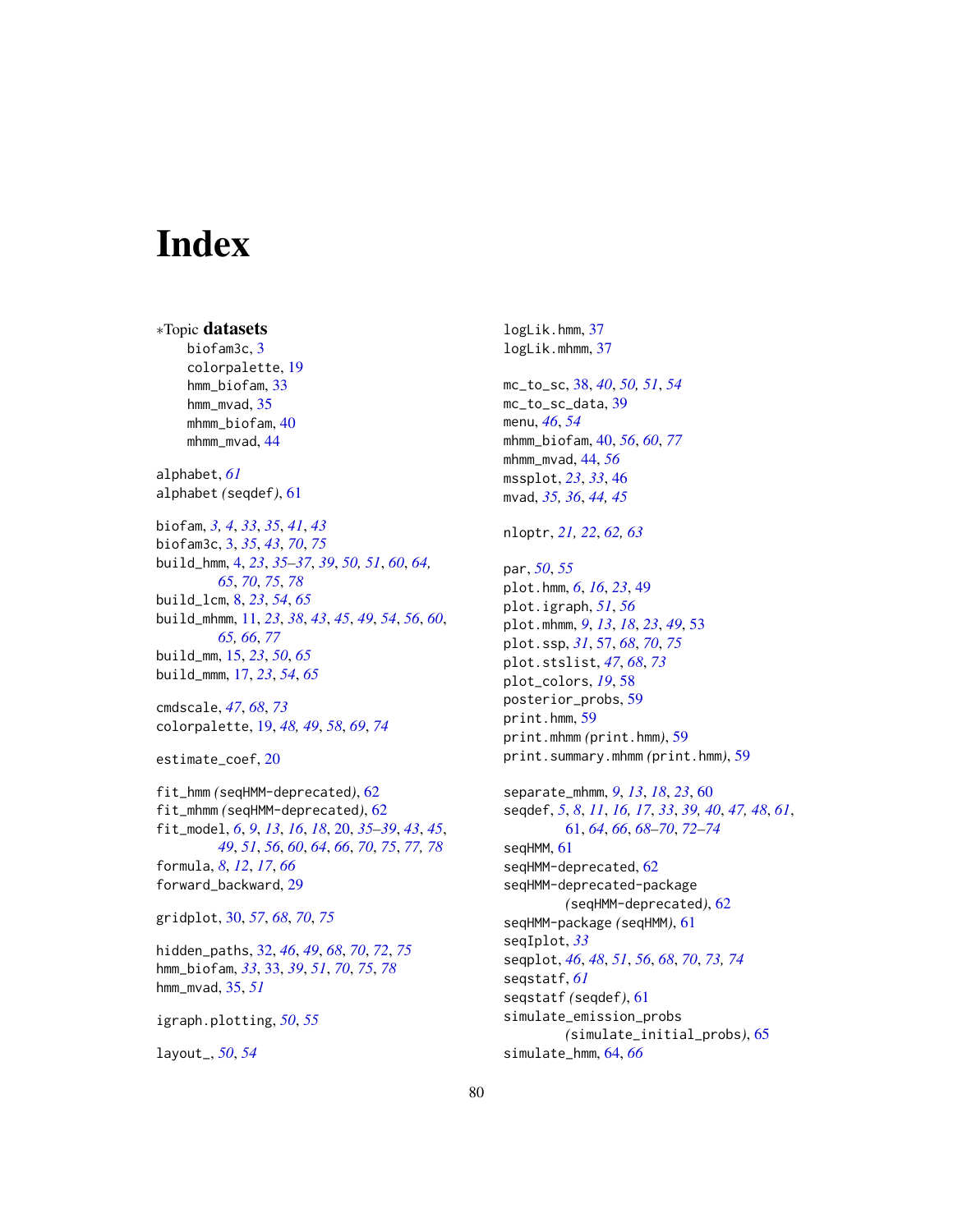# Index

*Topic **datasets**

biofam3c, 3
colorpalette, 19
hmm_biofam, 33
hmm_mvad, 35
mhmm_biofam, 40
mhmm_mvad, 44

alphabet, *61*
alphabet *(*seqdef*)*, 61

biofam, *3, 4*, *33*, *35*, *41*, *43*
biofam3c, 3, *35*, *43*, *70*, *75*
build_hmm, 4, *23*, *35–37*, *39*, *50, 51*, *60*, *64, 65*, *70*, *75*, *78*
build_lcm, 8, *23*, *54*, *65*
build_mhmm, 11, *23*, *38*, *43*, *45*, *49*, *54*, *56*, *60*, *65, 66*, *77*
build_mm, 15, *23*, *50*, *65*
build_mmm, 17, *23*, *54*, *65*

cmdscale, *47*, *68*, *73*
colorpalette, 19, *48, 49*, *58*, *69*, *74*

estimate_coef, 20

fit_hmm *(*seqHMM-deprecated*)*, 62
fit_mhmm *(*seqHMM-deprecated*)*, 62
fit_model, *6*, *9*, *13*, *16*, *18*, 20, *35–39*, *43*, *45*, *49*, *51*, *56*, *60*, *64*, *66*, *70*, *75*, *77, 78*
formula, *8*, *12*, *17*, *66*
forward_backward, 29

gridplot, 30, *57*, *68*, *70*, *75*

hidden_paths, 32, *46*, *49*, *68*, *70*, *72*, *75*
hmm_biofam, *33*, 33, *39*, *51*, *70*, *75*, *78*
hmm_mvad, 35, *51*

igraph.plotting, *50*, *55*

layout_, *50*, *54*

logLik.hmm, 37
logLik.mhmm, 37

mc_to_sc, 38, *40*, *50, 51*, *54*
mc_to_sc_data, 39
menu, *46*, *54*
mhmm_biofam, 40, *56*, *60*, *77*
mhmm_mvad, 44, *56*
mssplot, *23*, *33*, 46
mvad, *35, 36*, *44*, *45*

nloptr, *21, 22*, *62, 63*

par, *50*, *55*
plot.hmm, *6*, *16*, *23*, 49
plot.igraph, *51*, *56*
plot.mhmm, *9*, *13*, *18*, *23*, *49*, 53
plot.ssp, *31*, 57, *68*, *70*, *75*
plot.stslist, *47*, *68*, *73*
plot_colors, *19*, 58
posterior_probs, 59
print.hmm, 59
print.mhmm *(*print.hmm*)*, 59
print.summary.mhmm *(*print.hmm*)*, 59

separate_mhmm, *9*, *13*, *18*, *23*, 60
seqdef, *5*, *8*, *11*, *16, 17*, *33*, *39*, *40*, *47, 48*, *61*, 61, *64*, *66*, *68–70*, *72–74*
seqHMM, 61
seqHMM-deprecated, 62
seqHMM-deprecated-package *(*seqHMM-deprecated*)*, 62
seqHMM-package *(*seqHMM*)*, 61
seqIplot, *33*
seqplot, *46*, *48*, *51*, *56*, *68*, *70*, *73, 74*
seqstatf, *61*
seqstatf *(*seqdef*)*, 61
simulate_emission_probs *(*simulate_initial_probs*)*, 65
simulate_hmm, 64, *66*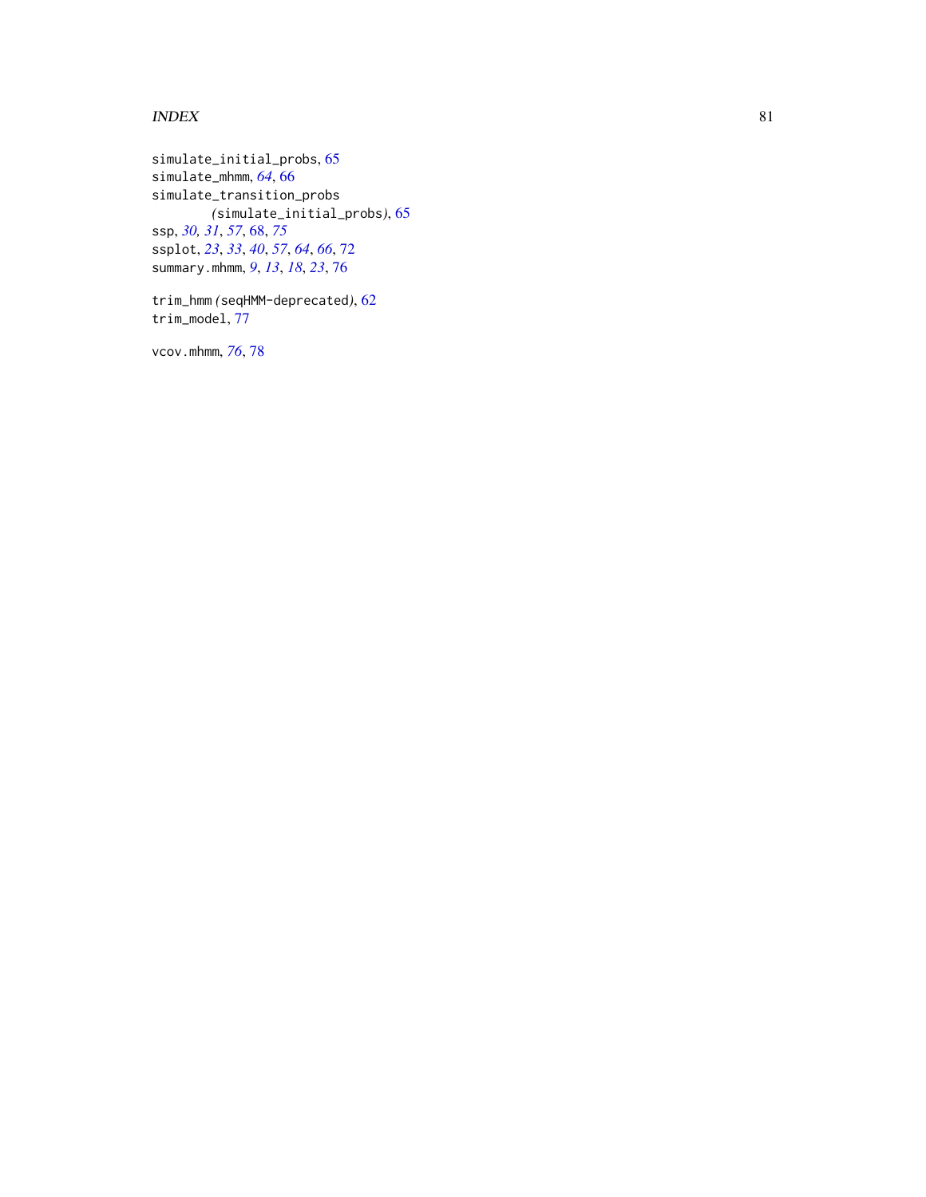simulate_initial_probs, 65
simulate_mhmm, *64*, 66
simulate_transition_probs
        (simulate_initial_probs), 65
ssp, *30, 31*, *57*, 68, *75*
ssplot, *23*, *33*, *40*, *57*, *64*, *66*, 72
summary.mhmm, *9*, *13*, *18*, *23*, 76

trim_hmm (seqHMM-deprecated), 62
trim_model, 77

vcov.mhmm, *76*, 78